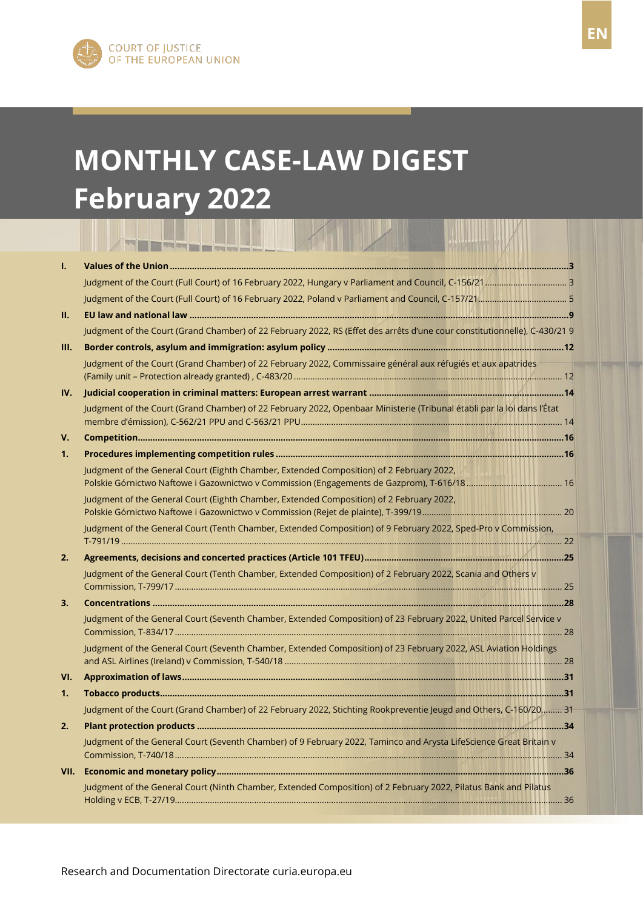COURT OF JUSTICE OF THE EUROPEAN UNION

EN

# MONTHLY CASE-LAW DIGEST February 2022

**I. Values of the Union** ..... 3

Judgment of the Court (Full Court) of 16 February 2022, Hungary v Parliament and Council, C-156/21 ..... 3

Judgment of the Court (Full Court) of 16 February 2022, Poland v Parliament and Council, C-157/21 ..... 5

**II. EU law and national law** ..... 9

Judgment of the Court (Grand Chamber) of 22 February 2022, RS (Effet des arrêts d'une cour constitutionnelle), C-430/21 9

**III. Border controls, asylum and immigration: asylum policy** ..... 12

Judgment of the Court (Grand Chamber) of 22 February 2022, Commissaire général aux réfugiés et aux apatrides (Family unit – Protection already granted) , C-483/20 ..... 12

**IV. Judicial cooperation in criminal matters: European arrest warrant** ..... 14

Judgment of the Court (Grand Chamber) of 22 February 2022, Openbaar Ministerie (Tribunal établi par la loi dans l'État membre d'émission), C-562/21 PPU and C-563/21 PPU ..... 14

**V. Competition** ..... 16

**1. Procedures implementing competition rules** ..... 16

Judgment of the General Court (Eighth Chamber, Extended Composition) of 2 February 2022, Polskie Górnictwo Naftowe i Gazownictwo v Commission (Engagements de Gazprom), T-616/18 ..... 16

Judgment of the General Court (Eighth Chamber, Extended Composition) of 2 February 2022, Polskie Górnictwo Naftowe i Gazownictwo v Commission (Rejet de plainte), T-399/19 ..... 20

Judgment of the General Court (Tenth Chamber, Extended Composition) of 9 February 2022, Sped-Pro v Commission, T-791/19 ..... 22

**2. Agreements, decisions and concerted practices (Article 101 TFEU)** ..... 25

Judgment of the General Court (Tenth Chamber, Extended Composition) of 2 February 2022, Scania and Others v Commission, T-799/17 ..... 25

**3. Concentrations** ..... 28

Judgment of the General Court (Seventh Chamber, Extended Composition) of 23 February 2022, United Parcel Service v Commission, T-834/17 ..... 28

Judgment of the General Court (Seventh Chamber, Extended Composition) of 23 February 2022, ASL Aviation Holdings and ASL Airlines (Ireland) v Commission, T-540/18 ..... 28

**VI. Approximation of laws** ..... 31

**1. Tobacco products** ..... 31

Judgment of the Court (Grand Chamber) of 22 February 2022, Stichting Rookpreventie Jeugd and Others, C-160/20 ..... 31

**2. Plant protection products** ..... 34

Judgment of the General Court (Seventh Chamber) of 9 February 2022, Taminco and Arysta LifeScience Great Britain v Commission, T-740/18 ..... 34

**VII. Economic and monetary policy** ..... 36

Judgment of the General Court (Ninth Chamber, Extended Composition) of 2 February 2022, Pilatus Bank and Pilatus Holding v ECB, T-27/19 ..... 36

Research and Documentation Directorate curia.europa.eu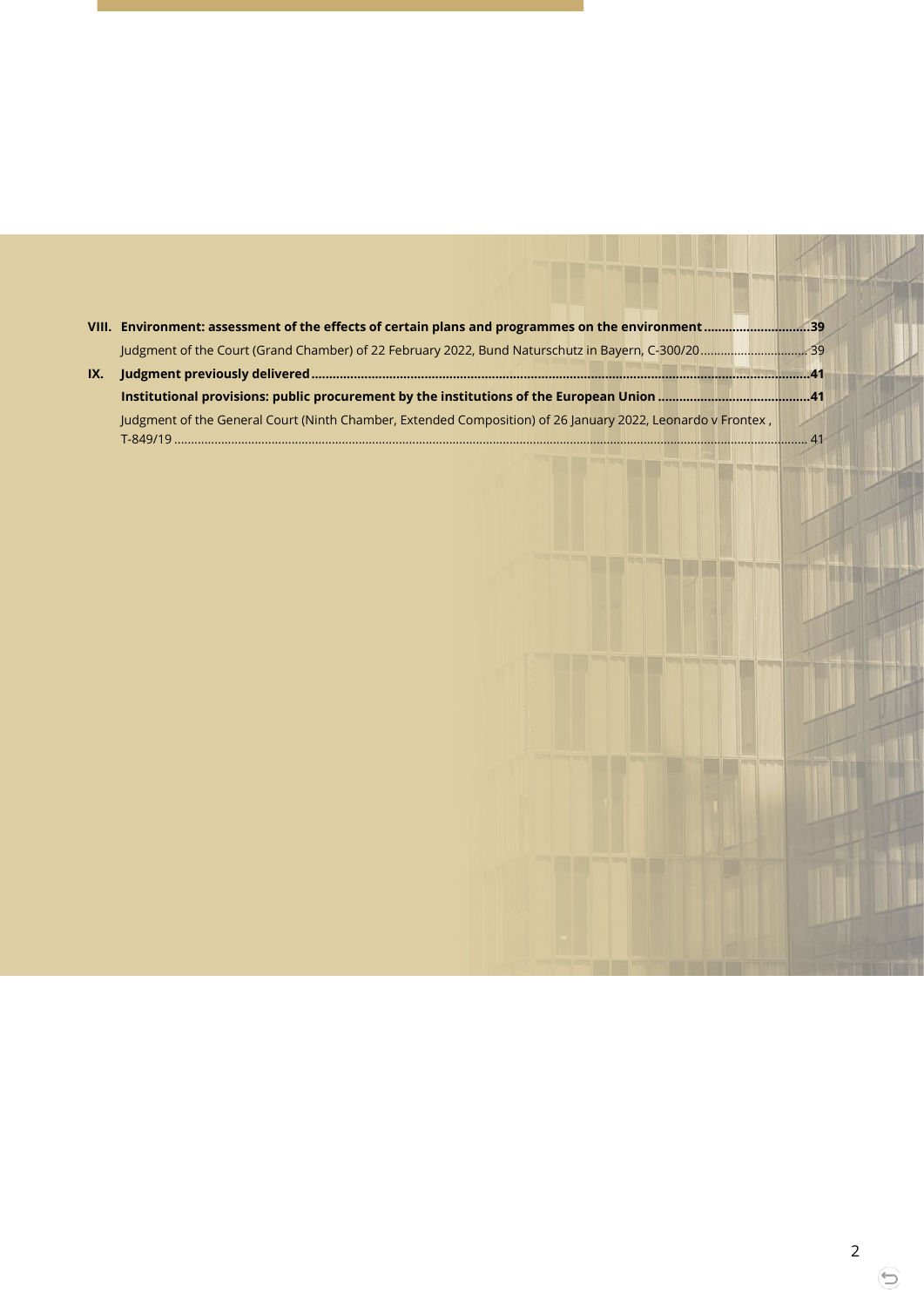**VIII. Environment: assessment of the effects of certain plans and programmes on the environment ............................. 39**

Judgment of the Court (Grand Chamber) of 22 February 2022, Bund Naturschutz in Bayern, C-300/20 ............................... 39

**IX. Judgment previously delivered ........................................................................................................................... 41**

**Institutional provisions: public procurement by the institutions of the European Union .......................................... 41**

Judgment of the General Court (Ninth Chamber, Extended Composition) of 26 January 2022, Leonardo v Frontex , T-849/19 ........................................................................................................................................................................ 41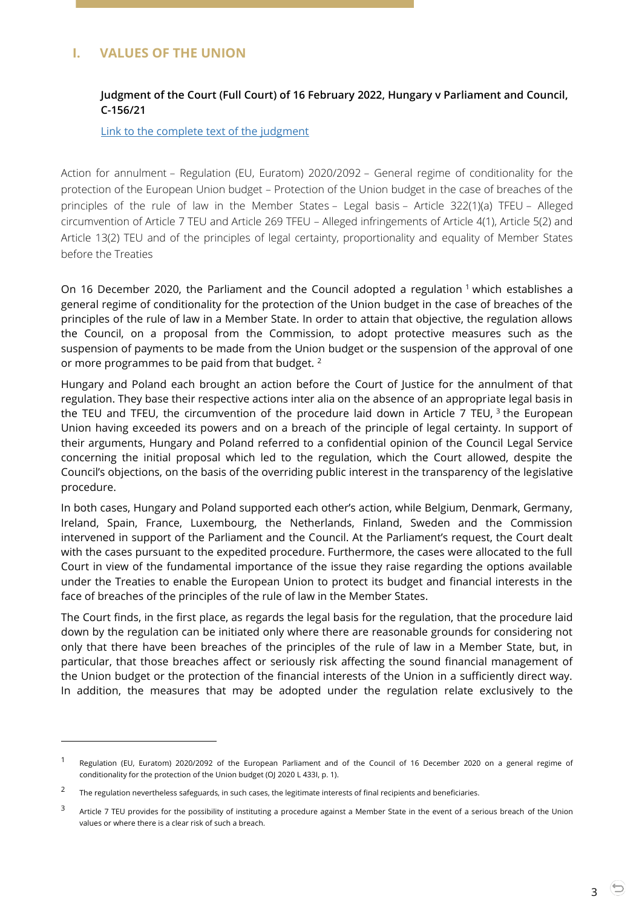# I. VALUES OF THE UNION

**Judgment of the Court (Full Court) of 16 February 2022, Hungary v Parliament and Council, C-156/21**

[Link to the complete text of the judgment]

Action for annulment – Regulation (EU, Euratom) 2020/2092 – General regime of conditionality for the protection of the European Union budget – Protection of the Union budget in the case of breaches of the principles of the rule of law in the Member States – Legal basis – Article 322(1)(a) TFEU – Alleged circumvention of Article 7 TEU and Article 269 TFEU – Alleged infringements of Article 4(1), Article 5(2) and Article 13(2) TEU and of the principles of legal certainty, proportionality and equality of Member States before the Treaties

On 16 December 2020, the Parliament and the Council adopted a regulation [1] which establishes a general regime of conditionality for the protection of the Union budget in the case of breaches of the principles of the rule of law in a Member State. In order to attain that objective, the regulation allows the Council, on a proposal from the Commission, to adopt protective measures such as the suspension of payments to be made from the Union budget or the suspension of the approval of one or more programmes to be paid from that budget. [2]

Hungary and Poland each brought an action before the Court of Justice for the annulment of that regulation. They base their respective actions inter alia on the absence of an appropriate legal basis in the TEU and TFEU, the circumvention of the procedure laid down in Article 7 TEU, [3] the European Union having exceeded its powers and on a breach of the principle of legal certainty. In support of their arguments, Hungary and Poland referred to a confidential opinion of the Council Legal Service concerning the initial proposal which led to the regulation, which the Court allowed, despite the Council's objections, on the basis of the overriding public interest in the transparency of the legislative procedure.

In both cases, Hungary and Poland supported each other's action, while Belgium, Denmark, Germany, Ireland, Spain, France, Luxembourg, the Netherlands, Finland, Sweden and the Commission intervened in support of the Parliament and the Council. At the Parliament's request, the Court dealt with the cases pursuant to the expedited procedure. Furthermore, the cases were allocated to the full Court in view of the fundamental importance of the issue they raise regarding the options available under the Treaties to enable the European Union to protect its budget and financial interests in the face of breaches of the principles of the rule of law in the Member States.

The Court finds, in the first place, as regards the legal basis for the regulation, that the procedure laid down by the regulation can be initiated only where there are reasonable grounds for considering not only that there have been breaches of the principles of the rule of law in a Member State, but, in particular, that those breaches affect or seriously risk affecting the sound financial management of the Union budget or the protection of the financial interests of the Union in a sufficiently direct way. In addition, the measures that may be adopted under the regulation relate exclusively to the

---

[1] Regulation (EU, Euratom) 2020/2092 of the European Parliament and of the Council of 16 December 2020 on a general regime of conditionality for the protection of the Union budget (OJ 2020 L 433I, p. 1).

[2] The regulation nevertheless safeguards, in such cases, the legitimate interests of final recipients and beneficiaries.

[3] Article 7 TEU provides for the possibility of instituting a procedure against a Member State in the event of a serious breach of the Union values or where there is a clear risk of such a breach.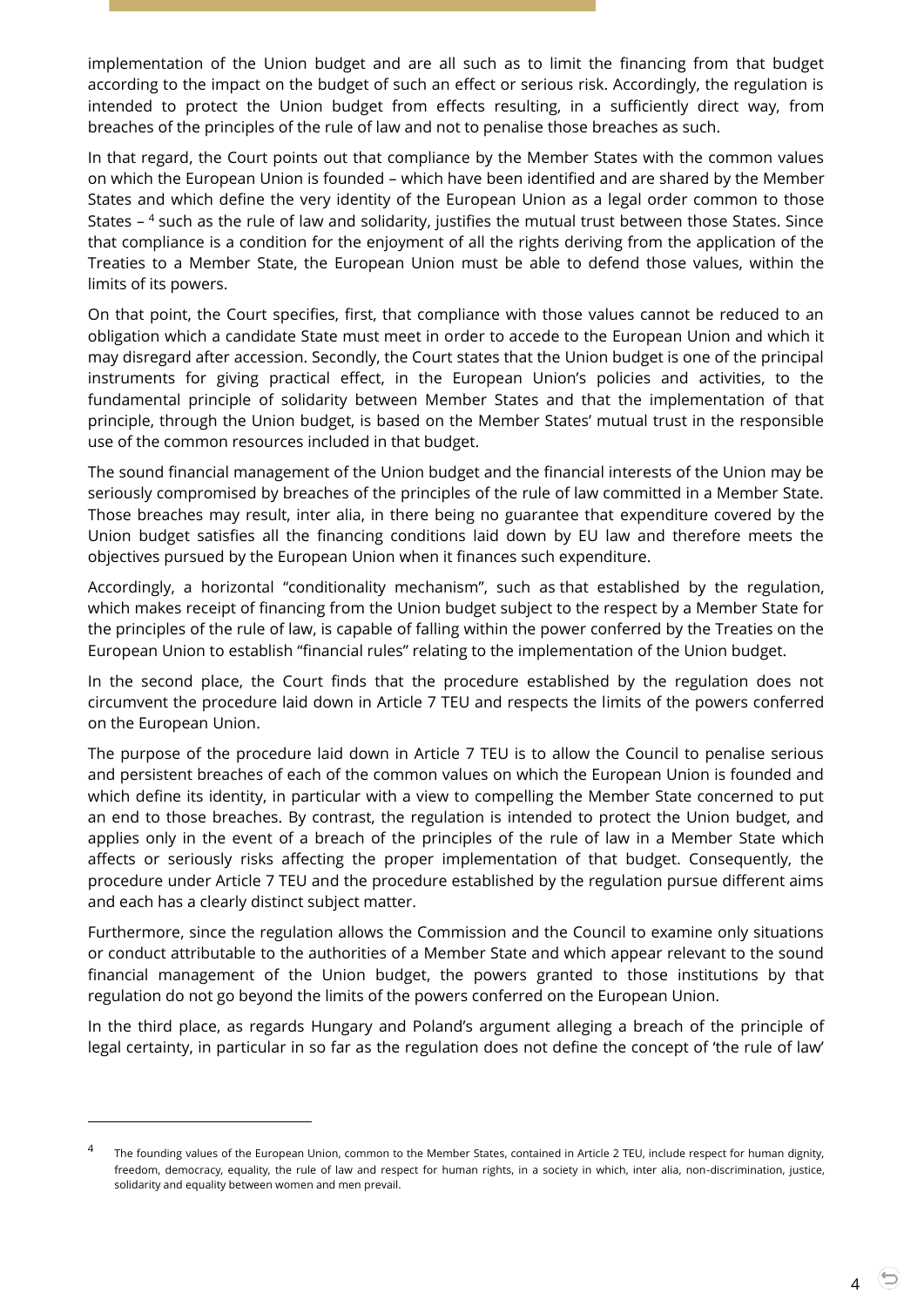implementation of the Union budget and are all such as to limit the financing from that budget according to the impact on the budget of such an effect or serious risk. Accordingly, the regulation is intended to protect the Union budget from effects resulting, in a sufficiently direct way, from breaches of the principles of the rule of law and not to penalise those breaches as such.

In that regard, the Court points out that compliance by the Member States with the common values on which the European Union is founded – which have been identified and are shared by the Member States and which define the very identity of the European Union as a legal order common to those States – [4] such as the rule of law and solidarity, justifies the mutual trust between those States. Since that compliance is a condition for the enjoyment of all the rights deriving from the application of the Treaties to a Member State, the European Union must be able to defend those values, within the limits of its powers.

On that point, the Court specifies, first, that compliance with those values cannot be reduced to an obligation which a candidate State must meet in order to accede to the European Union and which it may disregard after accession. Secondly, the Court states that the Union budget is one of the principal instruments for giving practical effect, in the European Union's policies and activities, to the fundamental principle of solidarity between Member States and that the implementation of that principle, through the Union budget, is based on the Member States' mutual trust in the responsible use of the common resources included in that budget.

The sound financial management of the Union budget and the financial interests of the Union may be seriously compromised by breaches of the principles of the rule of law committed in a Member State. Those breaches may result, inter alia, in there being no guarantee that expenditure covered by the Union budget satisfies all the financing conditions laid down by EU law and therefore meets the objectives pursued by the European Union when it finances such expenditure.

Accordingly, a horizontal "conditionality mechanism", such as that established by the regulation, which makes receipt of financing from the Union budget subject to the respect by a Member State for the principles of the rule of law, is capable of falling within the power conferred by the Treaties on the European Union to establish "financial rules" relating to the implementation of the Union budget.

In the second place, the Court finds that the procedure established by the regulation does not circumvent the procedure laid down in Article 7 TEU and respects the limits of the powers conferred on the European Union.

The purpose of the procedure laid down in Article 7 TEU is to allow the Council to penalise serious and persistent breaches of each of the common values on which the European Union is founded and which define its identity, in particular with a view to compelling the Member State concerned to put an end to those breaches. By contrast, the regulation is intended to protect the Union budget, and applies only in the event of a breach of the principles of the rule of law in a Member State which affects or seriously risks affecting the proper implementation of that budget. Consequently, the procedure under Article 7 TEU and the procedure established by the regulation pursue different aims and each has a clearly distinct subject matter.

Furthermore, since the regulation allows the Commission and the Council to examine only situations or conduct attributable to the authorities of a Member State and which appear relevant to the sound financial management of the Union budget, the powers granted to those institutions by that regulation do not go beyond the limits of the powers conferred on the European Union.

In the third place, as regards Hungary and Poland's argument alleging a breach of the principle of legal certainty, in particular in so far as the regulation does not define the concept of 'the rule of law'

---

[4] The founding values of the European Union, common to the Member States, contained in Article 2 TEU, include respect for human dignity, freedom, democracy, equality, the rule of law and respect for human rights, in a society in which, inter alia, non-discrimination, justice, solidarity and equality between women and men prevail.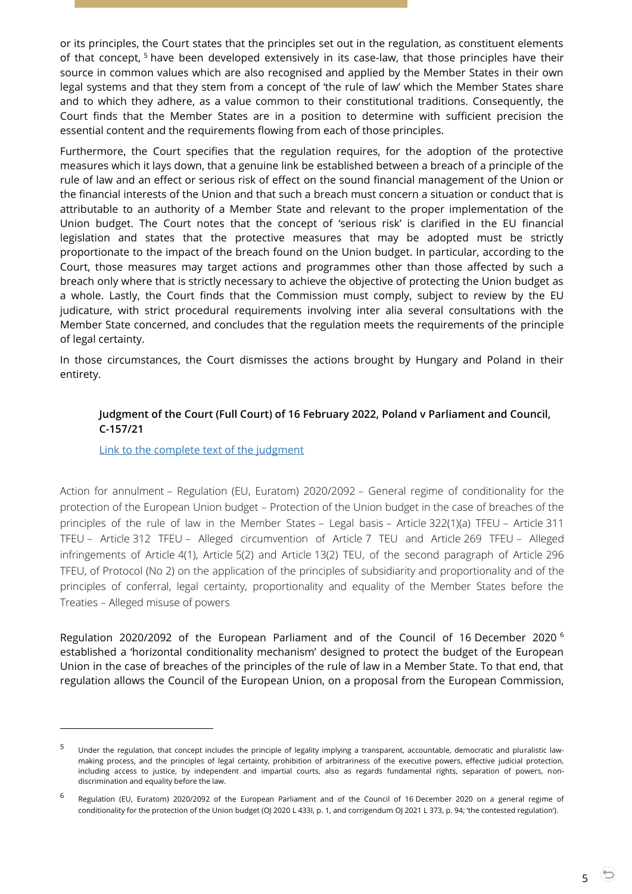or its principles, the Court states that the principles set out in the regulation, as constituent elements of that concept, [5] have been developed extensively in its case-law, that those principles have their source in common values which are also recognised and applied by the Member States in their own legal systems and that they stem from a concept of 'the rule of law' which the Member States share and to which they adhere, as a value common to their constitutional traditions. Consequently, the Court finds that the Member States are in a position to determine with sufficient precision the essential content and the requirements flowing from each of those principles.

Furthermore, the Court specifies that the regulation requires, for the adoption of the protective measures which it lays down, that a genuine link be established between a breach of a principle of the rule of law and an effect or serious risk of effect on the sound financial management of the Union or the financial interests of the Union and that such a breach must concern a situation or conduct that is attributable to an authority of a Member State and relevant to the proper implementation of the Union budget. The Court notes that the concept of 'serious risk' is clarified in the EU financial legislation and states that the protective measures that may be adopted must be strictly proportionate to the impact of the breach found on the Union budget. In particular, according to the Court, those measures may target actions and programmes other than those affected by such a breach only where that is strictly necessary to achieve the objective of protecting the Union budget as a whole. Lastly, the Court finds that the Commission must comply, subject to review by the EU judicature, with strict procedural requirements involving inter alia several consultations with the Member State concerned, and concludes that the regulation meets the requirements of the principle of legal certainty.

In those circumstances, the Court dismisses the actions brought by Hungary and Poland in their entirety.

**Judgment of the Court (Full Court) of 16 February 2022, Poland v Parliament and Council, C-157/21**

Link to the complete text of the judgment

Action for annulment – Regulation (EU, Euratom) 2020/2092 – General regime of conditionality for the protection of the European Union budget – Protection of the Union budget in the case of breaches of the principles of the rule of law in the Member States – Legal basis – Article 322(1)(a) TFEU – Article 311 TFEU – Article 312 TFEU – Alleged circumvention of Article 7 TEU and Article 269 TFEU – Alleged infringements of Article 4(1), Article 5(2) and Article 13(2) TEU, of the second paragraph of Article 296 TFEU, of Protocol (No 2) on the application of the principles of subsidiarity and proportionality and of the principles of conferral, legal certainty, proportionality and equality of the Member States before the Treaties – Alleged misuse of powers

Regulation 2020/2092 of the European Parliament and of the Council of 16 December 2020 [6] established a 'horizontal conditionality mechanism' designed to protect the budget of the European Union in the case of breaches of the principles of the rule of law in a Member State. To that end, that regulation allows the Council of the European Union, on a proposal from the European Commission,

---

[5] Under the regulation, that concept includes the principle of legality implying a transparent, accountable, democratic and pluralistic law-making process, and the principles of legal certainty, prohibition of arbitrariness of the executive powers, effective judicial protection, including access to justice, by independent and impartial courts, also as regards fundamental rights, separation of powers, non-discrimination and equality before the law.

[6] Regulation (EU, Euratom) 2020/2092 of the European Parliament and of the Council of 16 December 2020 on a general regime of conditionality for the protection of the Union budget (OJ 2020 L 433I, p. 1, and corrigendum OJ 2021 L 373, p. 94; 'the contested regulation').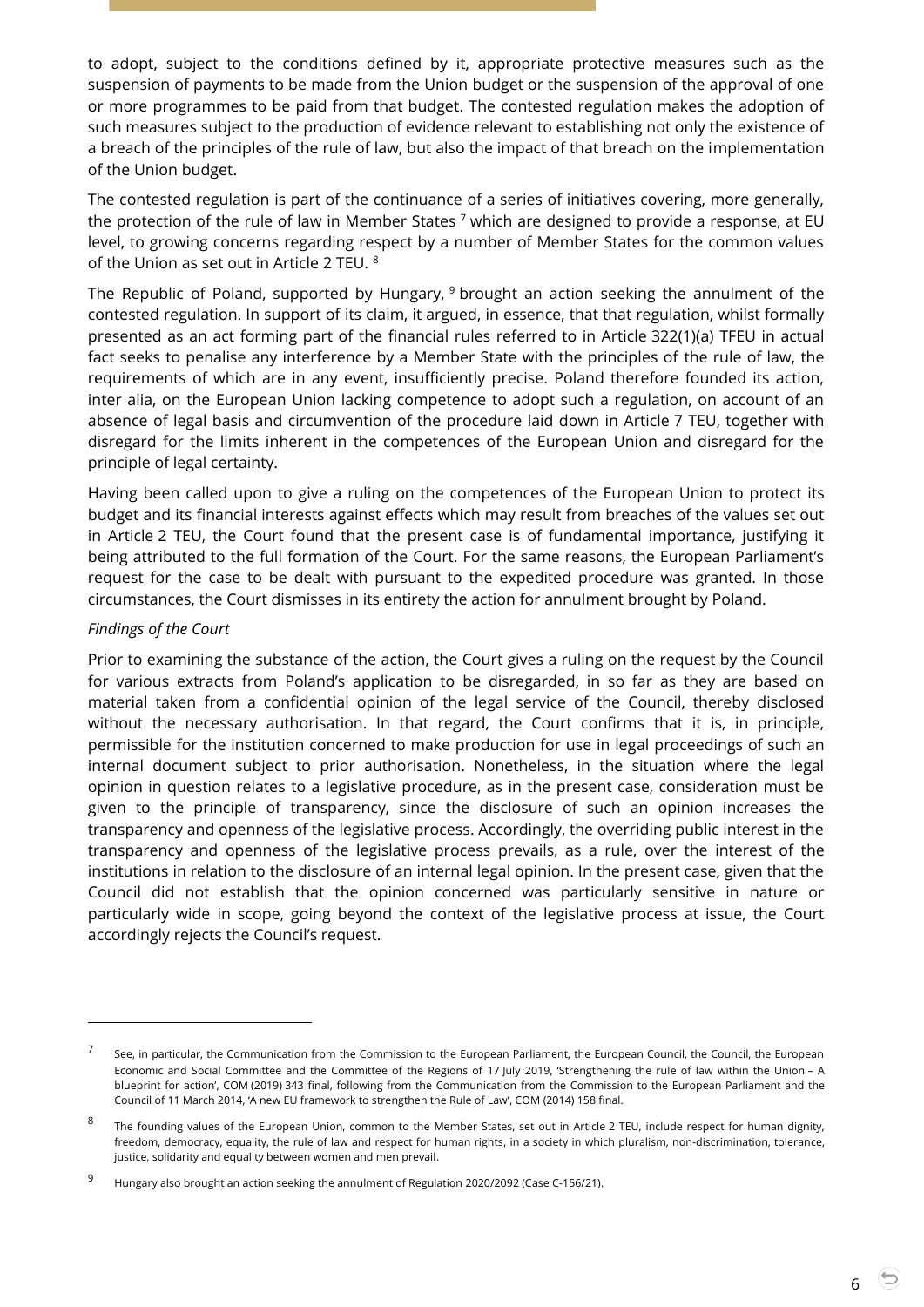to adopt, subject to the conditions defined by it, appropriate protective measures such as the suspension of payments to be made from the Union budget or the suspension of the approval of one or more programmes to be paid from that budget. The contested regulation makes the adoption of such measures subject to the production of evidence relevant to establishing not only the existence of a breach of the principles of the rule of law, but also the impact of that breach on the implementation of the Union budget.

The contested regulation is part of the continuance of a series of initiatives covering, more generally, the protection of the rule of law in Member States [7] which are designed to provide a response, at EU level, to growing concerns regarding respect by a number of Member States for the common values of the Union as set out in Article 2 TEU. [8]

The Republic of Poland, supported by Hungary, [9] brought an action seeking the annulment of the contested regulation. In support of its claim, it argued, in essence, that that regulation, whilst formally presented as an act forming part of the financial rules referred to in Article 322(1)(a) TFEU in actual fact seeks to penalise any interference by a Member State with the principles of the rule of law, the requirements of which are in any event, insufficiently precise. Poland therefore founded its action, inter alia, on the European Union lacking competence to adopt such a regulation, on account of an absence of legal basis and circumvention of the procedure laid down in Article 7 TEU, together with disregard for the limits inherent in the competences of the European Union and disregard for the principle of legal certainty.

Having been called upon to give a ruling on the competences of the European Union to protect its budget and its financial interests against effects which may result from breaches of the values set out in Article 2 TEU, the Court found that the present case is of fundamental importance, justifying it being attributed to the full formation of the Court. For the same reasons, the European Parliament's request for the case to be dealt with pursuant to the expedited procedure was granted. In those circumstances, the Court dismisses in its entirety the action for annulment brought by Poland.

*Findings of the Court*

Prior to examining the substance of the action, the Court gives a ruling on the request by the Council for various extracts from Poland's application to be disregarded, in so far as they are based on material taken from a confidential opinion of the legal service of the Council, thereby disclosed without the necessary authorisation. In that regard, the Court confirms that it is, in principle, permissible for the institution concerned to make production for use in legal proceedings of such an internal document subject to prior authorisation. Nonetheless, in the situation where the legal opinion in question relates to a legislative procedure, as in the present case, consideration must be given to the principle of transparency, since the disclosure of such an opinion increases the transparency and openness of the legislative process. Accordingly, the overriding public interest in the transparency and openness of the legislative process prevails, as a rule, over the interest of the institutions in relation to the disclosure of an internal legal opinion. In the present case, given that the Council did not establish that the opinion concerned was particularly sensitive in nature or particularly wide in scope, going beyond the context of the legislative process at issue, the Court accordingly rejects the Council's request.

---

[7] See, in particular, the Communication from the Commission to the European Parliament, the European Council, the Council, the European Economic and Social Committee and the Committee of the Regions of 17 July 2019, 'Strengthening the rule of law within the Union – A blueprint for action', COM (2019) 343 final, following from the Communication from the Commission to the European Parliament and the Council of 11 March 2014, 'A new EU framework to strengthen the Rule of Law', COM (2014) 158 final.

[8] The founding values of the European Union, common to the Member States, set out in Article 2 TEU, include respect for human dignity, freedom, democracy, equality, the rule of law and respect for human rights, in a society in which pluralism, non-discrimination, tolerance, justice, solidarity and equality between women and men prevail.

[9] Hungary also brought an action seeking the annulment of Regulation 2020/2092 (Case C-156/21).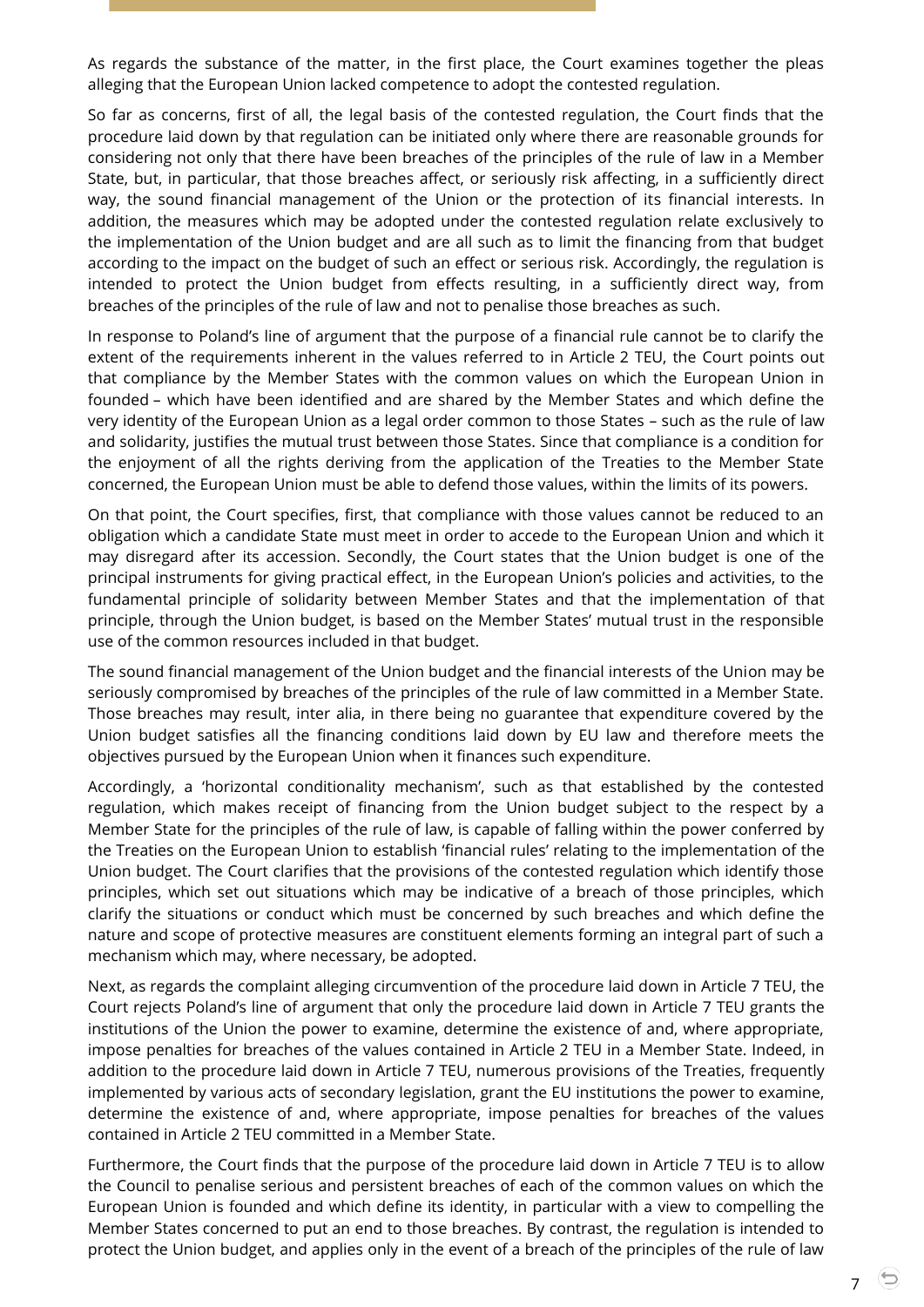As regards the substance of the matter, in the first place, the Court examines together the pleas alleging that the European Union lacked competence to adopt the contested regulation.

So far as concerns, first of all, the legal basis of the contested regulation, the Court finds that the procedure laid down by that regulation can be initiated only where there are reasonable grounds for considering not only that there have been breaches of the principles of the rule of law in a Member State, but, in particular, that those breaches affect, or seriously risk affecting, in a sufficiently direct way, the sound financial management of the Union or the protection of its financial interests. In addition, the measures which may be adopted under the contested regulation relate exclusively to the implementation of the Union budget and are all such as to limit the financing from that budget according to the impact on the budget of such an effect or serious risk. Accordingly, the regulation is intended to protect the Union budget from effects resulting, in a sufficiently direct way, from breaches of the principles of the rule of law and not to penalise those breaches as such.

In response to Poland's line of argument that the purpose of a financial rule cannot be to clarify the extent of the requirements inherent in the values referred to in Article 2 TEU, the Court points out that compliance by the Member States with the common values on which the European Union in founded – which have been identified and are shared by the Member States and which define the very identity of the European Union as a legal order common to those States – such as the rule of law and solidarity, justifies the mutual trust between those States. Since that compliance is a condition for the enjoyment of all the rights deriving from the application of the Treaties to the Member State concerned, the European Union must be able to defend those values, within the limits of its powers.

On that point, the Court specifies, first, that compliance with those values cannot be reduced to an obligation which a candidate State must meet in order to accede to the European Union and which it may disregard after its accession. Secondly, the Court states that the Union budget is one of the principal instruments for giving practical effect, in the European Union's policies and activities, to the fundamental principle of solidarity between Member States and that the implementation of that principle, through the Union budget, is based on the Member States' mutual trust in the responsible use of the common resources included in that budget.

The sound financial management of the Union budget and the financial interests of the Union may be seriously compromised by breaches of the principles of the rule of law committed in a Member State. Those breaches may result, inter alia, in there being no guarantee that expenditure covered by the Union budget satisfies all the financing conditions laid down by EU law and therefore meets the objectives pursued by the European Union when it finances such expenditure.

Accordingly, a 'horizontal conditionality mechanism', such as that established by the contested regulation, which makes receipt of financing from the Union budget subject to the respect by a Member State for the principles of the rule of law, is capable of falling within the power conferred by the Treaties on the European Union to establish 'financial rules' relating to the implementation of the Union budget. The Court clarifies that the provisions of the contested regulation which identify those principles, which set out situations which may be indicative of a breach of those principles, which clarify the situations or conduct which must be concerned by such breaches and which define the nature and scope of protective measures are constituent elements forming an integral part of such a mechanism which may, where necessary, be adopted.

Next, as regards the complaint alleging circumvention of the procedure laid down in Article 7 TEU, the Court rejects Poland's line of argument that only the procedure laid down in Article 7 TEU grants the institutions of the Union the power to examine, determine the existence of and, where appropriate, impose penalties for breaches of the values contained in Article 2 TEU in a Member State. Indeed, in addition to the procedure laid down in Article 7 TEU, numerous provisions of the Treaties, frequently implemented by various acts of secondary legislation, grant the EU institutions the power to examine, determine the existence of and, where appropriate, impose penalties for breaches of the values contained in Article 2 TEU committed in a Member State.

Furthermore, the Court finds that the purpose of the procedure laid down in Article 7 TEU is to allow the Council to penalise serious and persistent breaches of each of the common values on which the European Union is founded and which define its identity, in particular with a view to compelling the Member States concerned to put an end to those breaches. By contrast, the regulation is intended to protect the Union budget, and applies only in the event of a breach of the principles of the rule of law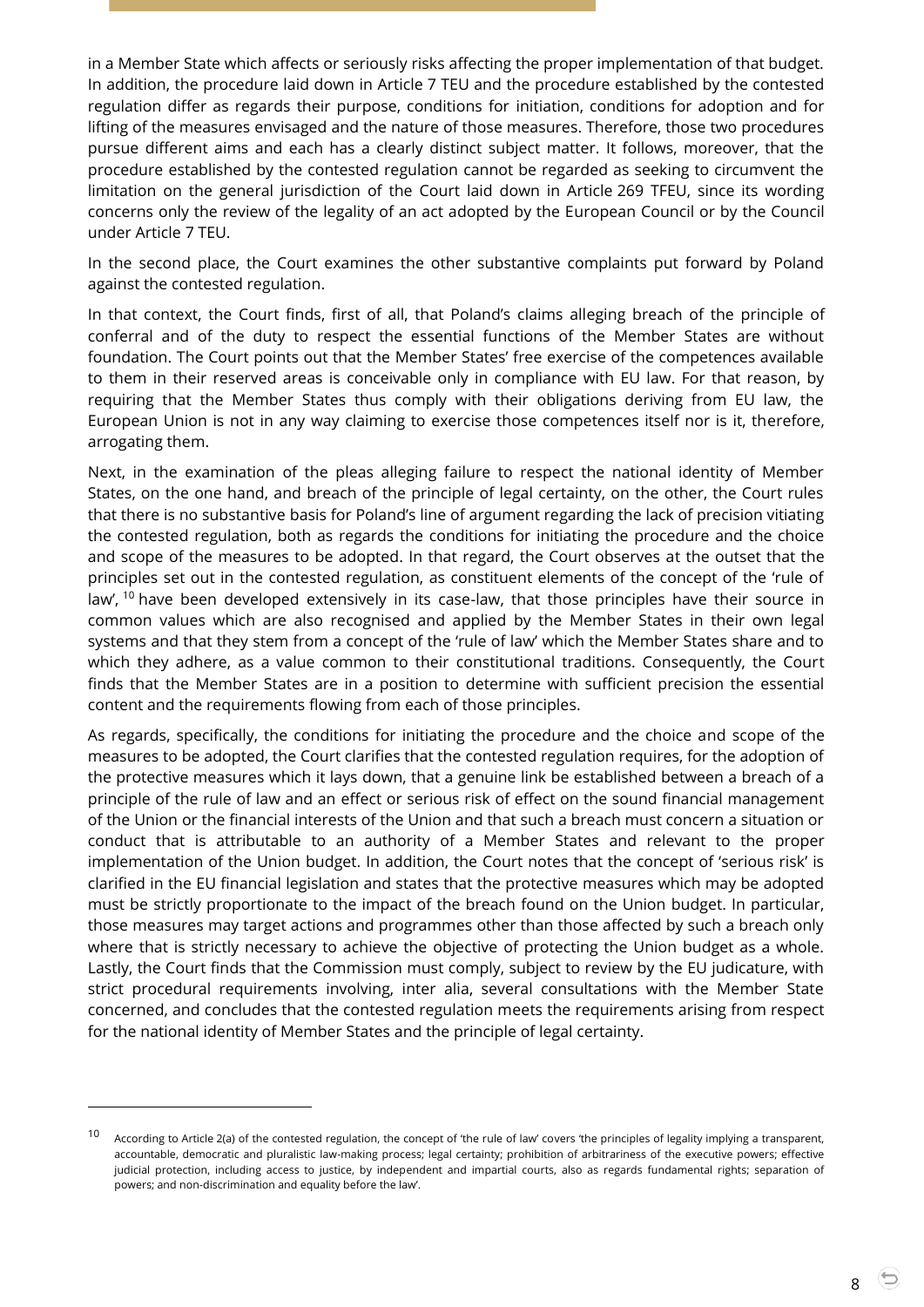in a Member State which affects or seriously risks affecting the proper implementation of that budget. In addition, the procedure laid down in Article 7 TEU and the procedure established by the contested regulation differ as regards their purpose, conditions for initiation, conditions for adoption and for lifting of the measures envisaged and the nature of those measures. Therefore, those two procedures pursue different aims and each has a clearly distinct subject matter. It follows, moreover, that the procedure established by the contested regulation cannot be regarded as seeking to circumvent the limitation on the general jurisdiction of the Court laid down in Article 269 TFEU, since its wording concerns only the review of the legality of an act adopted by the European Council or by the Council under Article 7 TEU.

In the second place, the Court examines the other substantive complaints put forward by Poland against the contested regulation.

In that context, the Court finds, first of all, that Poland's claims alleging breach of the principle of conferral and of the duty to respect the essential functions of the Member States are without foundation. The Court points out that the Member States' free exercise of the competences available to them in their reserved areas is conceivable only in compliance with EU law. For that reason, by requiring that the Member States thus comply with their obligations deriving from EU law, the European Union is not in any way claiming to exercise those competences itself nor is it, therefore, arrogating them.

Next, in the examination of the pleas alleging failure to respect the national identity of Member States, on the one hand, and breach of the principle of legal certainty, on the other, the Court rules that there is no substantive basis for Poland's line of argument regarding the lack of precision vitiating the contested regulation, both as regards the conditions for initiating the procedure and the choice and scope of the measures to be adopted. In that regard, the Court observes at the outset that the principles set out in the contested regulation, as constituent elements of the concept of the 'rule of law', [10] have been developed extensively in its case-law, that those principles have their source in common values which are also recognised and applied by the Member States in their own legal systems and that they stem from a concept of the 'rule of law' which the Member States share and to which they adhere, as a value common to their constitutional traditions. Consequently, the Court finds that the Member States are in a position to determine with sufficient precision the essential content and the requirements flowing from each of those principles.

As regards, specifically, the conditions for initiating the procedure and the choice and scope of the measures to be adopted, the Court clarifies that the contested regulation requires, for the adoption of the protective measures which it lays down, that a genuine link be established between a breach of a principle of the rule of law and an effect or serious risk of effect on the sound financial management of the Union or the financial interests of the Union and that such a breach must concern a situation or conduct that is attributable to an authority of a Member States and relevant to the proper implementation of the Union budget. In addition, the Court notes that the concept of 'serious risk' is clarified in the EU financial legislation and states that the protective measures which may be adopted must be strictly proportionate to the impact of the breach found on the Union budget. In particular, those measures may target actions and programmes other than those affected by such a breach only where that is strictly necessary to achieve the objective of protecting the Union budget as a whole. Lastly, the Court finds that the Commission must comply, subject to review by the EU judicature, with strict procedural requirements involving, inter alia, several consultations with the Member State concerned, and concludes that the contested regulation meets the requirements arising from respect for the national identity of Member States and the principle of legal certainty.

---

[10] According to Article 2(a) of the contested regulation, the concept of 'the rule of law' covers 'the principles of legality implying a transparent, accountable, democratic and pluralistic law-making process; legal certainty; prohibition of arbitrariness of the executive powers; effective judicial protection, including access to justice, by independent and impartial courts, also as regards fundamental rights; separation of powers; and non-discrimination and equality before the law'.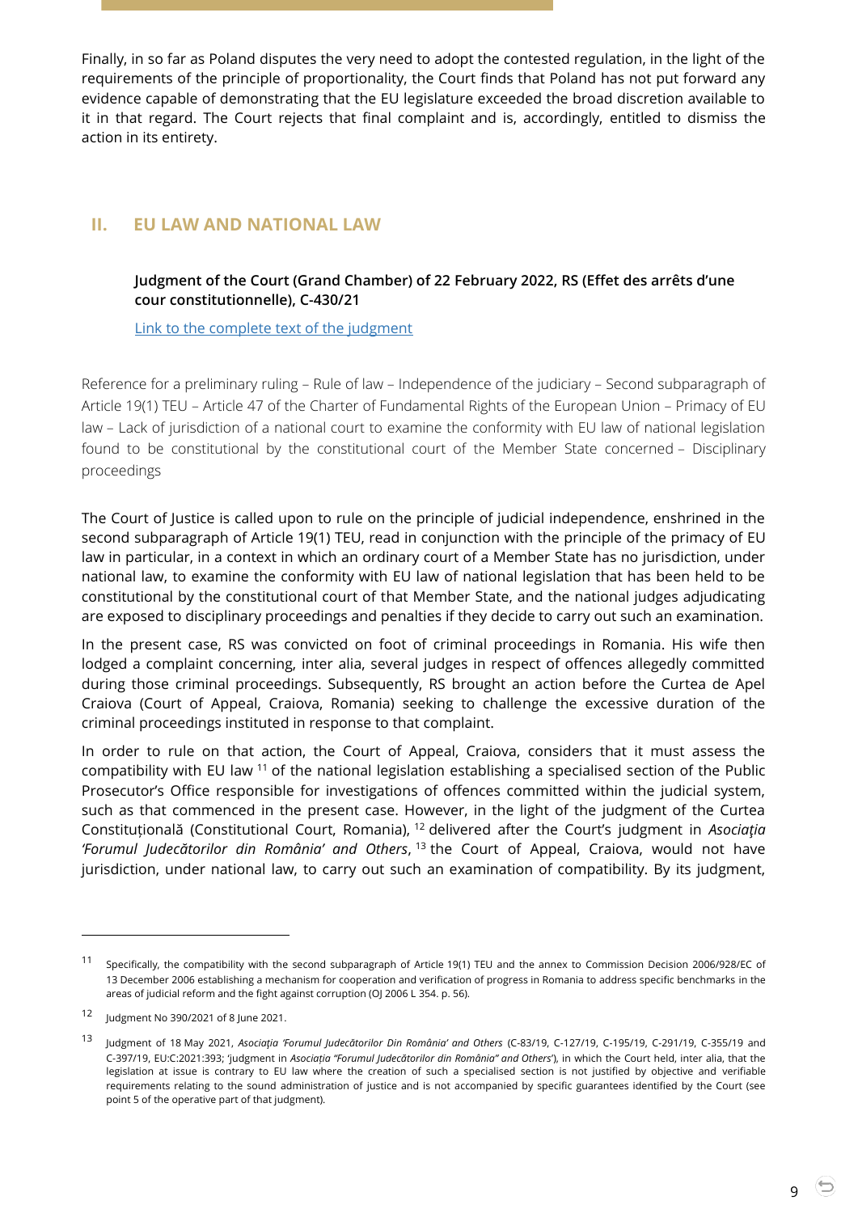Finally, in so far as Poland disputes the very need to adopt the contested regulation, in the light of the requirements of the principle of proportionality, the Court finds that Poland has not put forward any evidence capable of demonstrating that the EU legislature exceeded the broad discretion available to it in that regard. The Court rejects that final complaint and is, accordingly, entitled to dismiss the action in its entirety.

## II. EU LAW AND NATIONAL LAW

**Judgment of the Court (Grand Chamber) of 22 February 2022, RS (Effet des arrêts d'une cour constitutionnelle), C-430/21**

Link to the complete text of the judgment

Reference for a preliminary ruling – Rule of law – Independence of the judiciary – Second subparagraph of Article 19(1) TEU – Article 47 of the Charter of Fundamental Rights of the European Union – Primacy of EU law – Lack of jurisdiction of a national court to examine the conformity with EU law of national legislation found to be constitutional by the constitutional court of the Member State concerned – Disciplinary proceedings

The Court of Justice is called upon to rule on the principle of judicial independence, enshrined in the second subparagraph of Article 19(1) TEU, read in conjunction with the principle of the primacy of EU law in particular, in a context in which an ordinary court of a Member State has no jurisdiction, under national law, to examine the conformity with EU law of national legislation that has been held to be constitutional by the constitutional court of that Member State, and the national judges adjudicating are exposed to disciplinary proceedings and penalties if they decide to carry out such an examination.

In the present case, RS was convicted on foot of criminal proceedings in Romania. His wife then lodged a complaint concerning, inter alia, several judges in respect of offences allegedly committed during those criminal proceedings. Subsequently, RS brought an action before the Curtea de Apel Craiova (Court of Appeal, Craiova, Romania) seeking to challenge the excessive duration of the criminal proceedings instituted in response to that complaint.

In order to rule on that action, the Court of Appeal, Craiova, considers that it must assess the compatibility with EU law [11] of the national legislation establishing a specialised section of the Public Prosecutor's Office responsible for investigations of offences committed within the judicial system, such as that commenced in the present case. However, in the light of the judgment of the Curtea Constituțională (Constitutional Court, Romania), [12] delivered after the Court's judgment in *Asociaţia 'Forumul Judecătorilor din România' and Others*, [13] the Court of Appeal, Craiova, would not have jurisdiction, under national law, to carry out such an examination of compatibility. By its judgment,

---

[11] Specifically, the compatibility with the second subparagraph of Article 19(1) TEU and the annex to Commission Decision 2006/928/EC of 13 December 2006 establishing a mechanism for cooperation and verification of progress in Romania to address specific benchmarks in the areas of judicial reform and the fight against corruption (OJ 2006 L 354. p. 56).

[12] Judgment No 390/2021 of 8 June 2021.

[13] Judgment of 18 May 2021, *Asociaţia 'Forumul Judecătorilor Din România' and Others* (C-83/19, C-127/19, C-195/19, C-291/19, C-355/19 and C-397/19, EU:C:2021:393; 'judgment in *Asociaţia "Forumul Judecătorilor din România" and Others*'), in which the Court held, inter alia, that the legislation at issue is contrary to EU law where the creation of such a specialised section is not justified by objective and verifiable requirements relating to the sound administration of justice and is not accompanied by specific guarantees identified by the Court (see point 5 of the operative part of that judgment).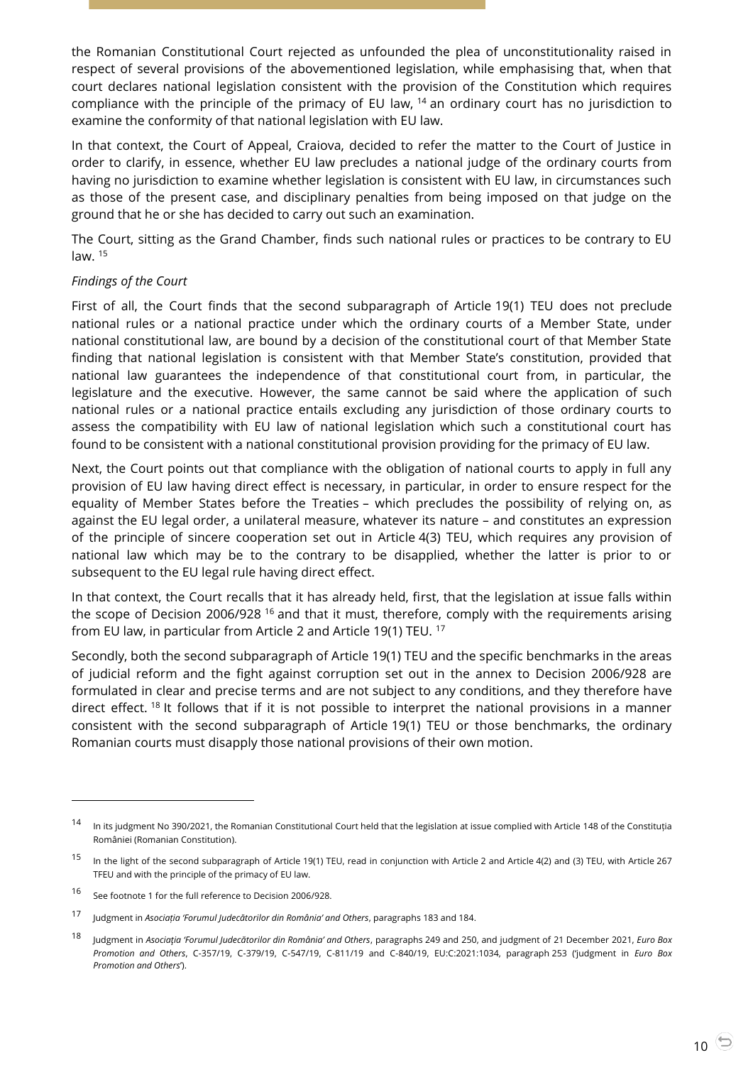the Romanian Constitutional Court rejected as unfounded the plea of unconstitutionality raised in respect of several provisions of the abovementioned legislation, while emphasising that, when that court declares national legislation consistent with the provision of the Constitution which requires compliance with the principle of the primacy of EU law, [14] an ordinary court has no jurisdiction to examine the conformity of that national legislation with EU law.

In that context, the Court of Appeal, Craiova, decided to refer the matter to the Court of Justice in order to clarify, in essence, whether EU law precludes a national judge of the ordinary courts from having no jurisdiction to examine whether legislation is consistent with EU law, in circumstances such as those of the present case, and disciplinary penalties from being imposed on that judge on the ground that he or she has decided to carry out such an examination.

The Court, sitting as the Grand Chamber, finds such national rules or practices to be contrary to EU law. [15]

*Findings of the Court*

First of all, the Court finds that the second subparagraph of Article 19(1) TEU does not preclude national rules or a national practice under which the ordinary courts of a Member State, under national constitutional law, are bound by a decision of the constitutional court of that Member State finding that national legislation is consistent with that Member State's constitution, provided that national law guarantees the independence of that constitutional court from, in particular, the legislature and the executive. However, the same cannot be said where the application of such national rules or a national practice entails excluding any jurisdiction of those ordinary courts to assess the compatibility with EU law of national legislation which such a constitutional court has found to be consistent with a national constitutional provision providing for the primacy of EU law.

Next, the Court points out that compliance with the obligation of national courts to apply in full any provision of EU law having direct effect is necessary, in particular, in order to ensure respect for the equality of Member States before the Treaties – which precludes the possibility of relying on, as against the EU legal order, a unilateral measure, whatever its nature – and constitutes an expression of the principle of sincere cooperation set out in Article 4(3) TEU, which requires any provision of national law which may be to the contrary to be disapplied, whether the latter is prior to or subsequent to the EU legal rule having direct effect.

In that context, the Court recalls that it has already held, first, that the legislation at issue falls within the scope of Decision 2006/928 [16] and that it must, therefore, comply with the requirements arising from EU law, in particular from Article 2 and Article 19(1) TEU. [17]

Secondly, both the second subparagraph of Article 19(1) TEU and the specific benchmarks in the areas of judicial reform and the fight against corruption set out in the annex to Decision 2006/928 are formulated in clear and precise terms and are not subject to any conditions, and they therefore have direct effect. [18] It follows that if it is not possible to interpret the national provisions in a manner consistent with the second subparagraph of Article 19(1) TEU or those benchmarks, the ordinary Romanian courts must disapply those national provisions of their own motion.

---

[14] In its judgment No 390/2021, the Romanian Constitutional Court held that the legislation at issue complied with Article 148 of the Constituția României (Romanian Constitution).

[15] In the light of the second subparagraph of Article 19(1) TEU, read in conjunction with Article 2 and Article 4(2) and (3) TEU, with Article 267 TFEU and with the principle of the primacy of EU law.

[16] See footnote 1 for the full reference to Decision 2006/928.

[17] Judgment in *Asociația 'Forumul Judecătorilor din România' and Others*, paragraphs 183 and 184.

[18] Judgment in *Asociaţia 'Forumul Judecătorilor din România' and Others*, paragraphs 249 and 250, and judgment of 21 December 2021, *Euro Box Promotion and Others*, C-357/19, C-379/19, C-547/19, C-811/19 and C-840/19, EU:C:2021:1034, paragraph 253 ('judgment in *Euro Box Promotion and Others*').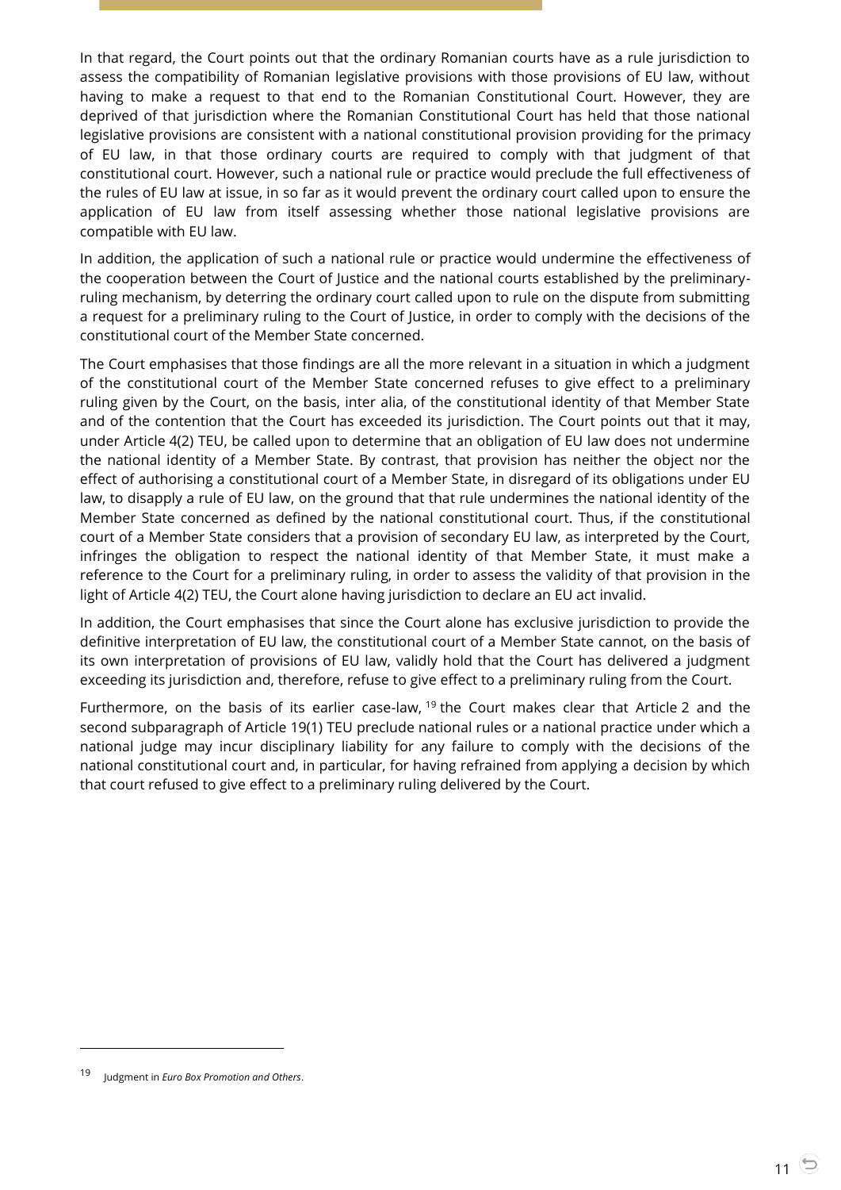In that regard, the Court points out that the ordinary Romanian courts have as a rule jurisdiction to assess the compatibility of Romanian legislative provisions with those provisions of EU law, without having to make a request to that end to the Romanian Constitutional Court. However, they are deprived of that jurisdiction where the Romanian Constitutional Court has held that those national legislative provisions are consistent with a national constitutional provision providing for the primacy of EU law, in that those ordinary courts are required to comply with that judgment of that constitutional court. However, such a national rule or practice would preclude the full effectiveness of the rules of EU law at issue, in so far as it would prevent the ordinary court called upon to ensure the application of EU law from itself assessing whether those national legislative provisions are compatible with EU law.

In addition, the application of such a national rule or practice would undermine the effectiveness of the cooperation between the Court of Justice and the national courts established by the preliminary-ruling mechanism, by deterring the ordinary court called upon to rule on the dispute from submitting a request for a preliminary ruling to the Court of Justice, in order to comply with the decisions of the constitutional court of the Member State concerned.

The Court emphasises that those findings are all the more relevant in a situation in which a judgment of the constitutional court of the Member State concerned refuses to give effect to a preliminary ruling given by the Court, on the basis, inter alia, of the constitutional identity of that Member State and of the contention that the Court has exceeded its jurisdiction. The Court points out that it may, under Article 4(2) TEU, be called upon to determine that an obligation of EU law does not undermine the national identity of a Member State. By contrast, that provision has neither the object nor the effect of authorising a constitutional court of a Member State, in disregard of its obligations under EU law, to disapply a rule of EU law, on the ground that that rule undermines the national identity of the Member State concerned as defined by the national constitutional court. Thus, if the constitutional court of a Member State considers that a provision of secondary EU law, as interpreted by the Court, infringes the obligation to respect the national identity of that Member State, it must make a reference to the Court for a preliminary ruling, in order to assess the validity of that provision in the light of Article 4(2) TEU, the Court alone having jurisdiction to declare an EU act invalid.

In addition, the Court emphasises that since the Court alone has exclusive jurisdiction to provide the definitive interpretation of EU law, the constitutional court of a Member State cannot, on the basis of its own interpretation of provisions of EU law, validly hold that the Court has delivered a judgment exceeding its jurisdiction and, therefore, refuse to give effect to a preliminary ruling from the Court.

Furthermore, on the basis of its earlier case-law, [19] the Court makes clear that Article 2 and the second subparagraph of Article 19(1) TEU preclude national rules or a national practice under which a national judge may incur disciplinary liability for any failure to comply with the decisions of the national constitutional court and, in particular, for having refrained from applying a decision by which that court refused to give effect to a preliminary ruling delivered by the Court.

---

[19] Judgment in *Euro Box Promotion and Others*.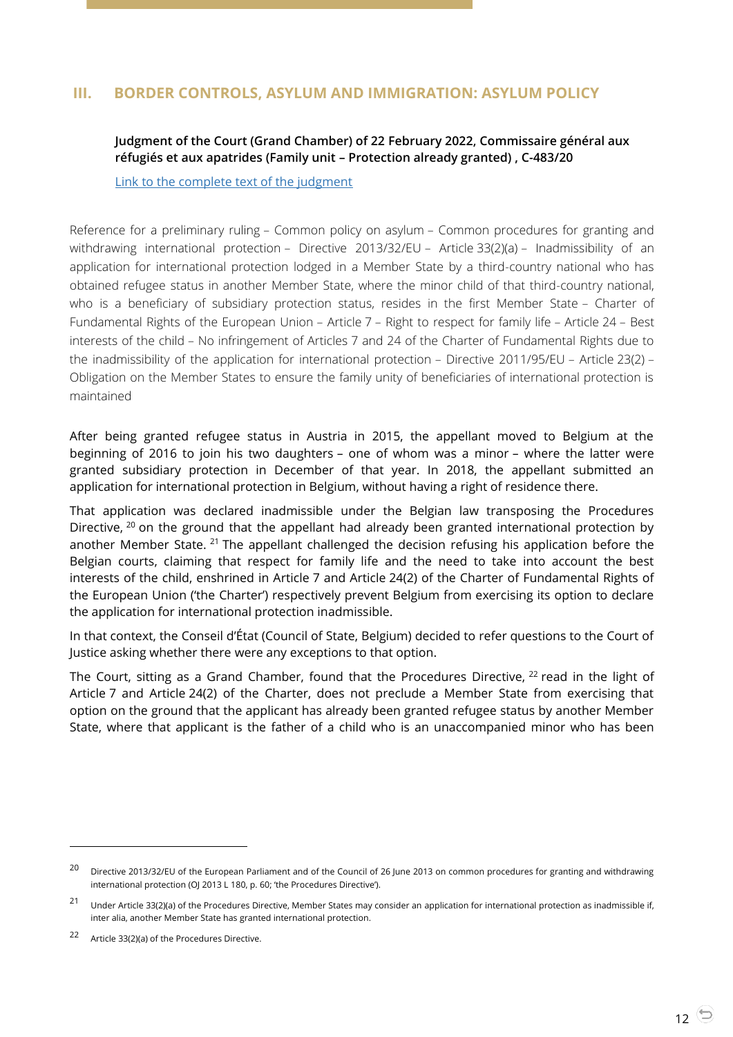## III. BORDER CONTROLS, ASYLUM AND IMMIGRATION: ASYLUM POLICY

**Judgment of the Court (Grand Chamber) of 22 February 2022, Commissaire général aux réfugiés et aux apatrides (Family unit – Protection already granted) , C-483/20**

[Link to the complete text of the judgment]()

Reference for a preliminary ruling – Common policy on asylum – Common procedures for granting and withdrawing international protection – Directive 2013/32/EU – Article 33(2)(a) – Inadmissibility of an application for international protection lodged in a Member State by a third-country national who has obtained refugee status in another Member State, where the minor child of that third-country national, who is a beneficiary of subsidiary protection status, resides in the first Member State – Charter of Fundamental Rights of the European Union – Article 7 – Right to respect for family life – Article 24 – Best interests of the child – No infringement of Articles 7 and 24 of the Charter of Fundamental Rights due to the inadmissibility of the application for international protection – Directive 2011/95/EU – Article 23(2) – Obligation on the Member States to ensure the family unity of beneficiaries of international protection is maintained

After being granted refugee status in Austria in 2015, the appellant moved to Belgium at the beginning of 2016 to join his two daughters – one of whom was a minor – where the latter were granted subsidiary protection in December of that year. In 2018, the appellant submitted an application for international protection in Belgium, without having a right of residence there.

That application was declared inadmissible under the Belgian law transposing the Procedures Directive, [20] on the ground that the appellant had already been granted international protection by another Member State. [21] The appellant challenged the decision refusing his application before the Belgian courts, claiming that respect for family life and the need to take into account the best interests of the child, enshrined in Article 7 and Article 24(2) of the Charter of Fundamental Rights of the European Union ('the Charter') respectively prevent Belgium from exercising its option to declare the application for international protection inadmissible.

In that context, the Conseil d'État (Council of State, Belgium) decided to refer questions to the Court of Justice asking whether there were any exceptions to that option.

The Court, sitting as a Grand Chamber, found that the Procedures Directive, [22] read in the light of Article 7 and Article 24(2) of the Charter, does not preclude a Member State from exercising that option on the ground that the applicant has already been granted refugee status by another Member State, where that applicant is the father of a child who is an unaccompanied minor who has been

---

[20] Directive 2013/32/EU of the European Parliament and of the Council of 26 June 2013 on common procedures for granting and withdrawing international protection (OJ 2013 L 180, p. 60; 'the Procedures Directive').

[21] Under Article 33(2)(a) of the Procedures Directive, Member States may consider an application for international protection as inadmissible if, inter alia, another Member State has granted international protection.

[22] Article 33(2)(a) of the Procedures Directive.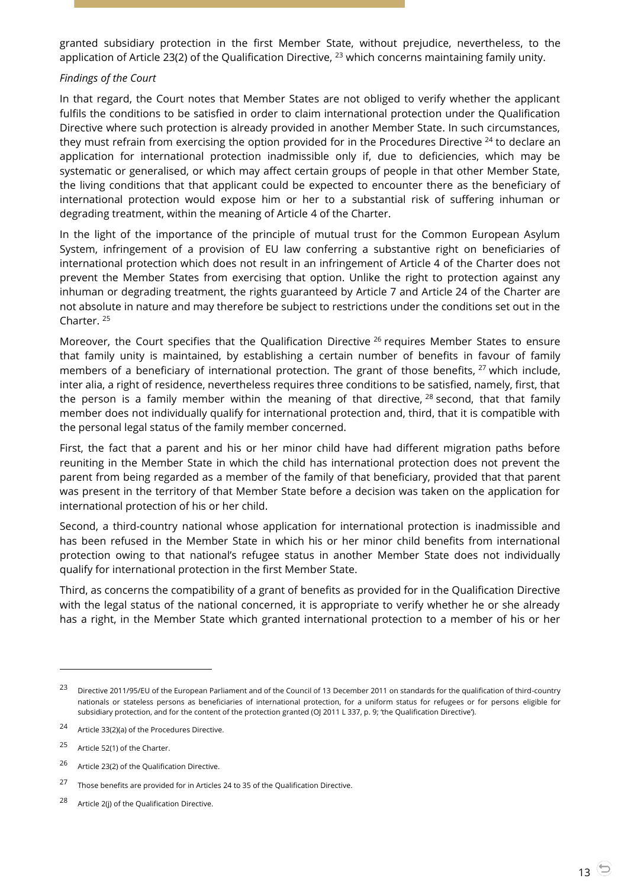granted subsidiary protection in the first Member State, without prejudice, nevertheless, to the application of Article 23(2) of the Qualification Directive, [23] which concerns maintaining family unity.

*Findings of the Court*

In that regard, the Court notes that Member States are not obliged to verify whether the applicant fulfils the conditions to be satisfied in order to claim international protection under the Qualification Directive where such protection is already provided in another Member State. In such circumstances, they must refrain from exercising the option provided for in the Procedures Directive [24] to declare an application for international protection inadmissible only if, due to deficiencies, which may be systematic or generalised, or which may affect certain groups of people in that other Member State, the living conditions that that applicant could be expected to encounter there as the beneficiary of international protection would expose him or her to a substantial risk of suffering inhuman or degrading treatment, within the meaning of Article 4 of the Charter.

In the light of the importance of the principle of mutual trust for the Common European Asylum System, infringement of a provision of EU law conferring a substantive right on beneficiaries of international protection which does not result in an infringement of Article 4 of the Charter does not prevent the Member States from exercising that option. Unlike the right to protection against any inhuman or degrading treatment, the rights guaranteed by Article 7 and Article 24 of the Charter are not absolute in nature and may therefore be subject to restrictions under the conditions set out in the Charter. [25]

Moreover, the Court specifies that the Qualification Directive [26] requires Member States to ensure that family unity is maintained, by establishing a certain number of benefits in favour of family members of a beneficiary of international protection. The grant of those benefits, [27] which include, inter alia, a right of residence, nevertheless requires three conditions to be satisfied, namely, first, that the person is a family member within the meaning of that directive, [28] second, that that family member does not individually qualify for international protection and, third, that it is compatible with the personal legal status of the family member concerned.

First, the fact that a parent and his or her minor child have had different migration paths before reuniting in the Member State in which the child has international protection does not prevent the parent from being regarded as a member of the family of that beneficiary, provided that that parent was present in the territory of that Member State before a decision was taken on the application for international protection of his or her child.

Second, a third-country national whose application for international protection is inadmissible and has been refused in the Member State in which his or her minor child benefits from international protection owing to that national's refugee status in another Member State does not individually qualify for international protection in the first Member State.

Third, as concerns the compatibility of a grant of benefits as provided for in the Qualification Directive with the legal status of the national concerned, it is appropriate to verify whether he or she already has a right, in the Member State which granted international protection to a member of his or her

---

[23] Directive 2011/95/EU of the European Parliament and of the Council of 13 December 2011 on standards for the qualification of third-country nationals or stateless persons as beneficiaries of international protection, for a uniform status for refugees or for persons eligible for subsidiary protection, and for the content of the protection granted (OJ 2011 L 337, p. 9; 'the Qualification Directive').

[24] Article 33(2)(a) of the Procedures Directive.

[25] Article 52(1) of the Charter.

[26] Article 23(2) of the Qualification Directive.

[27] Those benefits are provided for in Articles 24 to 35 of the Qualification Directive.

[28] Article 2(j) of the Qualification Directive.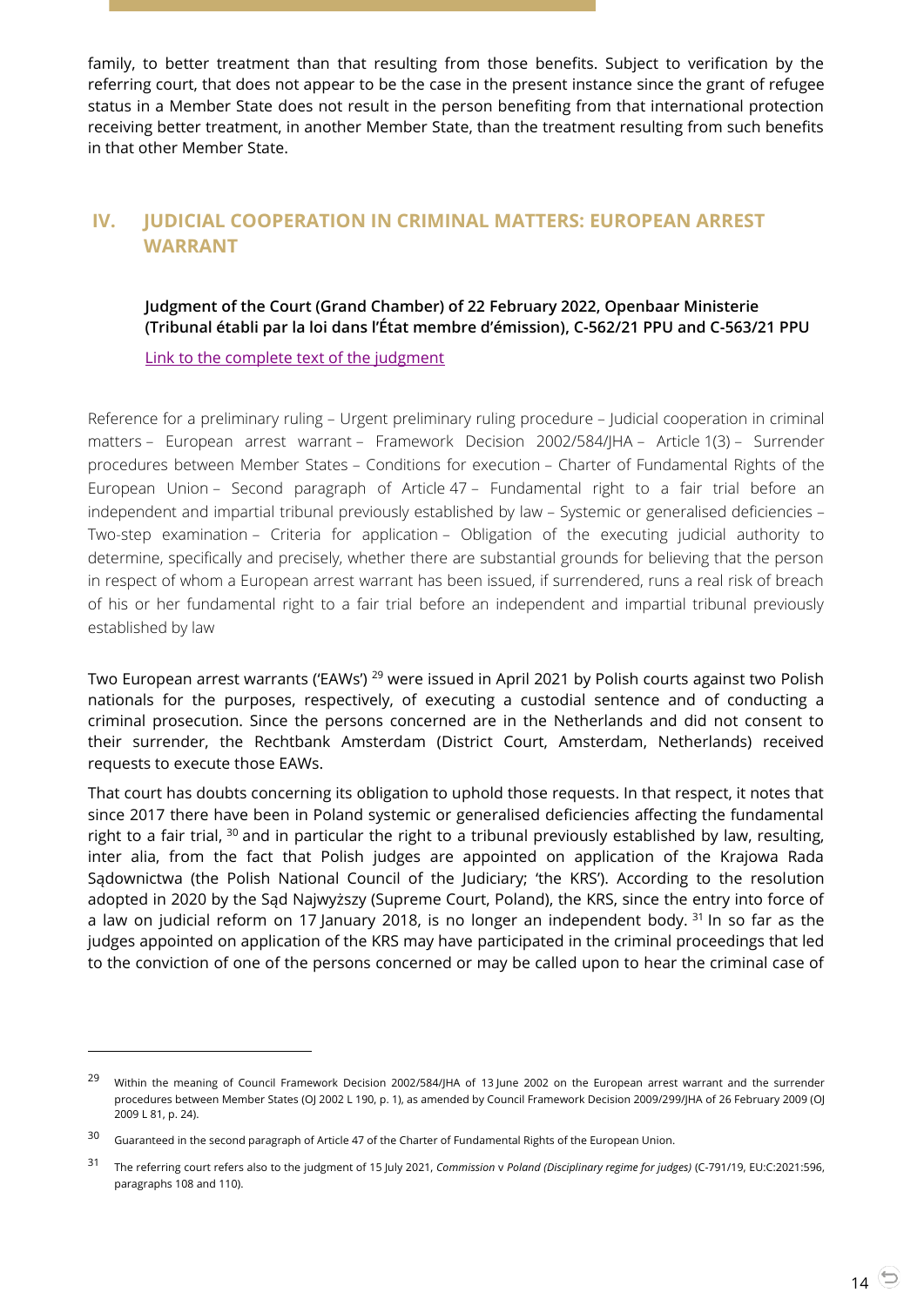family, to better treatment than that resulting from those benefits. Subject to verification by the referring court, that does not appear to be the case in the present instance since the grant of refugee status in a Member State does not result in the person benefiting from that international protection receiving better treatment, in another Member State, than the treatment resulting from such benefits in that other Member State.

## IV. JUDICIAL COOPERATION IN CRIMINAL MATTERS: EUROPEAN ARREST WARRANT

### Judgment of the Court (Grand Chamber) of 22 February 2022, Openbaar Ministerie (Tribunal établi par la loi dans l'État membre d'émission), C-562/21 PPU and C-563/21 PPU

Link to the complete text of the judgment

Reference for a preliminary ruling – Urgent preliminary ruling procedure – Judicial cooperation in criminal matters – European arrest warrant – Framework Decision 2002/584/JHA – Article 1(3) – Surrender procedures between Member States – Conditions for execution – Charter of Fundamental Rights of the European Union – Second paragraph of Article 47 – Fundamental right to a fair trial before an independent and impartial tribunal previously established by law – Systemic or generalised deficiencies – Two-step examination – Criteria for application – Obligation of the executing judicial authority to determine, specifically and precisely, whether there are substantial grounds for believing that the person in respect of whom a European arrest warrant has been issued, if surrendered, runs a real risk of breach of his or her fundamental right to a fair trial before an independent and impartial tribunal previously established by law

Two European arrest warrants ('EAWs') [29] were issued in April 2021 by Polish courts against two Polish nationals for the purposes, respectively, of executing a custodial sentence and of conducting a criminal prosecution. Since the persons concerned are in the Netherlands and did not consent to their surrender, the Rechtbank Amsterdam (District Court, Amsterdam, Netherlands) received requests to execute those EAWs.

That court has doubts concerning its obligation to uphold those requests. In that respect, it notes that since 2017 there have been in Poland systemic or generalised deficiencies affecting the fundamental right to a fair trial, [30] and in particular the right to a tribunal previously established by law, resulting, inter alia, from the fact that Polish judges are appointed on application of the Krajowa Rada Sądownictwa (the Polish National Council of the Judiciary; 'the KRS'). According to the resolution adopted in 2020 by the Sąd Najwyższy (Supreme Court, Poland), the KRS, since the entry into force of a law on judicial reform on 17 January 2018, is no longer an independent body. [31] In so far as the judges appointed on application of the KRS may have participated in the criminal proceedings that led to the conviction of one of the persons concerned or may be called upon to hear the criminal case of

---

[29] Within the meaning of Council Framework Decision 2002/584/JHA of 13 June 2002 on the European arrest warrant and the surrender procedures between Member States (OJ 2002 L 190, p. 1), as amended by Council Framework Decision 2009/299/JHA of 26 February 2009 (OJ 2009 L 81, p. 24).

[30] Guaranteed in the second paragraph of Article 47 of the Charter of Fundamental Rights of the European Union.

[31] The referring court refers also to the judgment of 15 July 2021, *Commission* v *Poland (Disciplinary regime for judges)* (C-791/19, EU:C:2021:596, paragraphs 108 and 110).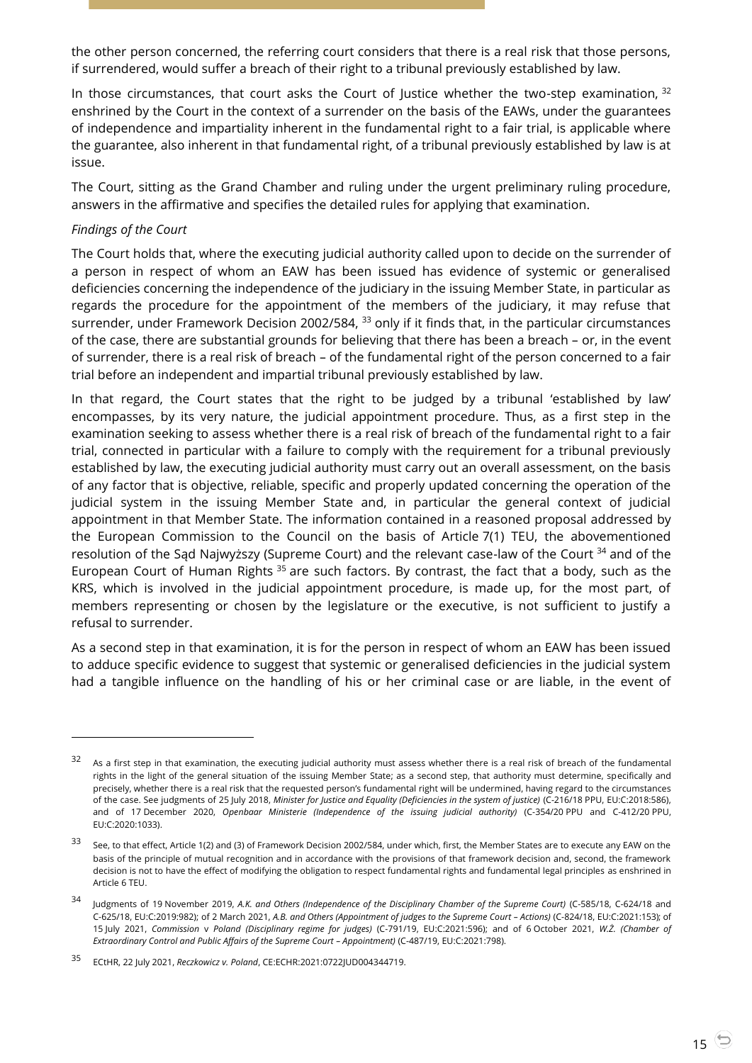the other person concerned, the referring court considers that there is a real risk that those persons, if surrendered, would suffer a breach of their right to a tribunal previously established by law.

In those circumstances, that court asks the Court of Justice whether the two-step examination, [32] enshrined by the Court in the context of a surrender on the basis of the EAWs, under the guarantees of independence and impartiality inherent in the fundamental right to a fair trial, is applicable where the guarantee, also inherent in that fundamental right, of a tribunal previously established by law is at issue.

The Court, sitting as the Grand Chamber and ruling under the urgent preliminary ruling procedure, answers in the affirmative and specifies the detailed rules for applying that examination.

*Findings of the Court*

The Court holds that, where the executing judicial authority called upon to decide on the surrender of a person in respect of whom an EAW has been issued has evidence of systemic or generalised deficiencies concerning the independence of the judiciary in the issuing Member State, in particular as regards the procedure for the appointment of the members of the judiciary, it may refuse that surrender, under Framework Decision 2002/584, [33] only if it finds that, in the particular circumstances of the case, there are substantial grounds for believing that there has been a breach – or, in the event of surrender, there is a real risk of breach – of the fundamental right of the person concerned to a fair trial before an independent and impartial tribunal previously established by law.

In that regard, the Court states that the right to be judged by a tribunal 'established by law' encompasses, by its very nature, the judicial appointment procedure. Thus, as a first step in the examination seeking to assess whether there is a real risk of breach of the fundamental right to a fair trial, connected in particular with a failure to comply with the requirement for a tribunal previously established by law, the executing judicial authority must carry out an overall assessment, on the basis of any factor that is objective, reliable, specific and properly updated concerning the operation of the judicial system in the issuing Member State and, in particular the general context of judicial appointment in that Member State. The information contained in a reasoned proposal addressed by the European Commission to the Council on the basis of Article 7(1) TEU, the abovementioned resolution of the Sąd Najwyższy (Supreme Court) and the relevant case-law of the Court [34] and of the European Court of Human Rights [35] are such factors. By contrast, the fact that a body, such as the KRS, which is involved in the judicial appointment procedure, is made up, for the most part, of members representing or chosen by the legislature or the executive, is not sufficient to justify a refusal to surrender.

As a second step in that examination, it is for the person in respect of whom an EAW has been issued to adduce specific evidence to suggest that systemic or generalised deficiencies in the judicial system had a tangible influence on the handling of his or her criminal case or are liable, in the event of

---

[32] As a first step in that examination, the executing judicial authority must assess whether there is a real risk of breach of the fundamental rights in the light of the general situation of the issuing Member State; as a second step, that authority must determine, specifically and precisely, whether there is a real risk that the requested person's fundamental right will be undermined, having regard to the circumstances of the case. See judgments of 25 July 2018, *Minister for Justice and Equality (Deficiencies in the system of justice)* (C-216/18 PPU, EU:C:2018:586), and of 17 December 2020, *Openbaar Ministerie (Independence of the issuing judicial authority)* (C-354/20 PPU and C-412/20 PPU, EU:C:2020:1033).

[33] See, to that effect, Article 1(2) and (3) of Framework Decision 2002/584, under which, first, the Member States are to execute any EAW on the basis of the principle of mutual recognition and in accordance with the provisions of that framework decision and, second, the framework decision is not to have the effect of modifying the obligation to respect fundamental rights and fundamental legal principles as enshrined in Article 6 TEU.

[34] Judgments of 19 November 2019, *A.K. and Others (Independence of the Disciplinary Chamber of the Supreme Court)* (C-585/18, C-624/18 and C-625/18, EU:C:2019:982); of 2 March 2021, *A.B. and Others (Appointment of judges to the Supreme Court – Actions)* (C-824/18, EU:C:2021:153); of 15 July 2021, *Commission* v *Poland (Disciplinary regime for judges)* (C-791/19, EU:C:2021:596); and of 6 October 2021, *W.Ż. (Chamber of Extraordinary Control and Public Affairs of the Supreme Court – Appointment)* (C-487/19, EU:C:2021:798).

[35] ECtHR, 22 July 2021, *Reczkowicz v. Poland*, CE:ECHR:2021:0722JUD004344719.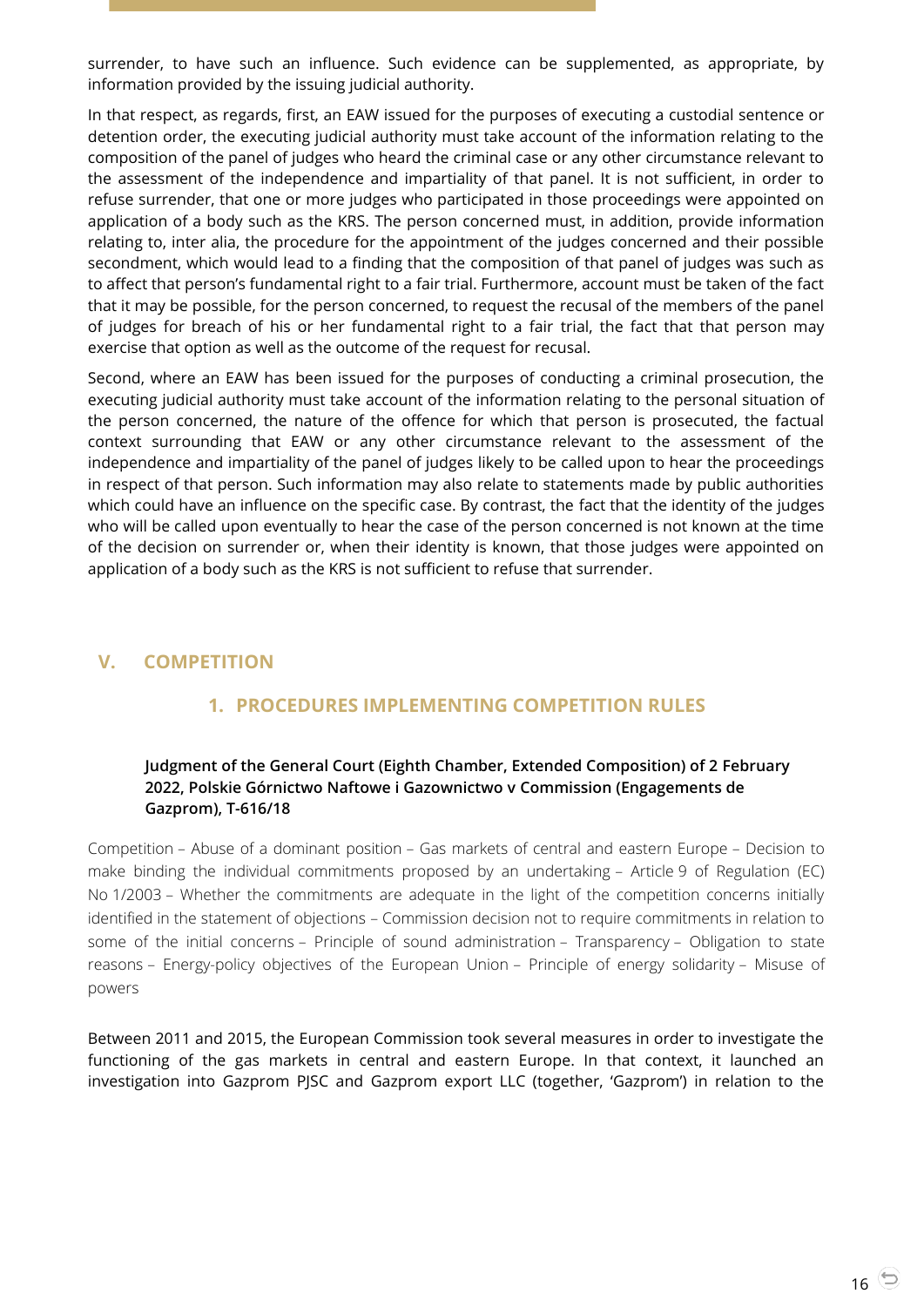surrender, to have such an influence. Such evidence can be supplemented, as appropriate, by information provided by the issuing judicial authority.

In that respect, as regards, first, an EAW issued for the purposes of executing a custodial sentence or detention order, the executing judicial authority must take account of the information relating to the composition of the panel of judges who heard the criminal case or any other circumstance relevant to the assessment of the independence and impartiality of that panel. It is not sufficient, in order to refuse surrender, that one or more judges who participated in those proceedings were appointed on application of a body such as the KRS. The person concerned must, in addition, provide information relating to, inter alia, the procedure for the appointment of the judges concerned and their possible secondment, which would lead to a finding that the composition of that panel of judges was such as to affect that person's fundamental right to a fair trial. Furthermore, account must be taken of the fact that it may be possible, for the person concerned, to request the recusal of the members of the panel of judges for breach of his or her fundamental right to a fair trial, the fact that that person may exercise that option as well as the outcome of the request for recusal.

Second, where an EAW has been issued for the purposes of conducting a criminal prosecution, the executing judicial authority must take account of the information relating to the personal situation of the person concerned, the nature of the offence for which that person is prosecuted, the factual context surrounding that EAW or any other circumstance relevant to the assessment of the independence and impartiality of the panel of judges likely to be called upon to hear the proceedings in respect of that person. Such information may also relate to statements made by public authorities which could have an influence on the specific case. By contrast, the fact that the identity of the judges who will be called upon eventually to hear the case of the person concerned is not known at the time of the decision on surrender or, when their identity is known, that those judges were appointed on application of a body such as the KRS is not sufficient to refuse that surrender.

## V. COMPETITION

### 1. PROCEDURES IMPLEMENTING COMPETITION RULES

**Judgment of the General Court (Eighth Chamber, Extended Composition) of 2 February 2022, Polskie Górnictwo Naftowe i Gazownictwo v Commission (Engagements de Gazprom), T-616/18**

Competition – Abuse of a dominant position – Gas markets of central and eastern Europe – Decision to make binding the individual commitments proposed by an undertaking – Article 9 of Regulation (EC) No 1/2003 – Whether the commitments are adequate in the light of the competition concerns initially identified in the statement of objections – Commission decision not to require commitments in relation to some of the initial concerns – Principle of sound administration – Transparency – Obligation to state reasons – Energy-policy objectives of the European Union – Principle of energy solidarity – Misuse of powers

Between 2011 and 2015, the European Commission took several measures in order to investigate the functioning of the gas markets in central and eastern Europe. In that context, it launched an investigation into Gazprom PJSC and Gazprom export LLC (together, 'Gazprom') in relation to the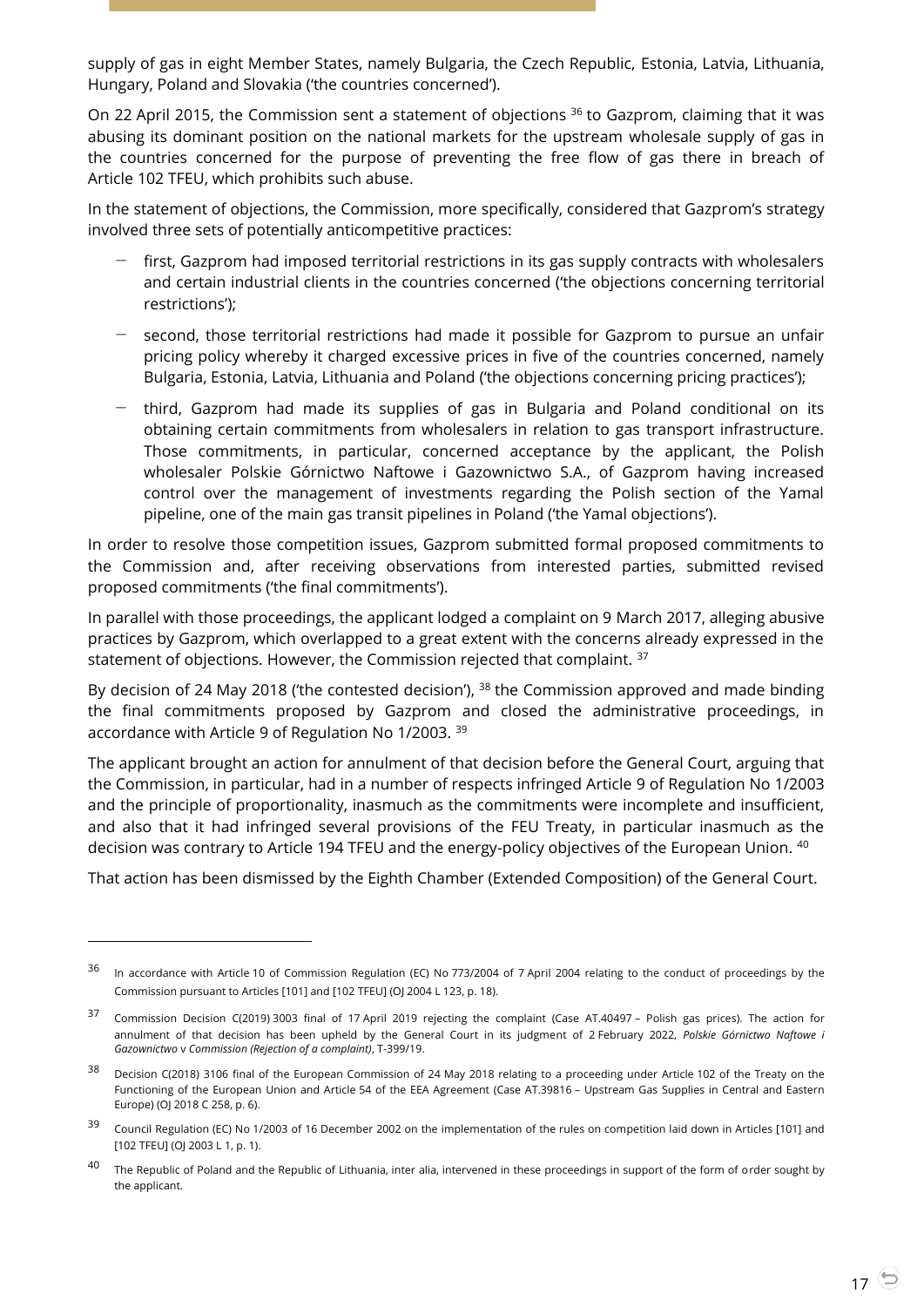supply of gas in eight Member States, namely Bulgaria, the Czech Republic, Estonia, Latvia, Lithuania, Hungary, Poland and Slovakia ('the countries concerned').

On 22 April 2015, the Commission sent a statement of objections [36] to Gazprom, claiming that it was abusing its dominant position on the national markets for the upstream wholesale supply of gas in the countries concerned for the purpose of preventing the free flow of gas there in breach of Article 102 TFEU, which prohibits such abuse.

In the statement of objections, the Commission, more specifically, considered that Gazprom's strategy involved three sets of potentially anticompetitive practices:

- first, Gazprom had imposed territorial restrictions in its gas supply contracts with wholesalers and certain industrial clients in the countries concerned ('the objections concerning territorial restrictions');
- second, those territorial restrictions had made it possible for Gazprom to pursue an unfair pricing policy whereby it charged excessive prices in five of the countries concerned, namely Bulgaria, Estonia, Latvia, Lithuania and Poland ('the objections concerning pricing practices');
- third, Gazprom had made its supplies of gas in Bulgaria and Poland conditional on its obtaining certain commitments from wholesalers in relation to gas transport infrastructure. Those commitments, in particular, concerned acceptance by the applicant, the Polish wholesaler Polskie Górnictwo Naftowe i Gazownictwo S.A., of Gazprom having increased control over the management of investments regarding the Polish section of the Yamal pipeline, one of the main gas transit pipelines in Poland ('the Yamal objections').

In order to resolve those competition issues, Gazprom submitted formal proposed commitments to the Commission and, after receiving observations from interested parties, submitted revised proposed commitments ('the final commitments').

In parallel with those proceedings, the applicant lodged a complaint on 9 March 2017, alleging abusive practices by Gazprom, which overlapped to a great extent with the concerns already expressed in the statement of objections. However, the Commission rejected that complaint. [37]

By decision of 24 May 2018 ('the contested decision'), [38] the Commission approved and made binding the final commitments proposed by Gazprom and closed the administrative proceedings, in accordance with Article 9 of Regulation No 1/2003. [39]

The applicant brought an action for annulment of that decision before the General Court, arguing that the Commission, in particular, had in a number of respects infringed Article 9 of Regulation No 1/2003 and the principle of proportionality, inasmuch as the commitments were incomplete and insufficient, and also that it had infringed several provisions of the FEU Treaty, in particular inasmuch as the decision was contrary to Article 194 TFEU and the energy-policy objectives of the European Union. [40]

That action has been dismissed by the Eighth Chamber (Extended Composition) of the General Court.

---

[36] In accordance with Article 10 of Commission Regulation (EC) No 773/2004 of 7 April 2004 relating to the conduct of proceedings by the Commission pursuant to Articles [101] and [102 TFEU] (OJ 2004 L 123, p. 18).

[37] Commission Decision C(2019) 3003 final of 17 April 2019 rejecting the complaint (Case AT.40497 – Polish gas prices). The action for annulment of that decision has been upheld by the General Court in its judgment of 2 February 2022, *Polskie Górnictwo Naftowe i Gazownictwo* v *Commission (Rejection of a complaint)*, T-399/19.

[38] Decision C(2018) 3106 final of the European Commission of 24 May 2018 relating to a proceeding under Article 102 of the Treaty on the Functioning of the European Union and Article 54 of the EEA Agreement (Case AT.39816 – Upstream Gas Supplies in Central and Eastern Europe) (OJ 2018 C 258, p. 6).

[39] Council Regulation (EC) No 1/2003 of 16 December 2002 on the implementation of the rules on competition laid down in Articles [101] and [102 TFEU] (OJ 2003 L 1, p. 1).

[40] The Republic of Poland and the Republic of Lithuania, inter alia, intervened in these proceedings in support of the form of order sought by the applicant.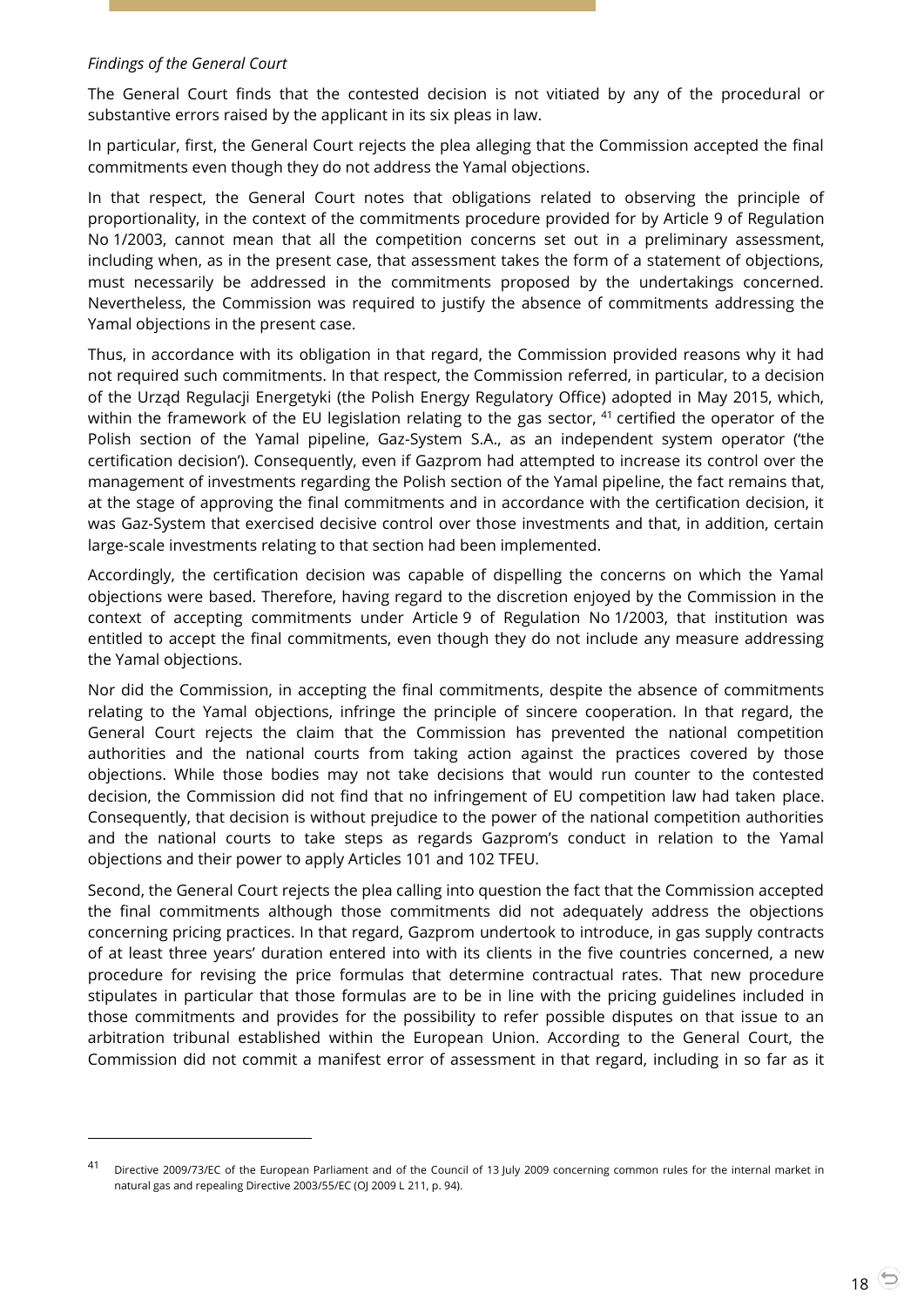*Findings of the General Court*

The General Court finds that the contested decision is not vitiated by any of the procedural or substantive errors raised by the applicant in its six pleas in law.

In particular, first, the General Court rejects the plea alleging that the Commission accepted the final commitments even though they do not address the Yamal objections.

In that respect, the General Court notes that obligations related to observing the principle of proportionality, in the context of the commitments procedure provided for by Article 9 of Regulation No 1/2003, cannot mean that all the competition concerns set out in a preliminary assessment, including when, as in the present case, that assessment takes the form of a statement of objections, must necessarily be addressed in the commitments proposed by the undertakings concerned. Nevertheless, the Commission was required to justify the absence of commitments addressing the Yamal objections in the present case.

Thus, in accordance with its obligation in that regard, the Commission provided reasons why it had not required such commitments. In that respect, the Commission referred, in particular, to a decision of the Urząd Regulacji Energetyki (the Polish Energy Regulatory Office) adopted in May 2015, which, within the framework of the EU legislation relating to the gas sector, [41] certified the operator of the Polish section of the Yamal pipeline, Gaz-System S.A., as an independent system operator ('the certification decision'). Consequently, even if Gazprom had attempted to increase its control over the management of investments regarding the Polish section of the Yamal pipeline, the fact remains that, at the stage of approving the final commitments and in accordance with the certification decision, it was Gaz-System that exercised decisive control over those investments and that, in addition, certain large-scale investments relating to that section had been implemented.

Accordingly, the certification decision was capable of dispelling the concerns on which the Yamal objections were based. Therefore, having regard to the discretion enjoyed by the Commission in the context of accepting commitments under Article 9 of Regulation No 1/2003, that institution was entitled to accept the final commitments, even though they do not include any measure addressing the Yamal objections.

Nor did the Commission, in accepting the final commitments, despite the absence of commitments relating to the Yamal objections, infringe the principle of sincere cooperation. In that regard, the General Court rejects the claim that the Commission has prevented the national competition authorities and the national courts from taking action against the practices covered by those objections. While those bodies may not take decisions that would run counter to the contested decision, the Commission did not find that no infringement of EU competition law had taken place. Consequently, that decision is without prejudice to the power of the national competition authorities and the national courts to take steps as regards Gazprom's conduct in relation to the Yamal objections and their power to apply Articles 101 and 102 TFEU.

Second, the General Court rejects the plea calling into question the fact that the Commission accepted the final commitments although those commitments did not adequately address the objections concerning pricing practices. In that regard, Gazprom undertook to introduce, in gas supply contracts of at least three years' duration entered into with its clients in the five countries concerned, a new procedure for revising the price formulas that determine contractual rates. That new procedure stipulates in particular that those formulas are to be in line with the pricing guidelines included in those commitments and provides for the possibility to refer possible disputes on that issue to an arbitration tribunal established within the European Union. According to the General Court, the Commission did not commit a manifest error of assessment in that regard, including in so far as it

---

[41] Directive 2009/73/EC of the European Parliament and of the Council of 13 July 2009 concerning common rules for the internal market in natural gas and repealing Directive 2003/55/EC (OJ 2009 L 211, p. 94).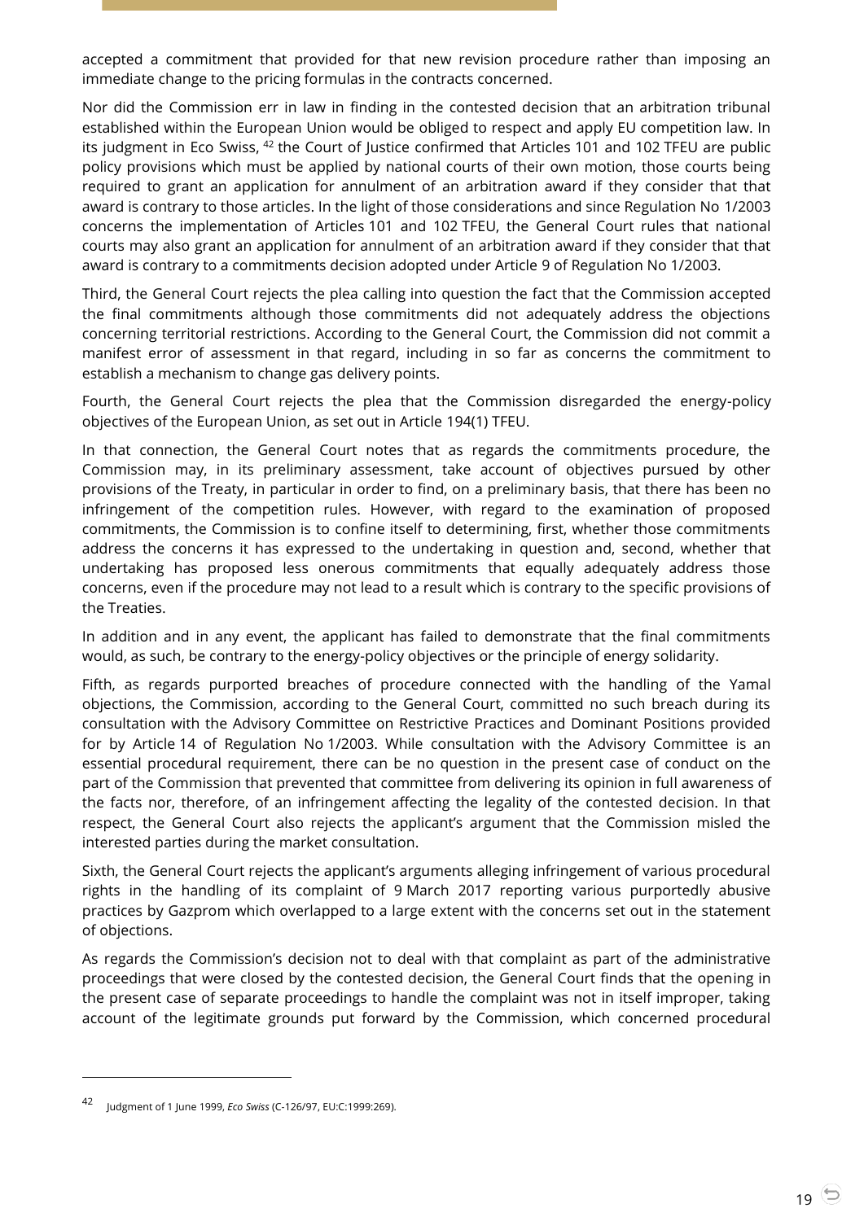accepted a commitment that provided for that new revision procedure rather than imposing an immediate change to the pricing formulas in the contracts concerned.

Nor did the Commission err in law in finding in the contested decision that an arbitration tribunal established within the European Union would be obliged to respect and apply EU competition law. In its judgment in Eco Swiss, [42] the Court of Justice confirmed that Articles 101 and 102 TFEU are public policy provisions which must be applied by national courts of their own motion, those courts being required to grant an application for annulment of an arbitration award if they consider that that award is contrary to those articles. In the light of those considerations and since Regulation No 1/2003 concerns the implementation of Articles 101 and 102 TFEU, the General Court rules that national courts may also grant an application for annulment of an arbitration award if they consider that that award is contrary to a commitments decision adopted under Article 9 of Regulation No 1/2003.

Third, the General Court rejects the plea calling into question the fact that the Commission accepted the final commitments although those commitments did not adequately address the objections concerning territorial restrictions. According to the General Court, the Commission did not commit a manifest error of assessment in that regard, including in so far as concerns the commitment to establish a mechanism to change gas delivery points.

Fourth, the General Court rejects the plea that the Commission disregarded the energy-policy objectives of the European Union, as set out in Article 194(1) TFEU.

In that connection, the General Court notes that as regards the commitments procedure, the Commission may, in its preliminary assessment, take account of objectives pursued by other provisions of the Treaty, in particular in order to find, on a preliminary basis, that there has been no infringement of the competition rules. However, with regard to the examination of proposed commitments, the Commission is to confine itself to determining, first, whether those commitments address the concerns it has expressed to the undertaking in question and, second, whether that undertaking has proposed less onerous commitments that equally adequately address those concerns, even if the procedure may not lead to a result which is contrary to the specific provisions of the Treaties.

In addition and in any event, the applicant has failed to demonstrate that the final commitments would, as such, be contrary to the energy-policy objectives or the principle of energy solidarity.

Fifth, as regards purported breaches of procedure connected with the handling of the Yamal objections, the Commission, according to the General Court, committed no such breach during its consultation with the Advisory Committee on Restrictive Practices and Dominant Positions provided for by Article 14 of Regulation No 1/2003. While consultation with the Advisory Committee is an essential procedural requirement, there can be no question in the present case of conduct on the part of the Commission that prevented that committee from delivering its opinion in full awareness of the facts nor, therefore, of an infringement affecting the legality of the contested decision. In that respect, the General Court also rejects the applicant's argument that the Commission misled the interested parties during the market consultation.

Sixth, the General Court rejects the applicant's arguments alleging infringement of various procedural rights in the handling of its complaint of 9 March 2017 reporting various purportedly abusive practices by Gazprom which overlapped to a large extent with the concerns set out in the statement of objections.

As regards the Commission's decision not to deal with that complaint as part of the administrative proceedings that were closed by the contested decision, the General Court finds that the opening in the present case of separate proceedings to handle the complaint was not in itself improper, taking account of the legitimate grounds put forward by the Commission, which concerned procedural

---

[42] Judgment of 1 June 1999, *Eco Swiss* (C-126/97, EU:C:1999:269).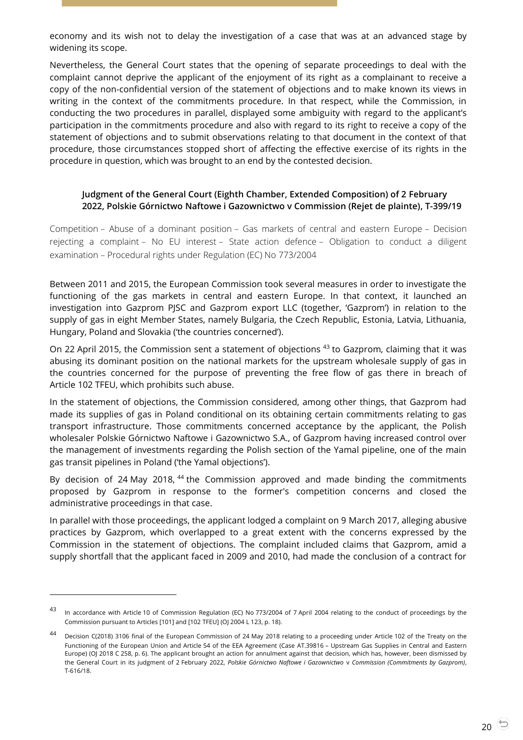economy and its wish not to delay the investigation of a case that was at an advanced stage by widening its scope.

Nevertheless, the General Court states that the opening of separate proceedings to deal with the complaint cannot deprive the applicant of the enjoyment of its right as a complainant to receive a copy of the non-confidential version of the statement of objections and to make known its views in writing in the context of the commitments procedure. In that respect, while the Commission, in conducting the two procedures in parallel, displayed some ambiguity with regard to the applicant's participation in the commitments procedure and also with regard to its right to receive a copy of the statement of objections and to submit observations relating to that document in the context of that procedure, those circumstances stopped short of affecting the effective exercise of its rights in the procedure in question, which was brought to an end by the contested decision.

**Judgment of the General Court (Eighth Chamber, Extended Composition) of 2 February 2022, Polskie Górnictwo Naftowe i Gazownictwo v Commission (Rejet de plainte), T-399/19**

Competition – Abuse of a dominant position – Gas markets of central and eastern Europe – Decision rejecting a complaint – No EU interest – State action defence – Obligation to conduct a diligent examination – Procedural rights under Regulation (EC) No 773/2004

Between 2011 and 2015, the European Commission took several measures in order to investigate the functioning of the gas markets in central and eastern Europe. In that context, it launched an investigation into Gazprom PJSC and Gazprom export LLC (together, 'Gazprom') in relation to the supply of gas in eight Member States, namely Bulgaria, the Czech Republic, Estonia, Latvia, Lithuania, Hungary, Poland and Slovakia ('the countries concerned').

On 22 April 2015, the Commission sent a statement of objections [43] to Gazprom, claiming that it was abusing its dominant position on the national markets for the upstream wholesale supply of gas in the countries concerned for the purpose of preventing the free flow of gas there in breach of Article 102 TFEU, which prohibits such abuse.

In the statement of objections, the Commission considered, among other things, that Gazprom had made its supplies of gas in Poland conditional on its obtaining certain commitments relating to gas transport infrastructure. Those commitments concerned acceptance by the applicant, the Polish wholesaler Polskie Górnictwo Naftowe i Gazownictwo S.A., of Gazprom having increased control over the management of investments regarding the Polish section of the Yamal pipeline, one of the main gas transit pipelines in Poland ('the Yamal objections').

By decision of 24 May 2018, [44] the Commission approved and made binding the commitments proposed by Gazprom in response to the former's competition concerns and closed the administrative proceedings in that case.

In parallel with those proceedings, the applicant lodged a complaint on 9 March 2017, alleging abusive practices by Gazprom, which overlapped to a great extent with the concerns expressed by the Commission in the statement of objections. The complaint included claims that Gazprom, amid a supply shortfall that the applicant faced in 2009 and 2010, had made the conclusion of a contract for

---

[43] In accordance with Article 10 of Commission Regulation (EC) No 773/2004 of 7 April 2004 relating to the conduct of proceedings by the Commission pursuant to Articles [101] and [102 TFEU] (OJ 2004 L 123, p. 18).

[44] Decision C(2018) 3106 final of the European Commission of 24 May 2018 relating to a proceeding under Article 102 of the Treaty on the Functioning of the European Union and Article 54 of the EEA Agreement (Case AT.39816 – Upstream Gas Supplies in Central and Eastern Europe) (OJ 2018 C 258, p. 6). The applicant brought an action for annulment against that decision, which has, however, been dismissed by the General Court in its judgment of 2 February 2022, *Polskie Górnictwo Naftowe i Gazownictwo* v *Commission (Commitments by Gazprom)*, T-616/18.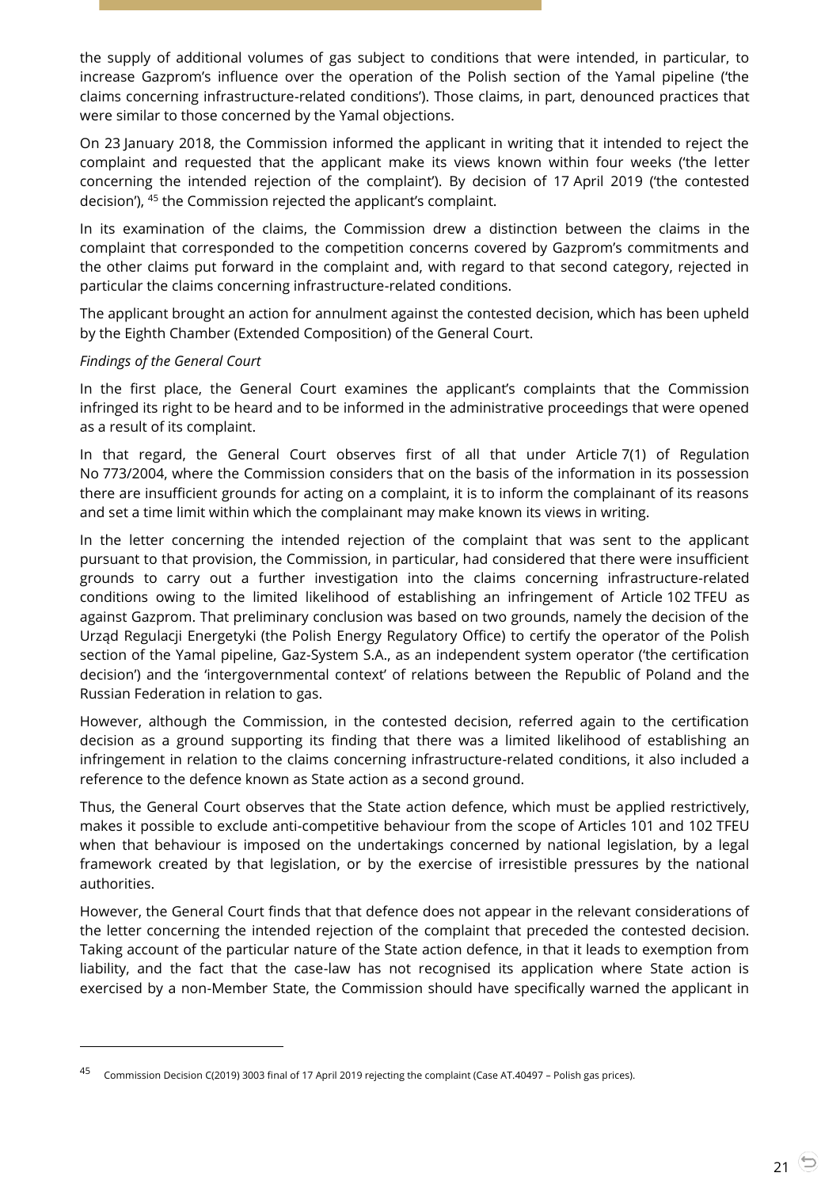the supply of additional volumes of gas subject to conditions that were intended, in particular, to increase Gazprom's influence over the operation of the Polish section of the Yamal pipeline ('the claims concerning infrastructure-related conditions'). Those claims, in part, denounced practices that were similar to those concerned by the Yamal objections.

On 23 January 2018, the Commission informed the applicant in writing that it intended to reject the complaint and requested that the applicant make its views known within four weeks ('the letter concerning the intended rejection of the complaint'). By decision of 17 April 2019 ('the contested decision'), [45] the Commission rejected the applicant's complaint.

In its examination of the claims, the Commission drew a distinction between the claims in the complaint that corresponded to the competition concerns covered by Gazprom's commitments and the other claims put forward in the complaint and, with regard to that second category, rejected in particular the claims concerning infrastructure-related conditions.

The applicant brought an action for annulment against the contested decision, which has been upheld by the Eighth Chamber (Extended Composition) of the General Court.

*Findings of the General Court*

In the first place, the General Court examines the applicant's complaints that the Commission infringed its right to be heard and to be informed in the administrative proceedings that were opened as a result of its complaint.

In that regard, the General Court observes first of all that under Article 7(1) of Regulation No 773/2004, where the Commission considers that on the basis of the information in its possession there are insufficient grounds for acting on a complaint, it is to inform the complainant of its reasons and set a time limit within which the complainant may make known its views in writing.

In the letter concerning the intended rejection of the complaint that was sent to the applicant pursuant to that provision, the Commission, in particular, had considered that there were insufficient grounds to carry out a further investigation into the claims concerning infrastructure-related conditions owing to the limited likelihood of establishing an infringement of Article 102 TFEU as against Gazprom. That preliminary conclusion was based on two grounds, namely the decision of the Urząd Regulacji Energetyki (the Polish Energy Regulatory Office) to certify the operator of the Polish section of the Yamal pipeline, Gaz-System S.A., as an independent system operator ('the certification decision') and the 'intergovernmental context' of relations between the Republic of Poland and the Russian Federation in relation to gas.

However, although the Commission, in the contested decision, referred again to the certification decision as a ground supporting its finding that there was a limited likelihood of establishing an infringement in relation to the claims concerning infrastructure-related conditions, it also included a reference to the defence known as State action as a second ground.

Thus, the General Court observes that the State action defence, which must be applied restrictively, makes it possible to exclude anti-competitive behaviour from the scope of Articles 101 and 102 TFEU when that behaviour is imposed on the undertakings concerned by national legislation, by a legal framework created by that legislation, or by the exercise of irresistible pressures by the national authorities.

However, the General Court finds that that defence does not appear in the relevant considerations of the letter concerning the intended rejection of the complaint that preceded the contested decision. Taking account of the particular nature of the State action defence, in that it leads to exemption from liability, and the fact that the case-law has not recognised its application where State action is exercised by a non-Member State, the Commission should have specifically warned the applicant in

---

[45] Commission Decision C(2019) 3003 final of 17 April 2019 rejecting the complaint (Case AT.40497 – Polish gas prices).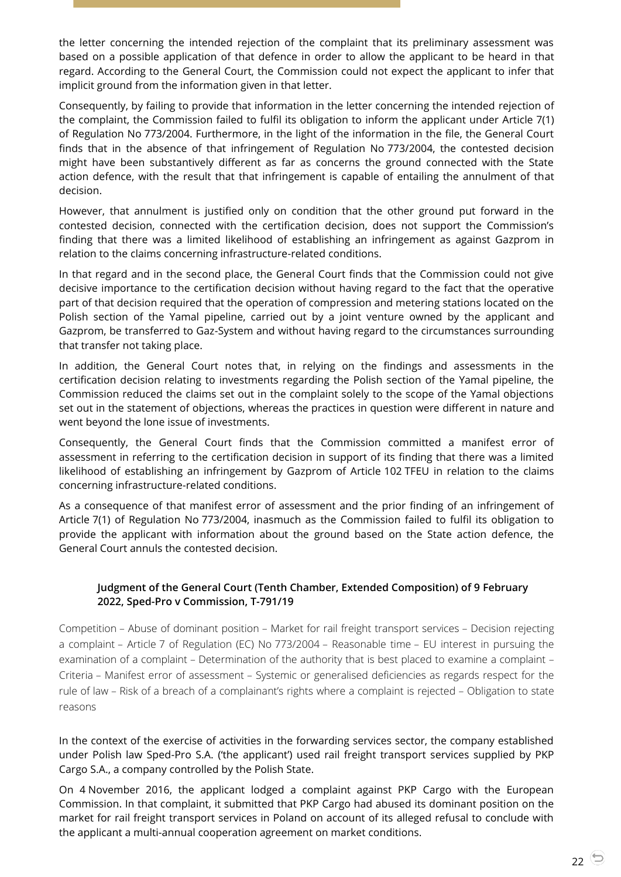the letter concerning the intended rejection of the complaint that its preliminary assessment was based on a possible application of that defence in order to allow the applicant to be heard in that regard. According to the General Court, the Commission could not expect the applicant to infer that implicit ground from the information given in that letter.

Consequently, by failing to provide that information in the letter concerning the intended rejection of the complaint, the Commission failed to fulfil its obligation to inform the applicant under Article 7(1) of Regulation No 773/2004. Furthermore, in the light of the information in the file, the General Court finds that in the absence of that infringement of Regulation No 773/2004, the contested decision might have been substantively different as far as concerns the ground connected with the State action defence, with the result that that infringement is capable of entailing the annulment of that decision.

However, that annulment is justified only on condition that the other ground put forward in the contested decision, connected with the certification decision, does not support the Commission's finding that there was a limited likelihood of establishing an infringement as against Gazprom in relation to the claims concerning infrastructure-related conditions.

In that regard and in the second place, the General Court finds that the Commission could not give decisive importance to the certification decision without having regard to the fact that the operative part of that decision required that the operation of compression and metering stations located on the Polish section of the Yamal pipeline, carried out by a joint venture owned by the applicant and Gazprom, be transferred to Gaz-System and without having regard to the circumstances surrounding that transfer not taking place.

In addition, the General Court notes that, in relying on the findings and assessments in the certification decision relating to investments regarding the Polish section of the Yamal pipeline, the Commission reduced the claims set out in the complaint solely to the scope of the Yamal objections set out in the statement of objections, whereas the practices in question were different in nature and went beyond the lone issue of investments.

Consequently, the General Court finds that the Commission committed a manifest error of assessment in referring to the certification decision in support of its finding that there was a limited likelihood of establishing an infringement by Gazprom of Article 102 TFEU in relation to the claims concerning infrastructure-related conditions.

As a consequence of that manifest error of assessment and the prior finding of an infringement of Article 7(1) of Regulation No 773/2004, inasmuch as the Commission failed to fulfil its obligation to provide the applicant with information about the ground based on the State action defence, the General Court annuls the contested decision.

#### Judgment of the General Court (Tenth Chamber, Extended Composition) of 9 February 2022, Sped-Pro v Commission, T-791/19

Competition – Abuse of dominant position – Market for rail freight transport services – Decision rejecting a complaint – Article 7 of Regulation (EC) No 773/2004 – Reasonable time – EU interest in pursuing the examination of a complaint – Determination of the authority that is best placed to examine a complaint – Criteria – Manifest error of assessment – Systemic or generalised deficiencies as regards respect for the rule of law – Risk of a breach of a complainant's rights where a complaint is rejected – Obligation to state reasons

In the context of the exercise of activities in the forwarding services sector, the company established under Polish law Sped-Pro S.A. ('the applicant') used rail freight transport services supplied by PKP Cargo S.A., a company controlled by the Polish State.

On 4 November 2016, the applicant lodged a complaint against PKP Cargo with the European Commission. In that complaint, it submitted that PKP Cargo had abused its dominant position on the market for rail freight transport services in Poland on account of its alleged refusal to conclude with the applicant a multi-annual cooperation agreement on market conditions.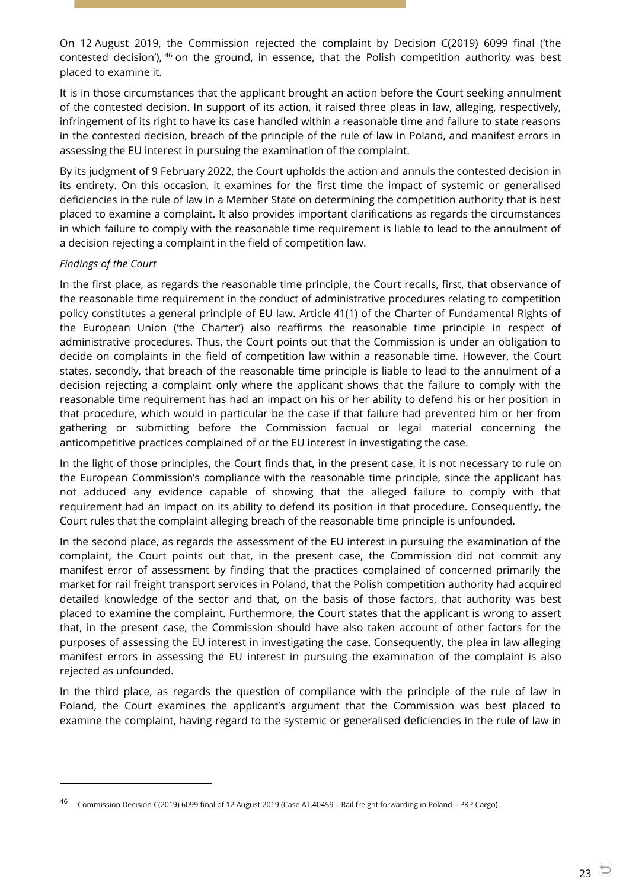On 12 August 2019, the Commission rejected the complaint by Decision C(2019) 6099 final ('the contested decision'), [46] on the ground, in essence, that the Polish competition authority was best placed to examine it.

It is in those circumstances that the applicant brought an action before the Court seeking annulment of the contested decision. In support of its action, it raised three pleas in law, alleging, respectively, infringement of its right to have its case handled within a reasonable time and failure to state reasons in the contested decision, breach of the principle of the rule of law in Poland, and manifest errors in assessing the EU interest in pursuing the examination of the complaint.

By its judgment of 9 February 2022, the Court upholds the action and annuls the contested decision in its entirety. On this occasion, it examines for the first time the impact of systemic or generalised deficiencies in the rule of law in a Member State on determining the competition authority that is best placed to examine a complaint. It also provides important clarifications as regards the circumstances in which failure to comply with the reasonable time requirement is liable to lead to the annulment of a decision rejecting a complaint in the field of competition law.

*Findings of the Court*

In the first place, as regards the reasonable time principle, the Court recalls, first, that observance of the reasonable time requirement in the conduct of administrative procedures relating to competition policy constitutes a general principle of EU law. Article 41(1) of the Charter of Fundamental Rights of the European Union ('the Charter') also reaffirms the reasonable time principle in respect of administrative procedures. Thus, the Court points out that the Commission is under an obligation to decide on complaints in the field of competition law within a reasonable time. However, the Court states, secondly, that breach of the reasonable time principle is liable to lead to the annulment of a decision rejecting a complaint only where the applicant shows that the failure to comply with the reasonable time requirement has had an impact on his or her ability to defend his or her position in that procedure, which would in particular be the case if that failure had prevented him or her from gathering or submitting before the Commission factual or legal material concerning the anticompetitive practices complained of or the EU interest in investigating the case.

In the light of those principles, the Court finds that, in the present case, it is not necessary to rule on the European Commission's compliance with the reasonable time principle, since the applicant has not adduced any evidence capable of showing that the alleged failure to comply with that requirement had an impact on its ability to defend its position in that procedure. Consequently, the Court rules that the complaint alleging breach of the reasonable time principle is unfounded.

In the second place, as regards the assessment of the EU interest in pursuing the examination of the complaint, the Court points out that, in the present case, the Commission did not commit any manifest error of assessment by finding that the practices complained of concerned primarily the market for rail freight transport services in Poland, that the Polish competition authority had acquired detailed knowledge of the sector and that, on the basis of those factors, that authority was best placed to examine the complaint. Furthermore, the Court states that the applicant is wrong to assert that, in the present case, the Commission should have also taken account of other factors for the purposes of assessing the EU interest in investigating the case. Consequently, the plea in law alleging manifest errors in assessing the EU interest in pursuing the examination of the complaint is also rejected as unfounded.

In the third place, as regards the question of compliance with the principle of the rule of law in Poland, the Court examines the applicant's argument that the Commission was best placed to examine the complaint, having regard to the systemic or generalised deficiencies in the rule of law in

---

[46] Commission Decision C(2019) 6099 final of 12 August 2019 (Case AT.40459 – Rail freight forwarding in Poland – PKP Cargo).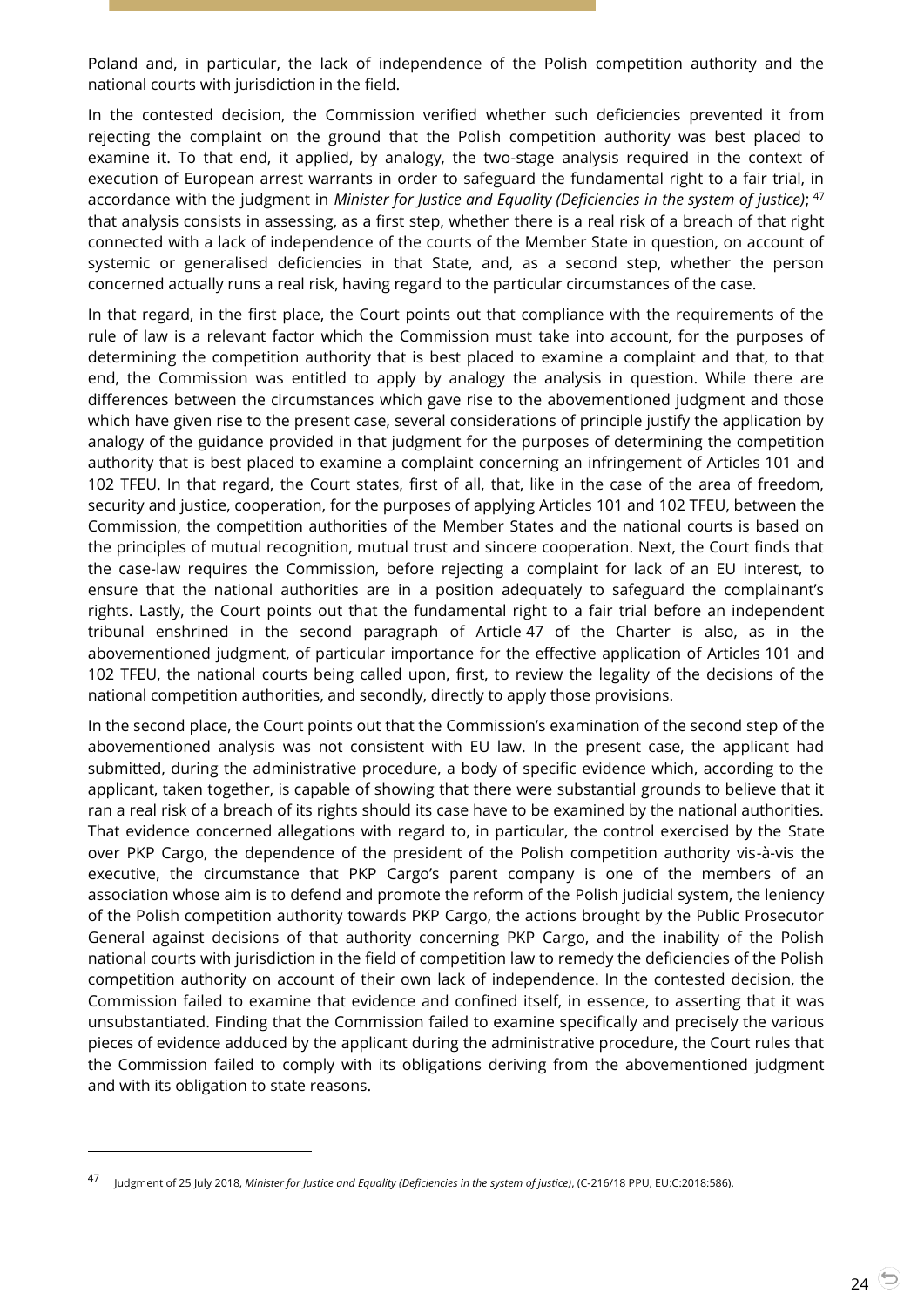Poland and, in particular, the lack of independence of the Polish competition authority and the national courts with jurisdiction in the field.

In the contested decision, the Commission verified whether such deficiencies prevented it from rejecting the complaint on the ground that the Polish competition authority was best placed to examine it. To that end, it applied, by analogy, the two-stage analysis required in the context of execution of European arrest warrants in order to safeguard the fundamental right to a fair trial, in accordance with the judgment in *Minister for Justice and Equality (Deficiencies in the system of justice)*; [47] that analysis consists in assessing, as a first step, whether there is a real risk of a breach of that right connected with a lack of independence of the courts of the Member State in question, on account of systemic or generalised deficiencies in that State, and, as a second step, whether the person concerned actually runs a real risk, having regard to the particular circumstances of the case.

In that regard, in the first place, the Court points out that compliance with the requirements of the rule of law is a relevant factor which the Commission must take into account, for the purposes of determining the competition authority that is best placed to examine a complaint and that, to that end, the Commission was entitled to apply by analogy the analysis in question. While there are differences between the circumstances which gave rise to the abovementioned judgment and those which have given rise to the present case, several considerations of principle justify the application by analogy of the guidance provided in that judgment for the purposes of determining the competition authority that is best placed to examine a complaint concerning an infringement of Articles 101 and 102 TFEU. In that regard, the Court states, first of all, that, like in the case of the area of freedom, security and justice, cooperation, for the purposes of applying Articles 101 and 102 TFEU, between the Commission, the competition authorities of the Member States and the national courts is based on the principles of mutual recognition, mutual trust and sincere cooperation. Next, the Court finds that the case-law requires the Commission, before rejecting a complaint for lack of an EU interest, to ensure that the national authorities are in a position adequately to safeguard the complainant's rights. Lastly, the Court points out that the fundamental right to a fair trial before an independent tribunal enshrined in the second paragraph of Article 47 of the Charter is also, as in the abovementioned judgment, of particular importance for the effective application of Articles 101 and 102 TFEU, the national courts being called upon, first, to review the legality of the decisions of the national competition authorities, and secondly, directly to apply those provisions.

In the second place, the Court points out that the Commission's examination of the second step of the abovementioned analysis was not consistent with EU law. In the present case, the applicant had submitted, during the administrative procedure, a body of specific evidence which, according to the applicant, taken together, is capable of showing that there were substantial grounds to believe that it ran a real risk of a breach of its rights should its case have to be examined by the national authorities. That evidence concerned allegations with regard to, in particular, the control exercised by the State over PKP Cargo, the dependence of the president of the Polish competition authority vis-à-vis the executive, the circumstance that PKP Cargo's parent company is one of the members of an association whose aim is to defend and promote the reform of the Polish judicial system, the leniency of the Polish competition authority towards PKP Cargo, the actions brought by the Public Prosecutor General against decisions of that authority concerning PKP Cargo, and the inability of the Polish national courts with jurisdiction in the field of competition law to remedy the deficiencies of the Polish competition authority on account of their own lack of independence. In the contested decision, the Commission failed to examine that evidence and confined itself, in essence, to asserting that it was unsubstantiated. Finding that the Commission failed to examine specifically and precisely the various pieces of evidence adduced by the applicant during the administrative procedure, the Court rules that the Commission failed to comply with its obligations deriving from the abovementioned judgment and with its obligation to state reasons.

---

[47] Judgment of 25 July 2018, *Minister for Justice and Equality (Deficiencies in the system of justice)*, (C-216/18 PPU, EU:C:2018:586).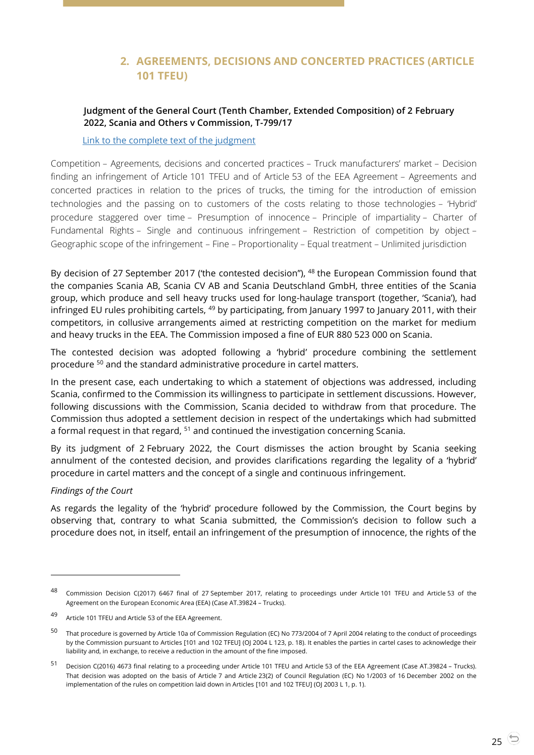## 2. AGREEMENTS, DECISIONS AND CONCERTED PRACTICES (ARTICLE 101 TFEU)

**Judgment of the General Court (Tenth Chamber, Extended Composition) of 2 February 2022, Scania and Others v Commission, T-799/17**

Link to the complete text of the judgment

Competition – Agreements, decisions and concerted practices – Truck manufacturers' market – Decision finding an infringement of Article 101 TFEU and of Article 53 of the EEA Agreement – Agreements and concerted practices in relation to the prices of trucks, the timing for the introduction of emission technologies and the passing on to customers of the costs relating to those technologies – 'Hybrid' procedure staggered over time – Presumption of innocence – Principle of impartiality – Charter of Fundamental Rights – Single and continuous infringement – Restriction of competition by object – Geographic scope of the infringement – Fine – Proportionality – Equal treatment – Unlimited jurisdiction

By decision of 27 September 2017 ('the contested decision"), [48] the European Commission found that the companies Scania AB, Scania CV AB and Scania Deutschland GmbH, three entities of the Scania group, which produce and sell heavy trucks used for long-haulage transport (together, 'Scania'), had infringed EU rules prohibiting cartels, [49] by participating, from January 1997 to January 2011, with their competitors, in collusive arrangements aimed at restricting competition on the market for medium and heavy trucks in the EEA. The Commission imposed a fine of EUR 880 523 000 on Scania.

The contested decision was adopted following a 'hybrid' procedure combining the settlement procedure [50] and the standard administrative procedure in cartel matters.

In the present case, each undertaking to which a statement of objections was addressed, including Scania, confirmed to the Commission its willingness to participate in settlement discussions. However, following discussions with the Commission, Scania decided to withdraw from that procedure. The Commission thus adopted a settlement decision in respect of the undertakings which had submitted a formal request in that regard, [51] and continued the investigation concerning Scania.

By its judgment of 2 February 2022, the Court dismisses the action brought by Scania seeking annulment of the contested decision, and provides clarifications regarding the legality of a 'hybrid' procedure in cartel matters and the concept of a single and continuous infringement.

*Findings of the Court*

As regards the legality of the 'hybrid' procedure followed by the Commission, the Court begins by observing that, contrary to what Scania submitted, the Commission's decision to follow such a procedure does not, in itself, entail an infringement of the presumption of innocence, the rights of the

---

[48] Commission Decision C(2017) 6467 final of 27 September 2017, relating to proceedings under Article 101 TFEU and Article 53 of the Agreement on the European Economic Area (EEA) (Case AT.39824 – Trucks).

[49] Article 101 TFEU and Article 53 of the EEA Agreement.

[50] That procedure is governed by Article 10a of Commission Regulation (EC) No 773/2004 of 7 April 2004 relating to the conduct of proceedings by the Commission pursuant to Articles [101 and 102 TFEU] (OJ 2004 L 123, p. 18). It enables the parties in cartel cases to acknowledge their liability and, in exchange, to receive a reduction in the amount of the fine imposed.

[51] Decision C(2016) 4673 final relating to a proceeding under Article 101 TFEU and Article 53 of the EEA Agreement (Case AT.39824 – Trucks). That decision was adopted on the basis of Article 7 and Article 23(2) of Council Regulation (EC) No 1/2003 of 16 December 2002 on the implementation of the rules on competition laid down in Articles [101 and 102 TFEU] (OJ 2003 L 1, p. 1).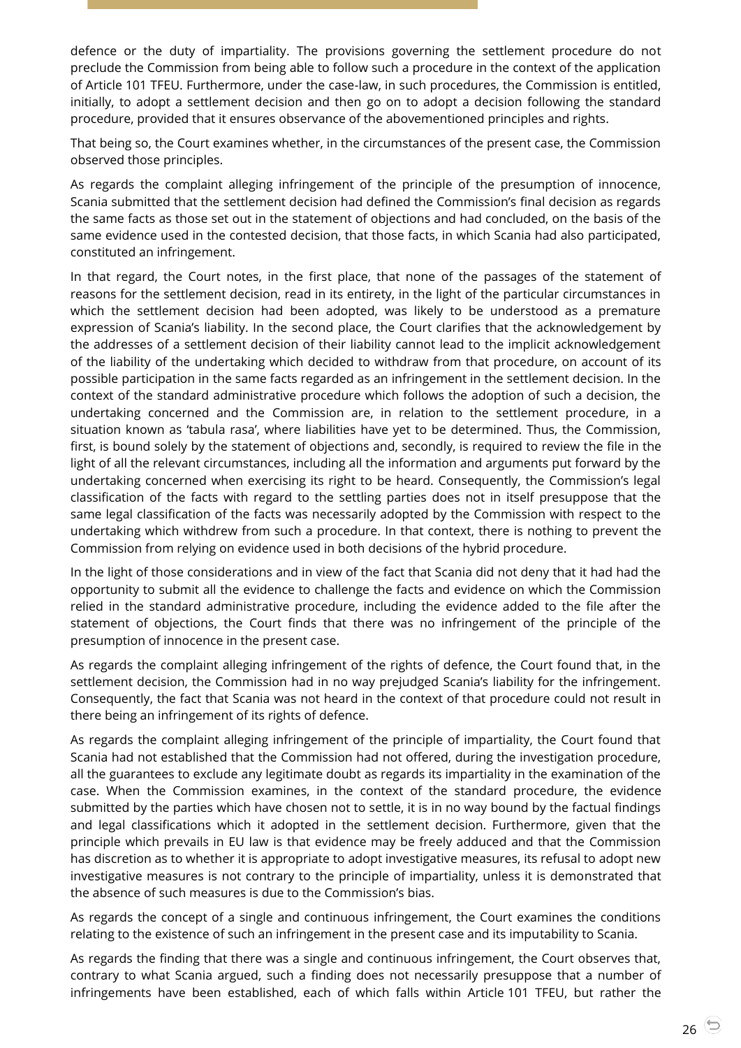defence or the duty of impartiality. The provisions governing the settlement procedure do not preclude the Commission from being able to follow such a procedure in the context of the application of Article 101 TFEU. Furthermore, under the case-law, in such procedures, the Commission is entitled, initially, to adopt a settlement decision and then go on to adopt a decision following the standard procedure, provided that it ensures observance of the abovementioned principles and rights.

That being so, the Court examines whether, in the circumstances of the present case, the Commission observed those principles.

As regards the complaint alleging infringement of the principle of the presumption of innocence, Scania submitted that the settlement decision had defined the Commission's final decision as regards the same facts as those set out in the statement of objections and had concluded, on the basis of the same evidence used in the contested decision, that those facts, in which Scania had also participated, constituted an infringement.

In that regard, the Court notes, in the first place, that none of the passages of the statement of reasons for the settlement decision, read in its entirety, in the light of the particular circumstances in which the settlement decision had been adopted, was likely to be understood as a premature expression of Scania's liability. In the second place, the Court clarifies that the acknowledgement by the addresses of a settlement decision of their liability cannot lead to the implicit acknowledgement of the liability of the undertaking which decided to withdraw from that procedure, on account of its possible participation in the same facts regarded as an infringement in the settlement decision. In the context of the standard administrative procedure which follows the adoption of such a decision, the undertaking concerned and the Commission are, in relation to the settlement procedure, in a situation known as 'tabula rasa', where liabilities have yet to be determined. Thus, the Commission, first, is bound solely by the statement of objections and, secondly, is required to review the file in the light of all the relevant circumstances, including all the information and arguments put forward by the undertaking concerned when exercising its right to be heard. Consequently, the Commission's legal classification of the facts with regard to the settling parties does not in itself presuppose that the same legal classification of the facts was necessarily adopted by the Commission with respect to the undertaking which withdrew from such a procedure. In that context, there is nothing to prevent the Commission from relying on evidence used in both decisions of the hybrid procedure.

In the light of those considerations and in view of the fact that Scania did not deny that it had had the opportunity to submit all the evidence to challenge the facts and evidence on which the Commission relied in the standard administrative procedure, including the evidence added to the file after the statement of objections, the Court finds that there was no infringement of the principle of the presumption of innocence in the present case.

As regards the complaint alleging infringement of the rights of defence, the Court found that, in the settlement decision, the Commission had in no way prejudged Scania's liability for the infringement. Consequently, the fact that Scania was not heard in the context of that procedure could not result in there being an infringement of its rights of defence.

As regards the complaint alleging infringement of the principle of impartiality, the Court found that Scania had not established that the Commission had not offered, during the investigation procedure, all the guarantees to exclude any legitimate doubt as regards its impartiality in the examination of the case. When the Commission examines, in the context of the standard procedure, the evidence submitted by the parties which have chosen not to settle, it is in no way bound by the factual findings and legal classifications which it adopted in the settlement decision. Furthermore, given that the principle which prevails in EU law is that evidence may be freely adduced and that the Commission has discretion as to whether it is appropriate to adopt investigative measures, its refusal to adopt new investigative measures is not contrary to the principle of impartiality, unless it is demonstrated that the absence of such measures is due to the Commission's bias.

As regards the concept of a single and continuous infringement, the Court examines the conditions relating to the existence of such an infringement in the present case and its imputability to Scania.

As regards the finding that there was a single and continuous infringement, the Court observes that, contrary to what Scania argued, such a finding does not necessarily presuppose that a number of infringements have been established, each of which falls within Article 101 TFEU, but rather the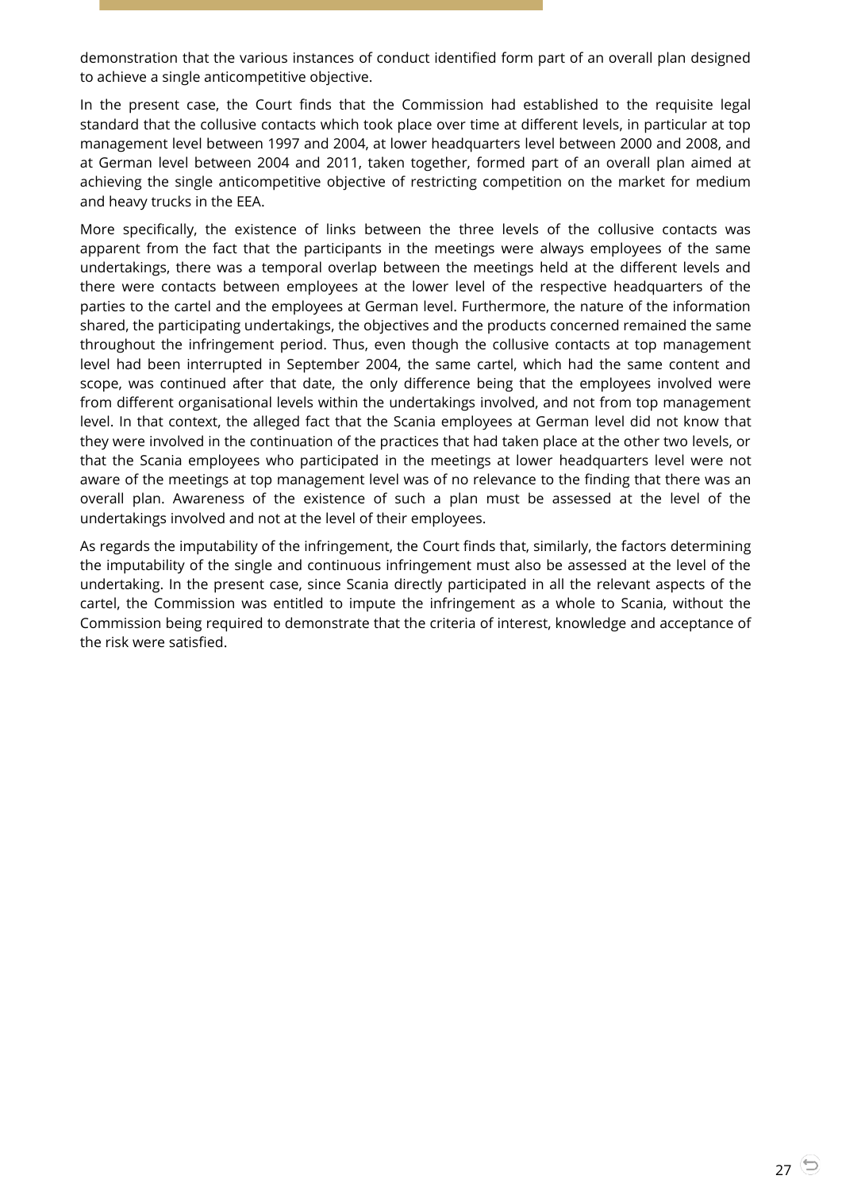demonstration that the various instances of conduct identified form part of an overall plan designed to achieve a single anticompetitive objective.

In the present case, the Court finds that the Commission had established to the requisite legal standard that the collusive contacts which took place over time at different levels, in particular at top management level between 1997 and 2004, at lower headquarters level between 2000 and 2008, and at German level between 2004 and 2011, taken together, formed part of an overall plan aimed at achieving the single anticompetitive objective of restricting competition on the market for medium and heavy trucks in the EEA.

More specifically, the existence of links between the three levels of the collusive contacts was apparent from the fact that the participants in the meetings were always employees of the same undertakings, there was a temporal overlap between the meetings held at the different levels and there were contacts between employees at the lower level of the respective headquarters of the parties to the cartel and the employees at German level. Furthermore, the nature of the information shared, the participating undertakings, the objectives and the products concerned remained the same throughout the infringement period. Thus, even though the collusive contacts at top management level had been interrupted in September 2004, the same cartel, which had the same content and scope, was continued after that date, the only difference being that the employees involved were from different organisational levels within the undertakings involved, and not from top management level. In that context, the alleged fact that the Scania employees at German level did not know that they were involved in the continuation of the practices that had taken place at the other two levels, or that the Scania employees who participated in the meetings at lower headquarters level were not aware of the meetings at top management level was of no relevance to the finding that there was an overall plan. Awareness of the existence of such a plan must be assessed at the level of the undertakings involved and not at the level of their employees.

As regards the imputability of the infringement, the Court finds that, similarly, the factors determining the imputability of the single and continuous infringement must also be assessed at the level of the undertaking. In the present case, since Scania directly participated in all the relevant aspects of the cartel, the Commission was entitled to impute the infringement as a whole to Scania, without the Commission being required to demonstrate that the criteria of interest, knowledge and acceptance of the risk were satisfied.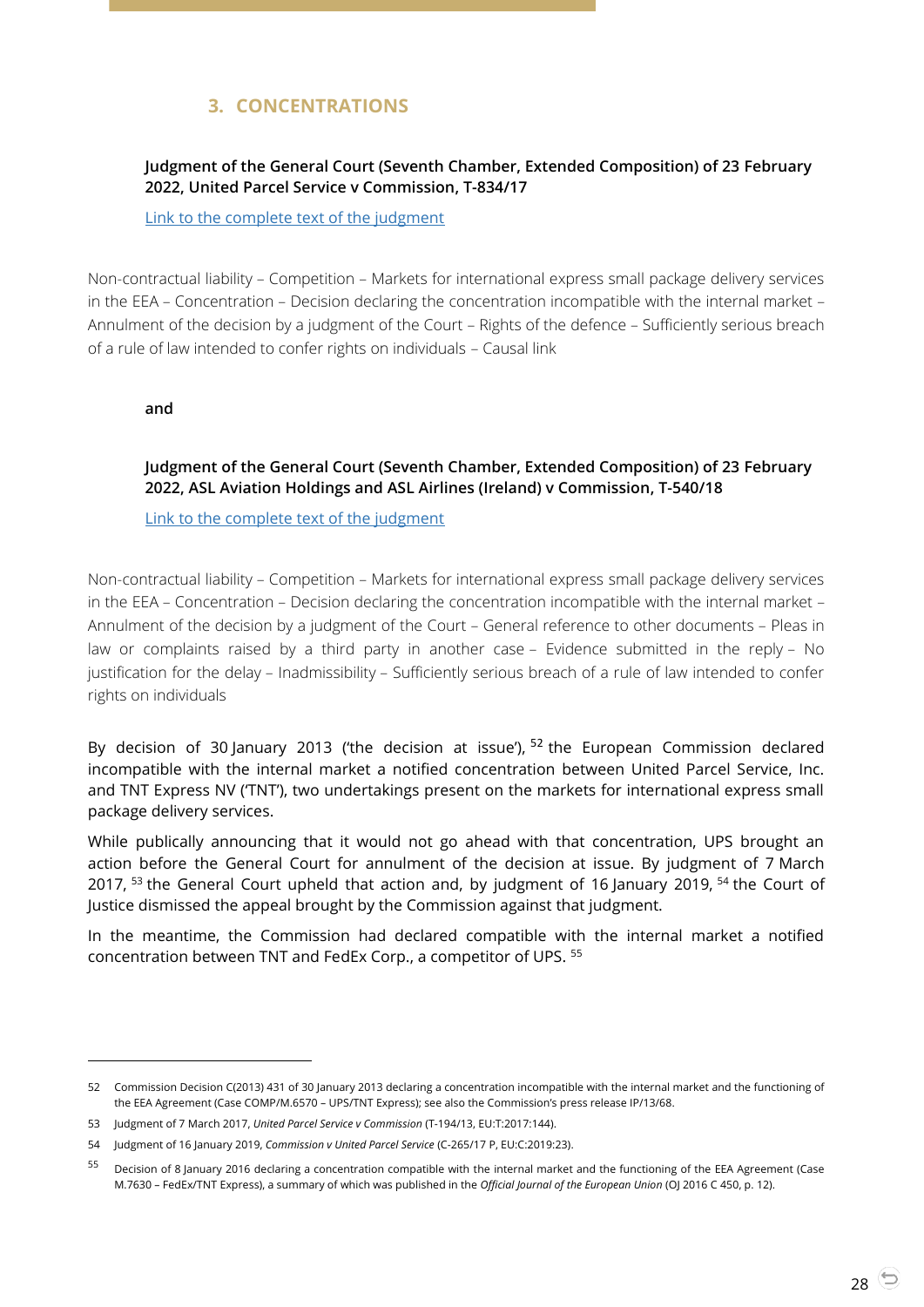## 3. CONCENTRATIONS

**Judgment of the General Court (Seventh Chamber, Extended Composition) of 23 February 2022, United Parcel Service v Commission, T-834/17**

Link to the complete text of the judgment

Non-contractual liability – Competition – Markets for international express small package delivery services in the EEA – Concentration – Decision declaring the concentration incompatible with the internal market – Annulment of the decision by a judgment of the Court – Rights of the defence – Sufficiently serious breach of a rule of law intended to confer rights on individuals – Causal link

**and**

**Judgment of the General Court (Seventh Chamber, Extended Composition) of 23 February 2022, ASL Aviation Holdings and ASL Airlines (Ireland) v Commission, T-540/18**

Link to the complete text of the judgment

Non-contractual liability – Competition – Markets for international express small package delivery services in the EEA – Concentration – Decision declaring the concentration incompatible with the internal market – Annulment of the decision by a judgment of the Court – General reference to other documents – Pleas in law or complaints raised by a third party in another case – Evidence submitted in the reply – No justification for the delay – Inadmissibility – Sufficiently serious breach of a rule of law intended to confer rights on individuals

By decision of 30 January 2013 ('the decision at issue'), [52] the European Commission declared incompatible with the internal market a notified concentration between United Parcel Service, Inc. and TNT Express NV ('TNT'), two undertakings present on the markets for international express small package delivery services.

While publically announcing that it would not go ahead with that concentration, UPS brought an action before the General Court for annulment of the decision at issue. By judgment of 7 March 2017, [53] the General Court upheld that action and, by judgment of 16 January 2019, [54] the Court of Justice dismissed the appeal brought by the Commission against that judgment.

In the meantime, the Commission had declared compatible with the internal market a notified concentration between TNT and FedEx Corp., a competitor of UPS. [55]

---

52 Commission Decision C(2013) 431 of 30 January 2013 declaring a concentration incompatible with the internal market and the functioning of the EEA Agreement (Case COMP/M.6570 – UPS/TNT Express); see also the Commission's press release IP/13/68.

53 Judgment of 7 March 2017, *United Parcel Service v Commission* (T-194/13, EU:T:2017:144).

54 Judgment of 16 January 2019, *Commission v United Parcel Service* (C-265/17 P, EU:C:2019:23).

55 Decision of 8 January 2016 declaring a concentration compatible with the internal market and the functioning of the EEA Agreement (Case M.7630 – FedEx/TNT Express), a summary of which was published in the *Official Journal of the European Union* (OJ 2016 C 450, p. 12).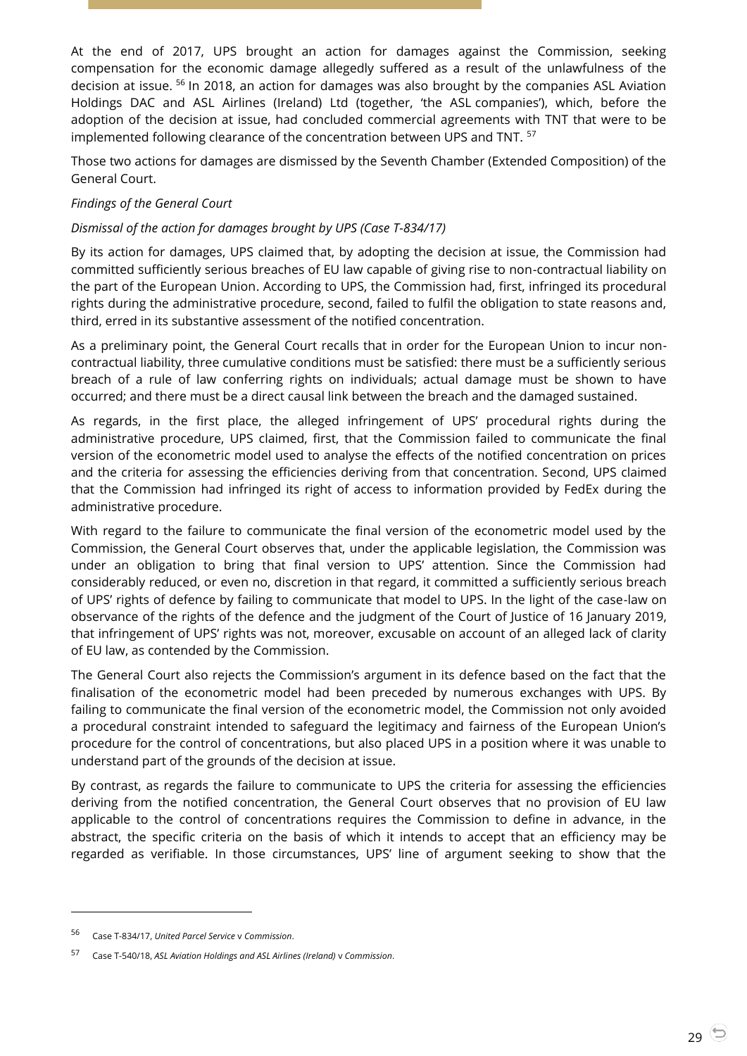At the end of 2017, UPS brought an action for damages against the Commission, seeking compensation for the economic damage allegedly suffered as a result of the unlawfulness of the decision at issue. [56] In 2018, an action for damages was also brought by the companies ASL Aviation Holdings DAC and ASL Airlines (Ireland) Ltd (together, 'the ASL companies'), which, before the adoption of the decision at issue, had concluded commercial agreements with TNT that were to be implemented following clearance of the concentration between UPS and TNT. [57]

Those two actions for damages are dismissed by the Seventh Chamber (Extended Composition) of the General Court.

*Findings of the General Court*

*Dismissal of the action for damages brought by UPS (Case T-834/17)*

By its action for damages, UPS claimed that, by adopting the decision at issue, the Commission had committed sufficiently serious breaches of EU law capable of giving rise to non-contractual liability on the part of the European Union. According to UPS, the Commission had, first, infringed its procedural rights during the administrative procedure, second, failed to fulfil the obligation to state reasons and, third, erred in its substantive assessment of the notified concentration.

As a preliminary point, the General Court recalls that in order for the European Union to incur non-contractual liability, three cumulative conditions must be satisfied: there must be a sufficiently serious breach of a rule of law conferring rights on individuals; actual damage must be shown to have occurred; and there must be a direct causal link between the breach and the damaged sustained.

As regards, in the first place, the alleged infringement of UPS' procedural rights during the administrative procedure, UPS claimed, first, that the Commission failed to communicate the final version of the econometric model used to analyse the effects of the notified concentration on prices and the criteria for assessing the efficiencies deriving from that concentration. Second, UPS claimed that the Commission had infringed its right of access to information provided by FedEx during the administrative procedure.

With regard to the failure to communicate the final version of the econometric model used by the Commission, the General Court observes that, under the applicable legislation, the Commission was under an obligation to bring that final version to UPS' attention. Since the Commission had considerably reduced, or even no, discretion in that regard, it committed a sufficiently serious breach of UPS' rights of defence by failing to communicate that model to UPS. In the light of the case-law on observance of the rights of the defence and the judgment of the Court of Justice of 16 January 2019, that infringement of UPS' rights was not, moreover, excusable on account of an alleged lack of clarity of EU law, as contended by the Commission.

The General Court also rejects the Commission's argument in its defence based on the fact that the finalisation of the econometric model had been preceded by numerous exchanges with UPS. By failing to communicate the final version of the econometric model, the Commission not only avoided a procedural constraint intended to safeguard the legitimacy and fairness of the European Union's procedure for the control of concentrations, but also placed UPS in a position where it was unable to understand part of the grounds of the decision at issue.

By contrast, as regards the failure to communicate to UPS the criteria for assessing the efficiencies deriving from the notified concentration, the General Court observes that no provision of EU law applicable to the control of concentrations requires the Commission to define in advance, in the abstract, the specific criteria on the basis of which it intends to accept that an efficiency may be regarded as verifiable. In those circumstances, UPS' line of argument seeking to show that the

---

[56] Case T-834/17, *United Parcel Service* v *Commission*.

[57] Case T-540/18, *ASL Aviation Holdings and ASL Airlines (Ireland)* v *Commission*.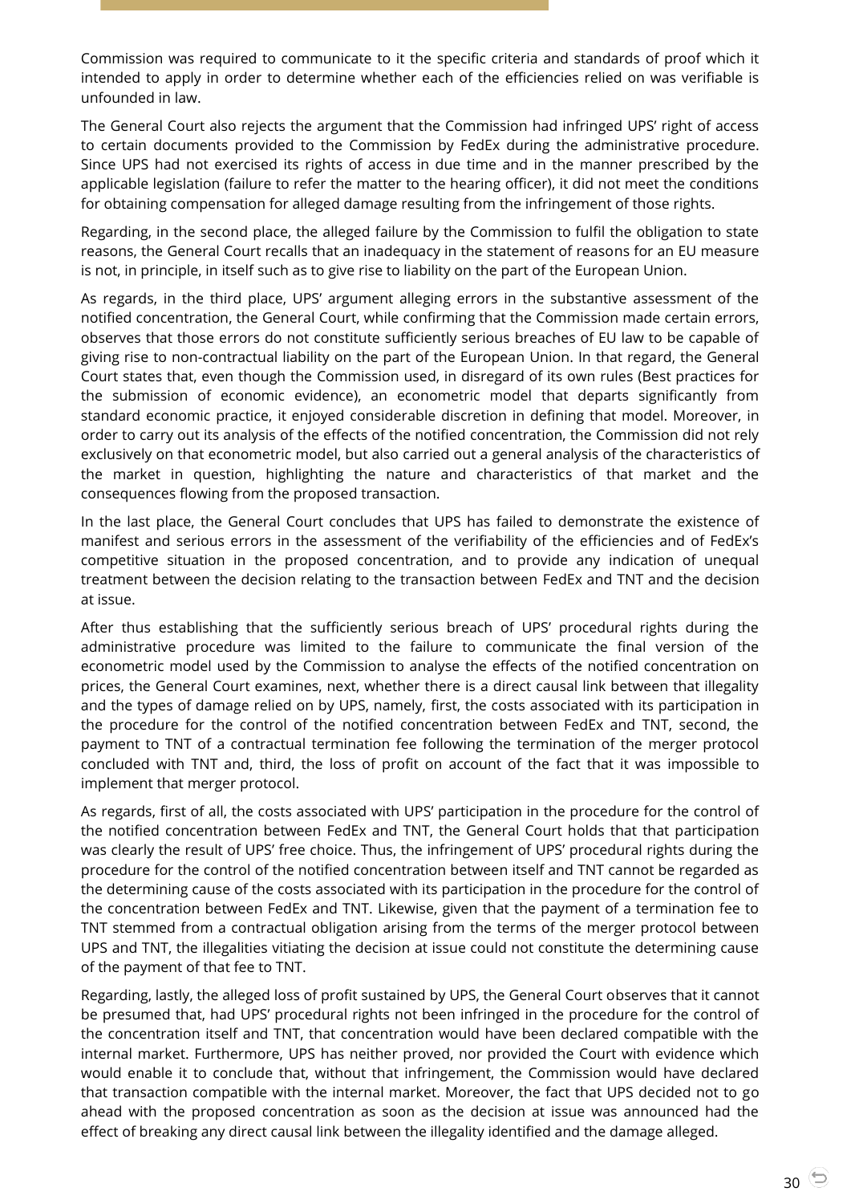Commission was required to communicate to it the specific criteria and standards of proof which it intended to apply in order to determine whether each of the efficiencies relied on was verifiable is unfounded in law.

The General Court also rejects the argument that the Commission had infringed UPS' right of access to certain documents provided to the Commission by FedEx during the administrative procedure. Since UPS had not exercised its rights of access in due time and in the manner prescribed by the applicable legislation (failure to refer the matter to the hearing officer), it did not meet the conditions for obtaining compensation for alleged damage resulting from the infringement of those rights.

Regarding, in the second place, the alleged failure by the Commission to fulfil the obligation to state reasons, the General Court recalls that an inadequacy in the statement of reasons for an EU measure is not, in principle, in itself such as to give rise to liability on the part of the European Union.

As regards, in the third place, UPS' argument alleging errors in the substantive assessment of the notified concentration, the General Court, while confirming that the Commission made certain errors, observes that those errors do not constitute sufficiently serious breaches of EU law to be capable of giving rise to non-contractual liability on the part of the European Union. In that regard, the General Court states that, even though the Commission used, in disregard of its own rules (Best practices for the submission of economic evidence), an econometric model that departs significantly from standard economic practice, it enjoyed considerable discretion in defining that model. Moreover, in order to carry out its analysis of the effects of the notified concentration, the Commission did not rely exclusively on that econometric model, but also carried out a general analysis of the characteristics of the market in question, highlighting the nature and characteristics of that market and the consequences flowing from the proposed transaction.

In the last place, the General Court concludes that UPS has failed to demonstrate the existence of manifest and serious errors in the assessment of the verifiability of the efficiencies and of FedEx's competitive situation in the proposed concentration, and to provide any indication of unequal treatment between the decision relating to the transaction between FedEx and TNT and the decision at issue.

After thus establishing that the sufficiently serious breach of UPS' procedural rights during the administrative procedure was limited to the failure to communicate the final version of the econometric model used by the Commission to analyse the effects of the notified concentration on prices, the General Court examines, next, whether there is a direct causal link between that illegality and the types of damage relied on by UPS, namely, first, the costs associated with its participation in the procedure for the control of the notified concentration between FedEx and TNT, second, the payment to TNT of a contractual termination fee following the termination of the merger protocol concluded with TNT and, third, the loss of profit on account of the fact that it was impossible to implement that merger protocol.

As regards, first of all, the costs associated with UPS' participation in the procedure for the control of the notified concentration between FedEx and TNT, the General Court holds that that participation was clearly the result of UPS' free choice. Thus, the infringement of UPS' procedural rights during the procedure for the control of the notified concentration between itself and TNT cannot be regarded as the determining cause of the costs associated with its participation in the procedure for the control of the concentration between FedEx and TNT. Likewise, given that the payment of a termination fee to TNT stemmed from a contractual obligation arising from the terms of the merger protocol between UPS and TNT, the illegalities vitiating the decision at issue could not constitute the determining cause of the payment of that fee to TNT.

Regarding, lastly, the alleged loss of profit sustained by UPS, the General Court observes that it cannot be presumed that, had UPS' procedural rights not been infringed in the procedure for the control of the concentration itself and TNT, that concentration would have been declared compatible with the internal market. Furthermore, UPS has neither proved, nor provided the Court with evidence which would enable it to conclude that, without that infringement, the Commission would have declared that transaction compatible with the internal market. Moreover, the fact that UPS decided not to go ahead with the proposed concentration as soon as the decision at issue was announced had the effect of breaking any direct causal link between the illegality identified and the damage alleged.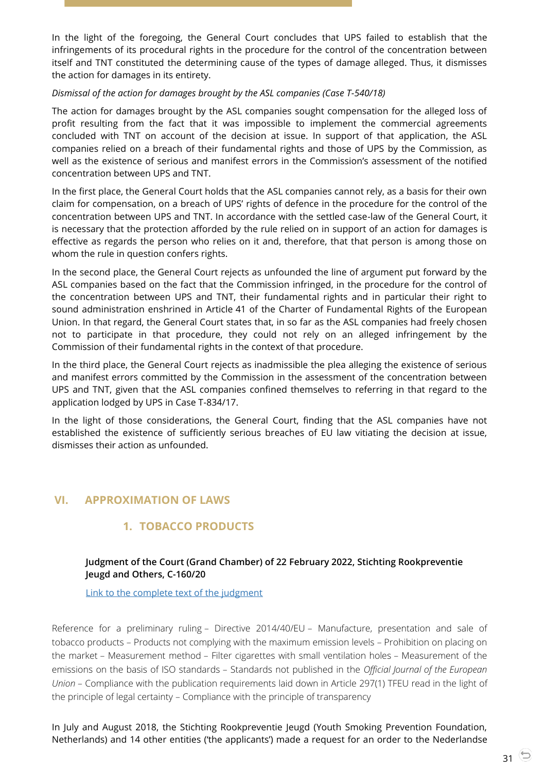In the light of the foregoing, the General Court concludes that UPS failed to establish that the infringements of its procedural rights in the procedure for the control of the concentration between itself and TNT constituted the determining cause of the types of damage alleged. Thus, it dismisses the action for damages in its entirety.

*Dismissal of the action for damages brought by the ASL companies (Case T-540/18)*

The action for damages brought by the ASL companies sought compensation for the alleged loss of profit resulting from the fact that it was impossible to implement the commercial agreements concluded with TNT on account of the decision at issue. In support of that application, the ASL companies relied on a breach of their fundamental rights and those of UPS by the Commission, as well as the existence of serious and manifest errors in the Commission's assessment of the notified concentration between UPS and TNT.

In the first place, the General Court holds that the ASL companies cannot rely, as a basis for their own claim for compensation, on a breach of UPS' rights of defence in the procedure for the control of the concentration between UPS and TNT. In accordance with the settled case-law of the General Court, it is necessary that the protection afforded by the rule relied on in support of an action for damages is effective as regards the person who relies on it and, therefore, that that person is among those on whom the rule in question confers rights.

In the second place, the General Court rejects as unfounded the line of argument put forward by the ASL companies based on the fact that the Commission infringed, in the procedure for the control of the concentration between UPS and TNT, their fundamental rights and in particular their right to sound administration enshrined in Article 41 of the Charter of Fundamental Rights of the European Union. In that regard, the General Court states that, in so far as the ASL companies had freely chosen not to participate in that procedure, they could not rely on an alleged infringement by the Commission of their fundamental rights in the context of that procedure.

In the third place, the General Court rejects as inadmissible the plea alleging the existence of serious and manifest errors committed by the Commission in the assessment of the concentration between UPS and TNT, given that the ASL companies confined themselves to referring in that regard to the application lodged by UPS in Case T-834/17.

In the light of those considerations, the General Court, finding that the ASL companies have not established the existence of sufficiently serious breaches of EU law vitiating the decision at issue, dismisses their action as unfounded.

## VI. APPROXIMATION OF LAWS

### 1. TOBACCO PRODUCTS

**Judgment of the Court (Grand Chamber) of 22 February 2022, Stichting Rookpreventie Jeugd and Others, C-160/20**

Link to the complete text of the judgment

Reference for a preliminary ruling – Directive 2014/40/EU – Manufacture, presentation and sale of tobacco products – Products not complying with the maximum emission levels – Prohibition on placing on the market – Measurement method – Filter cigarettes with small ventilation holes – Measurement of the emissions on the basis of ISO standards – Standards not published in the *Official Journal of the European Union* – Compliance with the publication requirements laid down in Article 297(1) TFEU read in the light of the principle of legal certainty – Compliance with the principle of transparency

In July and August 2018, the Stichting Rookpreventie Jeugd (Youth Smoking Prevention Foundation, Netherlands) and 14 other entities ('the applicants') made a request for an order to the Nederlandse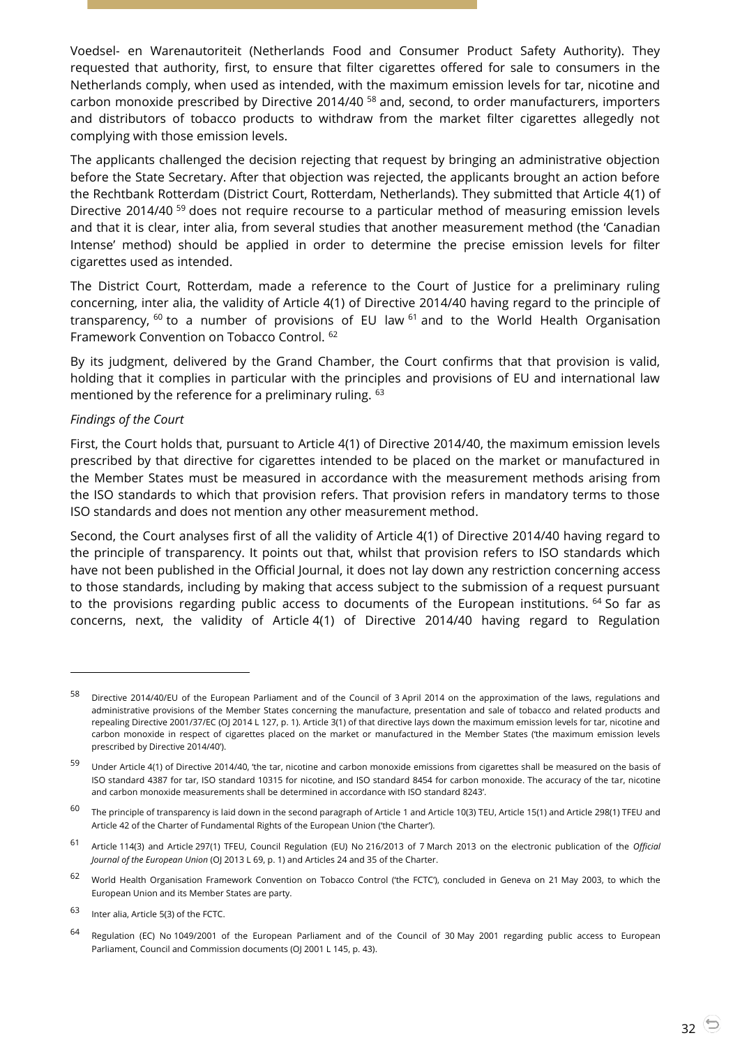Voedsel- en Warenautoriteit (Netherlands Food and Consumer Product Safety Authority). They requested that authority, first, to ensure that filter cigarettes offered for sale to consumers in the Netherlands comply, when used as intended, with the maximum emission levels for tar, nicotine and carbon monoxide prescribed by Directive 2014/40 [58] and, second, to order manufacturers, importers and distributors of tobacco products to withdraw from the market filter cigarettes allegedly not complying with those emission levels.

The applicants challenged the decision rejecting that request by bringing an administrative objection before the State Secretary. After that objection was rejected, the applicants brought an action before the Rechtbank Rotterdam (District Court, Rotterdam, Netherlands). They submitted that Article 4(1) of Directive 2014/40 [59] does not require recourse to a particular method of measuring emission levels and that it is clear, inter alia, from several studies that another measurement method (the 'Canadian Intense' method) should be applied in order to determine the precise emission levels for filter cigarettes used as intended.

The District Court, Rotterdam, made a reference to the Court of Justice for a preliminary ruling concerning, inter alia, the validity of Article 4(1) of Directive 2014/40 having regard to the principle of transparency, [60] to a number of provisions of EU law [61] and to the World Health Organisation Framework Convention on Tobacco Control. [62]

By its judgment, delivered by the Grand Chamber, the Court confirms that that provision is valid, holding that it complies in particular with the principles and provisions of EU and international law mentioned by the reference for a preliminary ruling. [63]

*Findings of the Court*

First, the Court holds that, pursuant to Article 4(1) of Directive 2014/40, the maximum emission levels prescribed by that directive for cigarettes intended to be placed on the market or manufactured in the Member States must be measured in accordance with the measurement methods arising from the ISO standards to which that provision refers. That provision refers in mandatory terms to those ISO standards and does not mention any other measurement method.

Second, the Court analyses first of all the validity of Article 4(1) of Directive 2014/40 having regard to the principle of transparency. It points out that, whilst that provision refers to ISO standards which have not been published in the Official Journal, it does not lay down any restriction concerning access to those standards, including by making that access subject to the submission of a request pursuant to the provisions regarding public access to documents of the European institutions. [64] So far as concerns, next, the validity of Article 4(1) of Directive 2014/40 having regard to Regulation

---

[58] Directive 2014/40/EU of the European Parliament and of the Council of 3 April 2014 on the approximation of the laws, regulations and administrative provisions of the Member States concerning the manufacture, presentation and sale of tobacco and related products and repealing Directive 2001/37/EC (OJ 2014 L 127, p. 1). Article 3(1) of that directive lays down the maximum emission levels for tar, nicotine and carbon monoxide in respect of cigarettes placed on the market or manufactured in the Member States ('the maximum emission levels prescribed by Directive 2014/40').

[59] Under Article 4(1) of Directive 2014/40, 'the tar, nicotine and carbon monoxide emissions from cigarettes shall be measured on the basis of ISO standard 4387 for tar, ISO standard 10315 for nicotine, and ISO standard 8454 for carbon monoxide. The accuracy of the tar, nicotine and carbon monoxide measurements shall be determined in accordance with ISO standard 8243'.

[60] The principle of transparency is laid down in the second paragraph of Article 1 and Article 10(3) TEU, Article 15(1) and Article 298(1) TFEU and Article 42 of the Charter of Fundamental Rights of the European Union ('the Charter').

[61] Article 114(3) and Article 297(1) TFEU, Council Regulation (EU) No 216/2013 of 7 March 2013 on the electronic publication of the *Official Journal of the European Union* (OJ 2013 L 69, p. 1) and Articles 24 and 35 of the Charter.

[62] World Health Organisation Framework Convention on Tobacco Control ('the FCTC'), concluded in Geneva on 21 May 2003, to which the European Union and its Member States are party.

[63] Inter alia, Article 5(3) of the FCTC.

[64] Regulation (EC) No 1049/2001 of the European Parliament and of the Council of 30 May 2001 regarding public access to European Parliament, Council and Commission documents (OJ 2001 L 145, p. 43).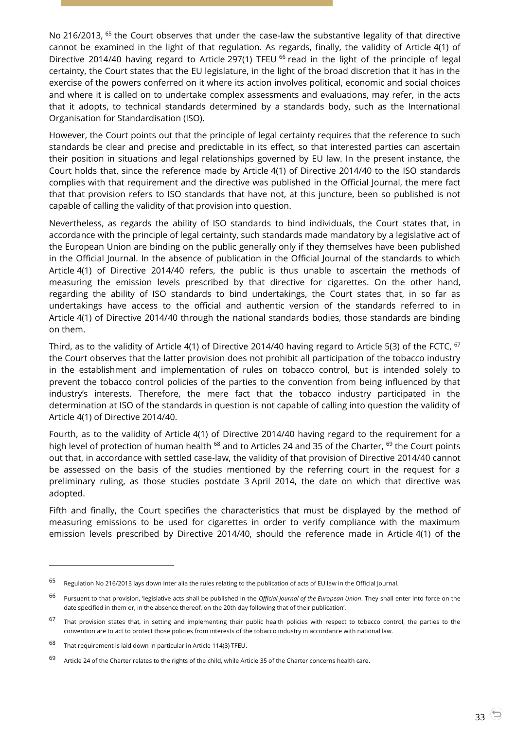No 216/2013, [65] the Court observes that under the case-law the substantive legality of that directive cannot be examined in the light of that regulation. As regards, finally, the validity of Article 4(1) of Directive 2014/40 having regard to Article 297(1) TFEU [66] read in the light of the principle of legal certainty, the Court states that the EU legislature, in the light of the broad discretion that it has in the exercise of the powers conferred on it where its action involves political, economic and social choices and where it is called on to undertake complex assessments and evaluations, may refer, in the acts that it adopts, to technical standards determined by a standards body, such as the International Organisation for Standardisation (ISO).

However, the Court points out that the principle of legal certainty requires that the reference to such standards be clear and precise and predictable in its effect, so that interested parties can ascertain their position in situations and legal relationships governed by EU law. In the present instance, the Court holds that, since the reference made by Article 4(1) of Directive 2014/40 to the ISO standards complies with that requirement and the directive was published in the Official Journal, the mere fact that that provision refers to ISO standards that have not, at this juncture, been so published is not capable of calling the validity of that provision into question.

Nevertheless, as regards the ability of ISO standards to bind individuals, the Court states that, in accordance with the principle of legal certainty, such standards made mandatory by a legislative act of the European Union are binding on the public generally only if they themselves have been published in the Official Journal. In the absence of publication in the Official Journal of the standards to which Article 4(1) of Directive 2014/40 refers, the public is thus unable to ascertain the methods of measuring the emission levels prescribed by that directive for cigarettes. On the other hand, regarding the ability of ISO standards to bind undertakings, the Court states that, in so far as undertakings have access to the official and authentic version of the standards referred to in Article 4(1) of Directive 2014/40 through the national standards bodies, those standards are binding on them.

Third, as to the validity of Article 4(1) of Directive 2014/40 having regard to Article 5(3) of the FCTC, [67] the Court observes that the latter provision does not prohibit all participation of the tobacco industry in the establishment and implementation of rules on tobacco control, but is intended solely to prevent the tobacco control policies of the parties to the convention from being influenced by that industry's interests. Therefore, the mere fact that the tobacco industry participated in the determination at ISO of the standards in question is not capable of calling into question the validity of Article 4(1) of Directive 2014/40.

Fourth, as to the validity of Article 4(1) of Directive 2014/40 having regard to the requirement for a high level of protection of human health [68] and to Articles 24 and 35 of the Charter, [69] the Court points out that, in accordance with settled case-law, the validity of that provision of Directive 2014/40 cannot be assessed on the basis of the studies mentioned by the referring court in the request for a preliminary ruling, as those studies postdate 3 April 2014, the date on which that directive was adopted.

Fifth and finally, the Court specifies the characteristics that must be displayed by the method of measuring emissions to be used for cigarettes in order to verify compliance with the maximum emission levels prescribed by Directive 2014/40, should the reference made in Article 4(1) of the

---

[65] Regulation No 216/2013 lays down inter alia the rules relating to the publication of acts of EU law in the Official Journal.

[66] Pursuant to that provision, 'legislative acts shall be published in the *Official Journal of the European Union*. They shall enter into force on the date specified in them or, in the absence thereof, on the 20th day following that of their publication'.

[67] That provision states that, in setting and implementing their public health policies with respect to tobacco control, the parties to the convention are to act to protect those policies from interests of the tobacco industry in accordance with national law.

[68] That requirement is laid down in particular in Article 114(3) TFEU.

[69] Article 24 of the Charter relates to the rights of the child, while Article 35 of the Charter concerns health care.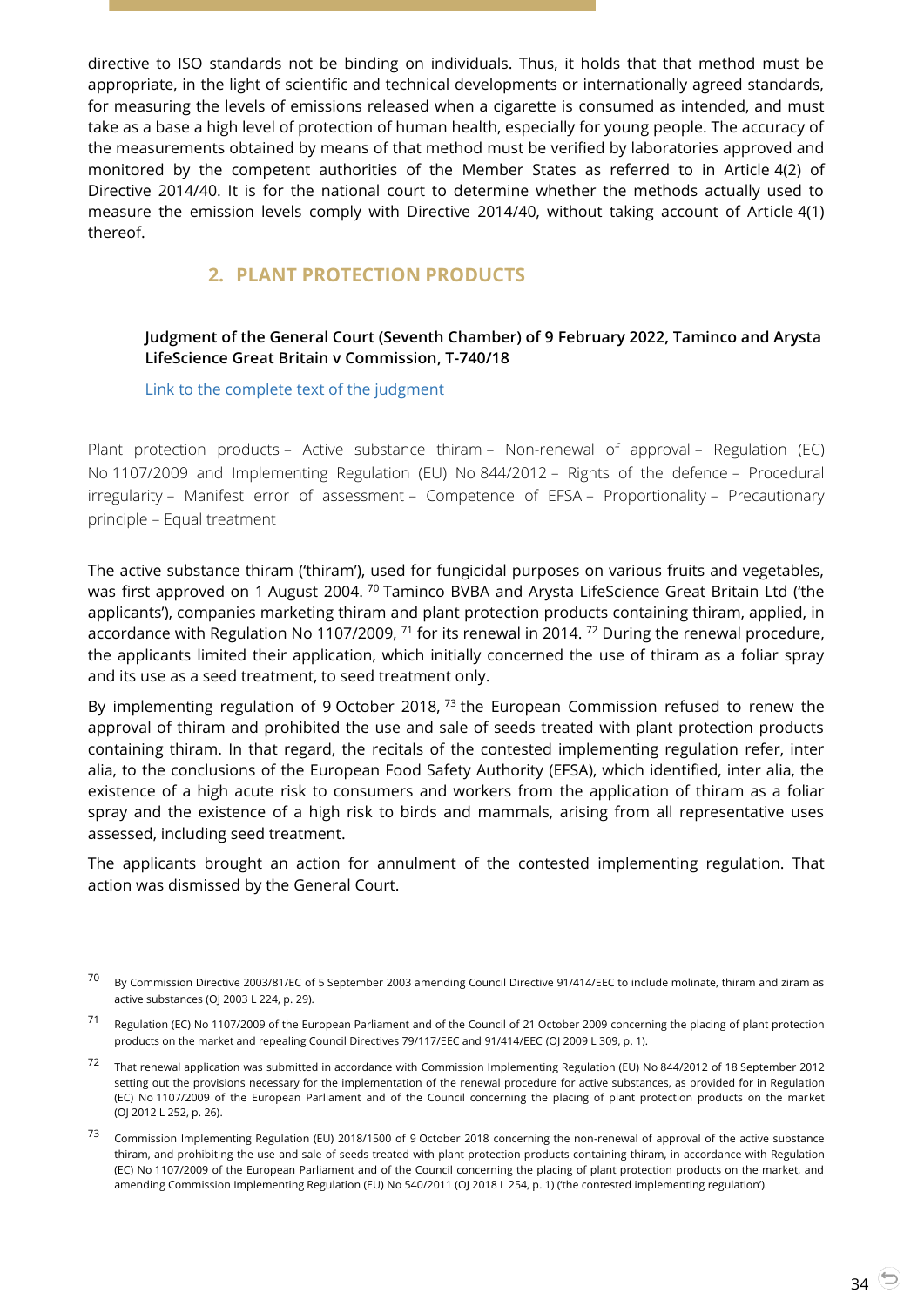directive to ISO standards not be binding on individuals. Thus, it holds that that method must be appropriate, in the light of scientific and technical developments or internationally agreed standards, for measuring the levels of emissions released when a cigarette is consumed as intended, and must take as a base a high level of protection of human health, especially for young people. The accuracy of the measurements obtained by means of that method must be verified by laboratories approved and monitored by the competent authorities of the Member States as referred to in Article 4(2) of Directive 2014/40. It is for the national court to determine whether the methods actually used to measure the emission levels comply with Directive 2014/40, without taking account of Article 4(1) thereof.

## 2. PLANT PROTECTION PRODUCTS

**Judgment of the General Court (Seventh Chamber) of 9 February 2022, Taminco and Arysta LifeScience Great Britain v Commission, T-740/18**

Link to the complete text of the judgment

Plant protection products – Active substance thiram – Non-renewal of approval – Regulation (EC) No 1107/2009 and Implementing Regulation (EU) No 844/2012 – Rights of the defence – Procedural irregularity – Manifest error of assessment – Competence of EFSA – Proportionality – Precautionary principle – Equal treatment

The active substance thiram ('thiram'), used for fungicidal purposes on various fruits and vegetables, was first approved on 1 August 2004. [70] Taminco BVBA and Arysta LifeScience Great Britain Ltd ('the applicants'), companies marketing thiram and plant protection products containing thiram, applied, in accordance with Regulation No 1107/2009, [71] for its renewal in 2014. [72] During the renewal procedure, the applicants limited their application, which initially concerned the use of thiram as a foliar spray and its use as a seed treatment, to seed treatment only.

By implementing regulation of 9 October 2018, [73] the European Commission refused to renew the approval of thiram and prohibited the use and sale of seeds treated with plant protection products containing thiram. In that regard, the recitals of the contested implementing regulation refer, inter alia, to the conclusions of the European Food Safety Authority (EFSA), which identified, inter alia, the existence of a high acute risk to consumers and workers from the application of thiram as a foliar spray and the existence of a high risk to birds and mammals, arising from all representative uses assessed, including seed treatment.

The applicants brought an action for annulment of the contested implementing regulation. That action was dismissed by the General Court.

---

[70] By Commission Directive 2003/81/EC of 5 September 2003 amending Council Directive 91/414/EEC to include molinate, thiram and ziram as active substances (OJ 2003 L 224, p. 29).

[71] Regulation (EC) No 1107/2009 of the European Parliament and of the Council of 21 October 2009 concerning the placing of plant protection products on the market and repealing Council Directives 79/117/EEC and 91/414/EEC (OJ 2009 L 309, p. 1).

[72] That renewal application was submitted in accordance with Commission Implementing Regulation (EU) No 844/2012 of 18 September 2012 setting out the provisions necessary for the implementation of the renewal procedure for active substances, as provided for in Regulation (EC) No 1107/2009 of the European Parliament and of the Council concerning the placing of plant protection products on the market (OJ 2012 L 252, p. 26).

[73] Commission Implementing Regulation (EU) 2018/1500 of 9 October 2018 concerning the non-renewal of approval of the active substance thiram, and prohibiting the use and sale of seeds treated with plant protection products containing thiram, in accordance with Regulation (EC) No 1107/2009 of the European Parliament and of the Council concerning the placing of plant protection products on the market, and amending Commission Implementing Regulation (EU) No 540/2011 (OJ 2018 L 254, p. 1) ('the contested implementing regulation').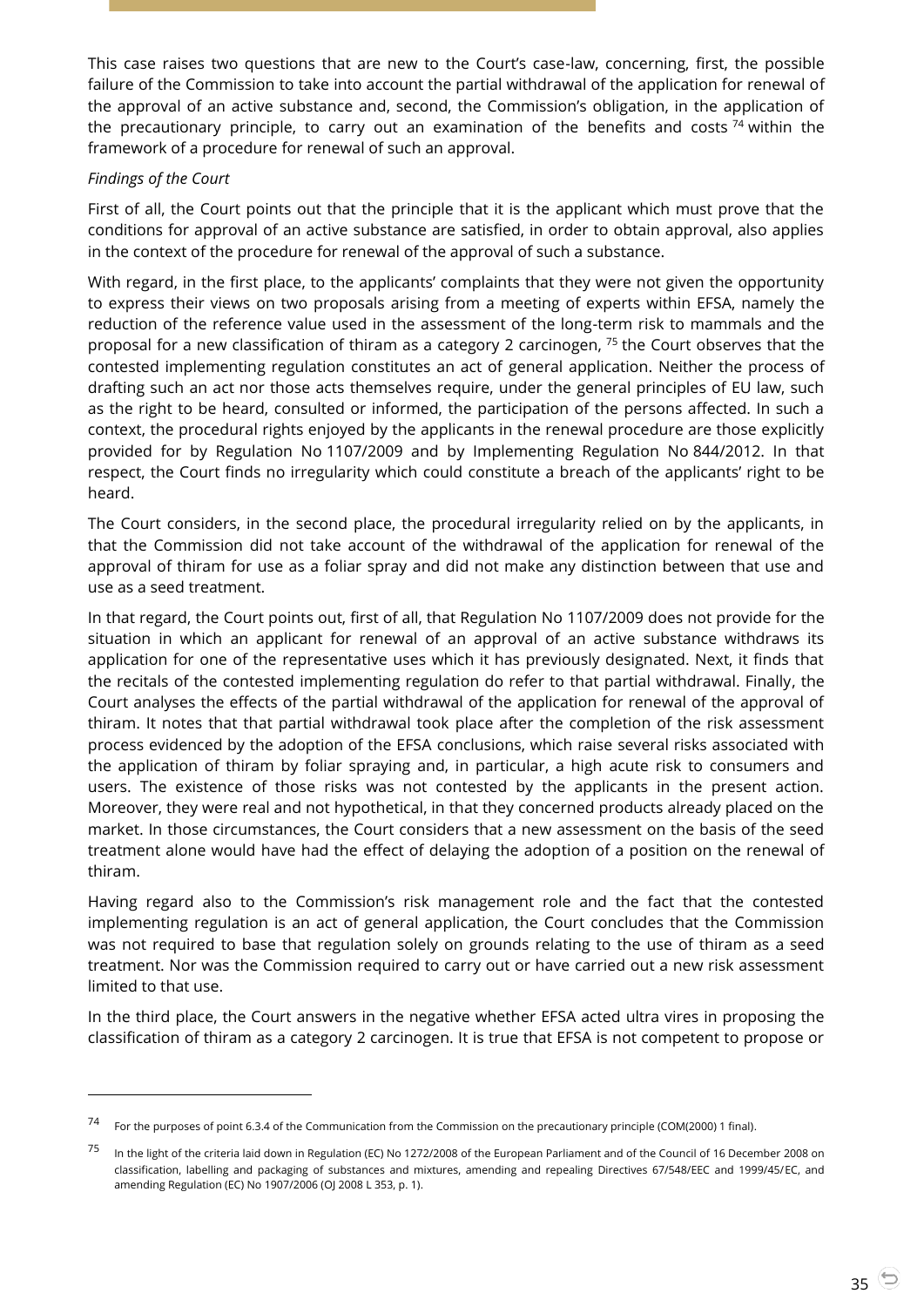This case raises two questions that are new to the Court's case-law, concerning, first, the possible failure of the Commission to take into account the partial withdrawal of the application for renewal of the approval of an active substance and, second, the Commission's obligation, in the application of the precautionary principle, to carry out an examination of the benefits and costs [74] within the framework of a procedure for renewal of such an approval.

*Findings of the Court*

First of all, the Court points out that the principle that it is the applicant which must prove that the conditions for approval of an active substance are satisfied, in order to obtain approval, also applies in the context of the procedure for renewal of the approval of such a substance.

With regard, in the first place, to the applicants' complaints that they were not given the opportunity to express their views on two proposals arising from a meeting of experts within EFSA, namely the reduction of the reference value used in the assessment of the long-term risk to mammals and the proposal for a new classification of thiram as a category 2 carcinogen, [75] the Court observes that the contested implementing regulation constitutes an act of general application. Neither the process of drafting such an act nor those acts themselves require, under the general principles of EU law, such as the right to be heard, consulted or informed, the participation of the persons affected. In such a context, the procedural rights enjoyed by the applicants in the renewal procedure are those explicitly provided for by Regulation No 1107/2009 and by Implementing Regulation No 844/2012. In that respect, the Court finds no irregularity which could constitute a breach of the applicants' right to be heard.

The Court considers, in the second place, the procedural irregularity relied on by the applicants, in that the Commission did not take account of the withdrawal of the application for renewal of the approval of thiram for use as a foliar spray and did not make any distinction between that use and use as a seed treatment.

In that regard, the Court points out, first of all, that Regulation No 1107/2009 does not provide for the situation in which an applicant for renewal of an approval of an active substance withdraws its application for one of the representative uses which it has previously designated. Next, it finds that the recitals of the contested implementing regulation do refer to that partial withdrawal. Finally, the Court analyses the effects of the partial withdrawal of the application for renewal of the approval of thiram. It notes that that partial withdrawal took place after the completion of the risk assessment process evidenced by the adoption of the EFSA conclusions, which raise several risks associated with the application of thiram by foliar spraying and, in particular, a high acute risk to consumers and users. The existence of those risks was not contested by the applicants in the present action. Moreover, they were real and not hypothetical, in that they concerned products already placed on the market. In those circumstances, the Court considers that a new assessment on the basis of the seed treatment alone would have had the effect of delaying the adoption of a position on the renewal of thiram.

Having regard also to the Commission's risk management role and the fact that the contested implementing regulation is an act of general application, the Court concludes that the Commission was not required to base that regulation solely on grounds relating to the use of thiram as a seed treatment. Nor was the Commission required to carry out or have carried out a new risk assessment limited to that use.

In the third place, the Court answers in the negative whether EFSA acted ultra vires in proposing the classification of thiram as a category 2 carcinogen. It is true that EFSA is not competent to propose or

---

[74] For the purposes of point 6.3.4 of the Communication from the Commission on the precautionary principle (COM(2000) 1 final).

[75] In the light of the criteria laid down in Regulation (EC) No 1272/2008 of the European Parliament and of the Council of 16 December 2008 on classification, labelling and packaging of substances and mixtures, amending and repealing Directives 67/548/EEC and 1999/45/EC, and amending Regulation (EC) No 1907/2006 (OJ 2008 L 353, p. 1).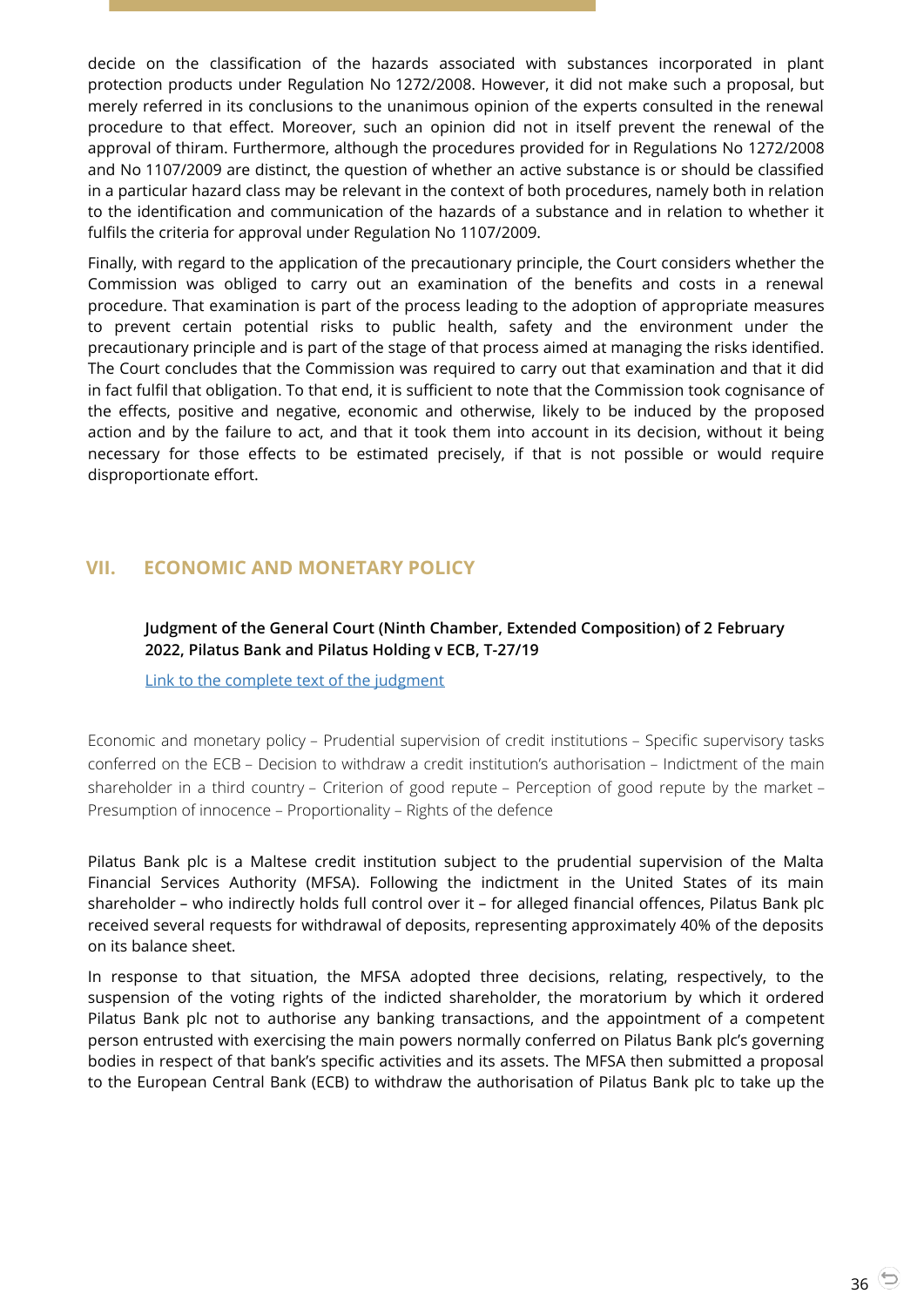decide on the classification of the hazards associated with substances incorporated in plant protection products under Regulation No 1272/2008. However, it did not make such a proposal, but merely referred in its conclusions to the unanimous opinion of the experts consulted in the renewal procedure to that effect. Moreover, such an opinion did not in itself prevent the renewal of the approval of thiram. Furthermore, although the procedures provided for in Regulations No 1272/2008 and No 1107/2009 are distinct, the question of whether an active substance is or should be classified in a particular hazard class may be relevant in the context of both procedures, namely both in relation to the identification and communication of the hazards of a substance and in relation to whether it fulfils the criteria for approval under Regulation No 1107/2009.

Finally, with regard to the application of the precautionary principle, the Court considers whether the Commission was obliged to carry out an examination of the benefits and costs in a renewal procedure. That examination is part of the process leading to the adoption of appropriate measures to prevent certain potential risks to public health, safety and the environment under the precautionary principle and is part of the stage of that process aimed at managing the risks identified. The Court concludes that the Commission was required to carry out that examination and that it did in fact fulfil that obligation. To that end, it is sufficient to note that the Commission took cognisance of the effects, positive and negative, economic and otherwise, likely to be induced by the proposed action and by the failure to act, and that it took them into account in its decision, without it being necessary for those effects to be estimated precisely, if that is not possible or would require disproportionate effort.

## VII. ECONOMIC AND MONETARY POLICY

**Judgment of the General Court (Ninth Chamber, Extended Composition) of 2 February 2022, Pilatus Bank and Pilatus Holding v ECB, T-27/19**

[Link to the complete text of the judgment]

Economic and monetary policy – Prudential supervision of credit institutions – Specific supervisory tasks conferred on the ECB – Decision to withdraw a credit institution's authorisation – Indictment of the main shareholder in a third country – Criterion of good repute – Perception of good repute by the market – Presumption of innocence – Proportionality – Rights of the defence

Pilatus Bank plc is a Maltese credit institution subject to the prudential supervision of the Malta Financial Services Authority (MFSA). Following the indictment in the United States of its main shareholder – who indirectly holds full control over it – for alleged financial offences, Pilatus Bank plc received several requests for withdrawal of deposits, representing approximately 40% of the deposits on its balance sheet.

In response to that situation, the MFSA adopted three decisions, relating, respectively, to the suspension of the voting rights of the indicted shareholder, the moratorium by which it ordered Pilatus Bank plc not to authorise any banking transactions, and the appointment of a competent person entrusted with exercising the main powers normally conferred on Pilatus Bank plc's governing bodies in respect of that bank's specific activities and its assets. The MFSA then submitted a proposal to the European Central Bank (ECB) to withdraw the authorisation of Pilatus Bank plc to take up the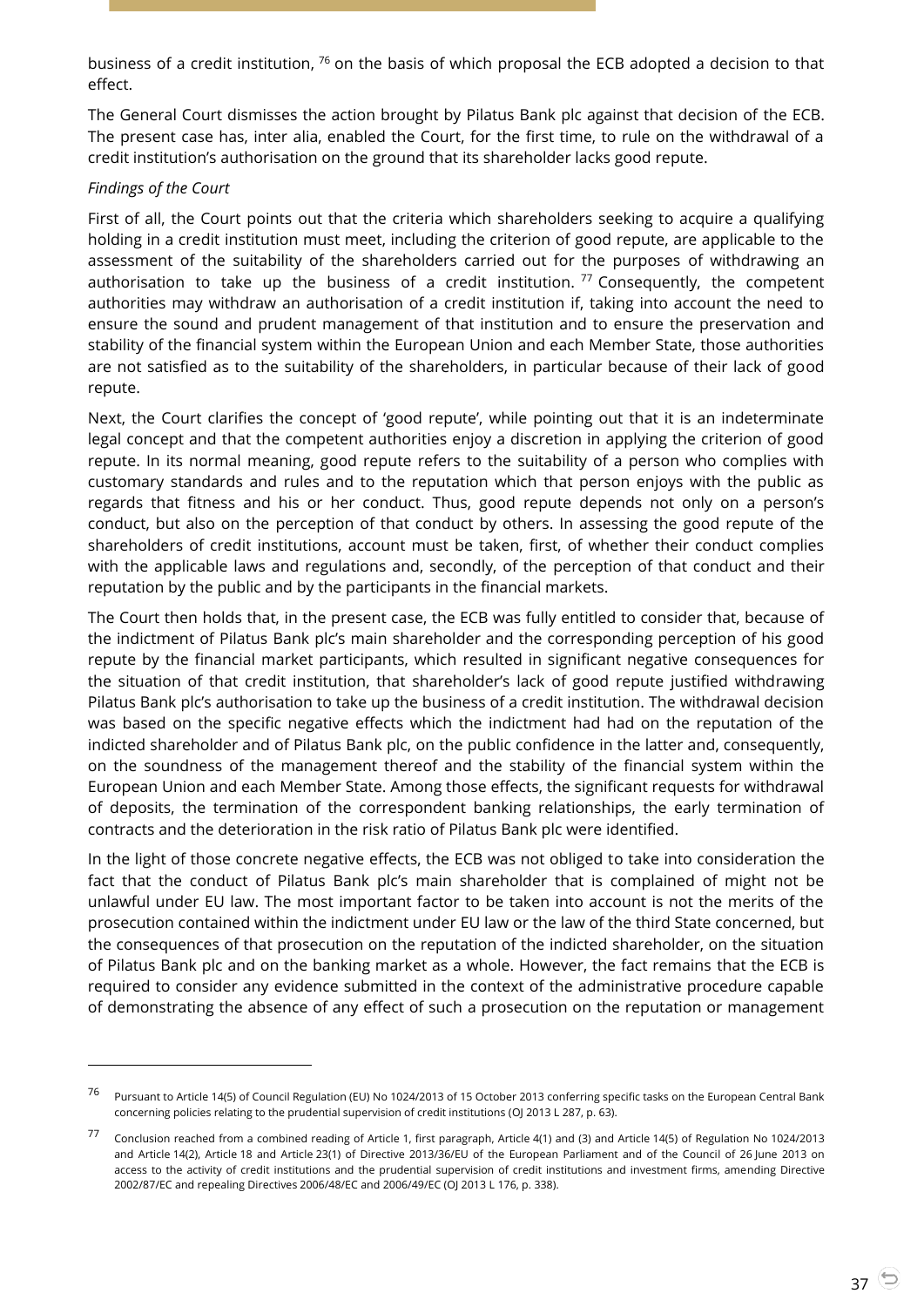business of a credit institution, [76] on the basis of which proposal the ECB adopted a decision to that effect.

The General Court dismisses the action brought by Pilatus Bank plc against that decision of the ECB. The present case has, inter alia, enabled the Court, for the first time, to rule on the withdrawal of a credit institution's authorisation on the ground that its shareholder lacks good repute.

*Findings of the Court*

First of all, the Court points out that the criteria which shareholders seeking to acquire a qualifying holding in a credit institution must meet, including the criterion of good repute, are applicable to the assessment of the suitability of the shareholders carried out for the purposes of withdrawing an authorisation to take up the business of a credit institution. [77] Consequently, the competent authorities may withdraw an authorisation of a credit institution if, taking into account the need to ensure the sound and prudent management of that institution and to ensure the preservation and stability of the financial system within the European Union and each Member State, those authorities are not satisfied as to the suitability of the shareholders, in particular because of their lack of good repute.

Next, the Court clarifies the concept of 'good repute', while pointing out that it is an indeterminate legal concept and that the competent authorities enjoy a discretion in applying the criterion of good repute. In its normal meaning, good repute refers to the suitability of a person who complies with customary standards and rules and to the reputation which that person enjoys with the public as regards that fitness and his or her conduct. Thus, good repute depends not only on a person's conduct, but also on the perception of that conduct by others. In assessing the good repute of the shareholders of credit institutions, account must be taken, first, of whether their conduct complies with the applicable laws and regulations and, secondly, of the perception of that conduct and their reputation by the public and by the participants in the financial markets.

The Court then holds that, in the present case, the ECB was fully entitled to consider that, because of the indictment of Pilatus Bank plc's main shareholder and the corresponding perception of his good repute by the financial market participants, which resulted in significant negative consequences for the situation of that credit institution, that shareholder's lack of good repute justified withdrawing Pilatus Bank plc's authorisation to take up the business of a credit institution. The withdrawal decision was based on the specific negative effects which the indictment had had on the reputation of the indicted shareholder and of Pilatus Bank plc, on the public confidence in the latter and, consequently, on the soundness of the management thereof and the stability of the financial system within the European Union and each Member State. Among those effects, the significant requests for withdrawal of deposits, the termination of the correspondent banking relationships, the early termination of contracts and the deterioration in the risk ratio of Pilatus Bank plc were identified.

In the light of those concrete negative effects, the ECB was not obliged to take into consideration the fact that the conduct of Pilatus Bank plc's main shareholder that is complained of might not be unlawful under EU law. The most important factor to be taken into account is not the merits of the prosecution contained within the indictment under EU law or the law of the third State concerned, but the consequences of that prosecution on the reputation of the indicted shareholder, on the situation of Pilatus Bank plc and on the banking market as a whole. However, the fact remains that the ECB is required to consider any evidence submitted in the context of the administrative procedure capable of demonstrating the absence of any effect of such a prosecution on the reputation or management

---

[76] Pursuant to Article 14(5) of Council Regulation (EU) No 1024/2013 of 15 October 2013 conferring specific tasks on the European Central Bank concerning policies relating to the prudential supervision of credit institutions (OJ 2013 L 287, p. 63).

[77] Conclusion reached from a combined reading of Article 1, first paragraph, Article 4(1) and (3) and Article 14(5) of Regulation No 1024/2013 and Article 14(2), Article 18 and Article 23(1) of Directive 2013/36/EU of the European Parliament and of the Council of 26 June 2013 on access to the activity of credit institutions and the prudential supervision of credit institutions and investment firms, amending Directive 2002/87/EC and repealing Directives 2006/48/EC and 2006/49/EC (OJ 2013 L 176, p. 338).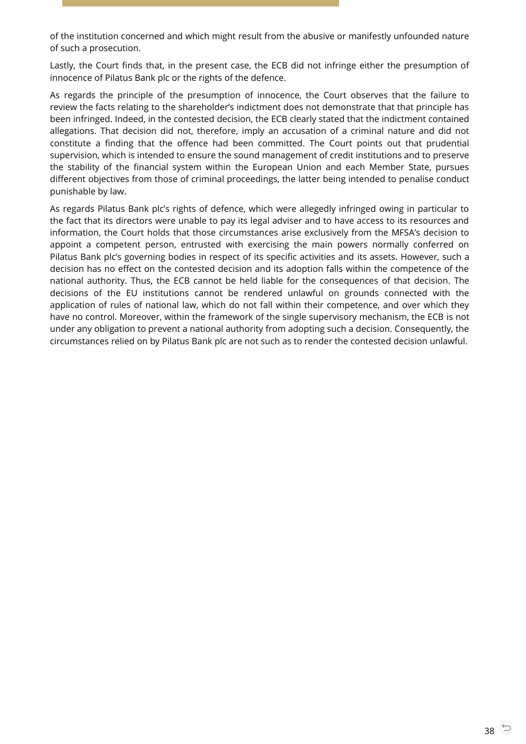of the institution concerned and which might result from the abusive or manifestly unfounded nature of such a prosecution.

Lastly, the Court finds that, in the present case, the ECB did not infringe either the presumption of innocence of Pilatus Bank plc or the rights of the defence.

As regards the principle of the presumption of innocence, the Court observes that the failure to review the facts relating to the shareholder's indictment does not demonstrate that that principle has been infringed. Indeed, in the contested decision, the ECB clearly stated that the indictment contained allegations. That decision did not, therefore, imply an accusation of a criminal nature and did not constitute a finding that the offence had been committed. The Court points out that prudential supervision, which is intended to ensure the sound management of credit institutions and to preserve the stability of the financial system within the European Union and each Member State, pursues different objectives from those of criminal proceedings, the latter being intended to penalise conduct punishable by law.

As regards Pilatus Bank plc's rights of defence, which were allegedly infringed owing in particular to the fact that its directors were unable to pay its legal adviser and to have access to its resources and information, the Court holds that those circumstances arise exclusively from the MFSA's decision to appoint a competent person, entrusted with exercising the main powers normally conferred on Pilatus Bank plc's governing bodies in respect of its specific activities and its assets. However, such a decision has no effect on the contested decision and its adoption falls within the competence of the national authority. Thus, the ECB cannot be held liable for the consequences of that decision. The decisions of the EU institutions cannot be rendered unlawful on grounds connected with the application of rules of national law, which do not fall within their competence, and over which they have no control. Moreover, within the framework of the single supervisory mechanism, the ECB is not under any obligation to prevent a national authority from adopting such a decision. Consequently, the circumstances relied on by Pilatus Bank plc are not such as to render the contested decision unlawful.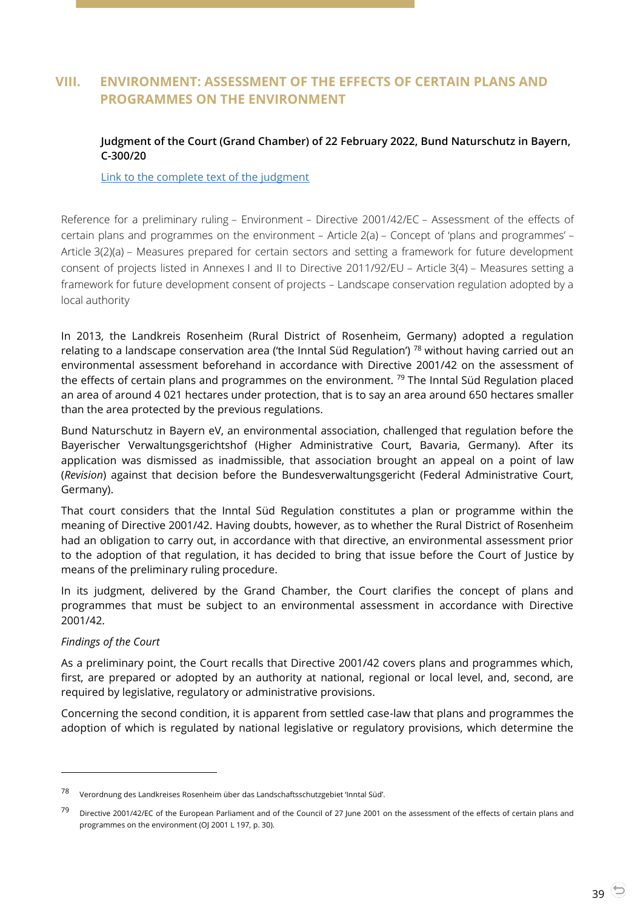## VIII. ENVIRONMENT: ASSESSMENT OF THE EFFECTS OF CERTAIN PLANS AND PROGRAMMES ON THE ENVIRONMENT

**Judgment of the Court (Grand Chamber) of 22 February 2022, Bund Naturschutz in Bayern, C-300/20**

Link to the complete text of the judgment

Reference for a preliminary ruling – Environment – Directive 2001/42/EC – Assessment of the effects of certain plans and programmes on the environment – Article 2(a) – Concept of 'plans and programmes' – Article 3(2)(a) – Measures prepared for certain sectors and setting a framework for future development consent of projects listed in Annexes I and II to Directive 2011/92/EU – Article 3(4) – Measures setting a framework for future development consent of projects – Landscape conservation regulation adopted by a local authority

In 2013, the Landkreis Rosenheim (Rural District of Rosenheim, Germany) adopted a regulation relating to a landscape conservation area ('the Inntal Süd Regulation') [78] without having carried out an environmental assessment beforehand in accordance with Directive 2001/42 on the assessment of the effects of certain plans and programmes on the environment. [79] The Inntal Süd Regulation placed an area of around 4 021 hectares under protection, that is to say an area around 650 hectares smaller than the area protected by the previous regulations.

Bund Naturschutz in Bayern eV, an environmental association, challenged that regulation before the Bayerischer Verwaltungsgerichtshof (Higher Administrative Court, Bavaria, Germany). After its application was dismissed as inadmissible, that association brought an appeal on a point of law (*Revision*) against that decision before the Bundesverwaltungsgericht (Federal Administrative Court, Germany).

That court considers that the Inntal Süd Regulation constitutes a plan or programme within the meaning of Directive 2001/42. Having doubts, however, as to whether the Rural District of Rosenheim had an obligation to carry out, in accordance with that directive, an environmental assessment prior to the adoption of that regulation, it has decided to bring that issue before the Court of Justice by means of the preliminary ruling procedure.

In its judgment, delivered by the Grand Chamber, the Court clarifies the concept of plans and programmes that must be subject to an environmental assessment in accordance with Directive 2001/42.

*Findings of the Court*

As a preliminary point, the Court recalls that Directive 2001/42 covers plans and programmes which, first, are prepared or adopted by an authority at national, regional or local level, and, second, are required by legislative, regulatory or administrative provisions.

Concerning the second condition, it is apparent from settled case-law that plans and programmes the adoption of which is regulated by national legislative or regulatory provisions, which determine the

---

[78] Verordnung des Landkreises Rosenheim über das Landschaftsschutzgebiet 'Inntal Süd'.

[79] Directive 2001/42/EC of the European Parliament and of the Council of 27 June 2001 on the assessment of the effects of certain plans and programmes on the environment (OJ 2001 L 197, p. 30).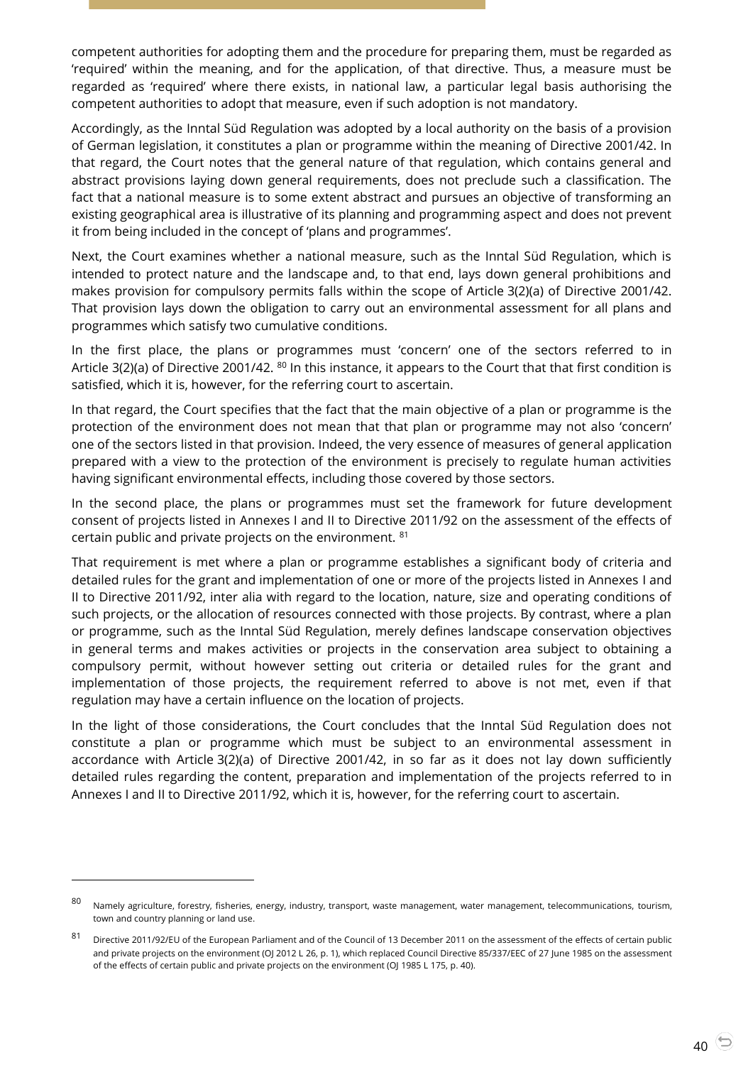competent authorities for adopting them and the procedure for preparing them, must be regarded as 'required' within the meaning, and for the application, of that directive. Thus, a measure must be regarded as 'required' where there exists, in national law, a particular legal basis authorising the competent authorities to adopt that measure, even if such adoption is not mandatory.

Accordingly, as the Inntal Süd Regulation was adopted by a local authority on the basis of a provision of German legislation, it constitutes a plan or programme within the meaning of Directive 2001/42. In that regard, the Court notes that the general nature of that regulation, which contains general and abstract provisions laying down general requirements, does not preclude such a classification. The fact that a national measure is to some extent abstract and pursues an objective of transforming an existing geographical area is illustrative of its planning and programming aspect and does not prevent it from being included in the concept of 'plans and programmes'.

Next, the Court examines whether a national measure, such as the Inntal Süd Regulation, which is intended to protect nature and the landscape and, to that end, lays down general prohibitions and makes provision for compulsory permits falls within the scope of Article 3(2)(a) of Directive 2001/42. That provision lays down the obligation to carry out an environmental assessment for all plans and programmes which satisfy two cumulative conditions.

In the first place, the plans or programmes must 'concern' one of the sectors referred to in Article 3(2)(a) of Directive 2001/42. [80] In this instance, it appears to the Court that that first condition is satisfied, which it is, however, for the referring court to ascertain.

In that regard, the Court specifies that the fact that the main objective of a plan or programme is the protection of the environment does not mean that that plan or programme may not also 'concern' one of the sectors listed in that provision. Indeed, the very essence of measures of general application prepared with a view to the protection of the environment is precisely to regulate human activities having significant environmental effects, including those covered by those sectors.

In the second place, the plans or programmes must set the framework for future development consent of projects listed in Annexes I and II to Directive 2011/92 on the assessment of the effects of certain public and private projects on the environment. [81]

That requirement is met where a plan or programme establishes a significant body of criteria and detailed rules for the grant and implementation of one or more of the projects listed in Annexes I and II to Directive 2011/92, inter alia with regard to the location, nature, size and operating conditions of such projects, or the allocation of resources connected with those projects. By contrast, where a plan or programme, such as the Inntal Süd Regulation, merely defines landscape conservation objectives in general terms and makes activities or projects in the conservation area subject to obtaining a compulsory permit, without however setting out criteria or detailed rules for the grant and implementation of those projects, the requirement referred to above is not met, even if that regulation may have a certain influence on the location of projects.

In the light of those considerations, the Court concludes that the Inntal Süd Regulation does not constitute a plan or programme which must be subject to an environmental assessment in accordance with Article 3(2)(a) of Directive 2001/42, in so far as it does not lay down sufficiently detailed rules regarding the content, preparation and implementation of the projects referred to in Annexes I and II to Directive 2011/92, which it is, however, for the referring court to ascertain.

---

[80] Namely agriculture, forestry, fisheries, energy, industry, transport, waste management, water management, telecommunications, tourism, town and country planning or land use.

[81] Directive 2011/92/EU of the European Parliament and of the Council of 13 December 2011 on the assessment of the effects of certain public and private projects on the environment (OJ 2012 L 26, p. 1), which replaced Council Directive 85/337/EEC of 27 June 1985 on the assessment of the effects of certain public and private projects on the environment (OJ 1985 L 175, p. 40).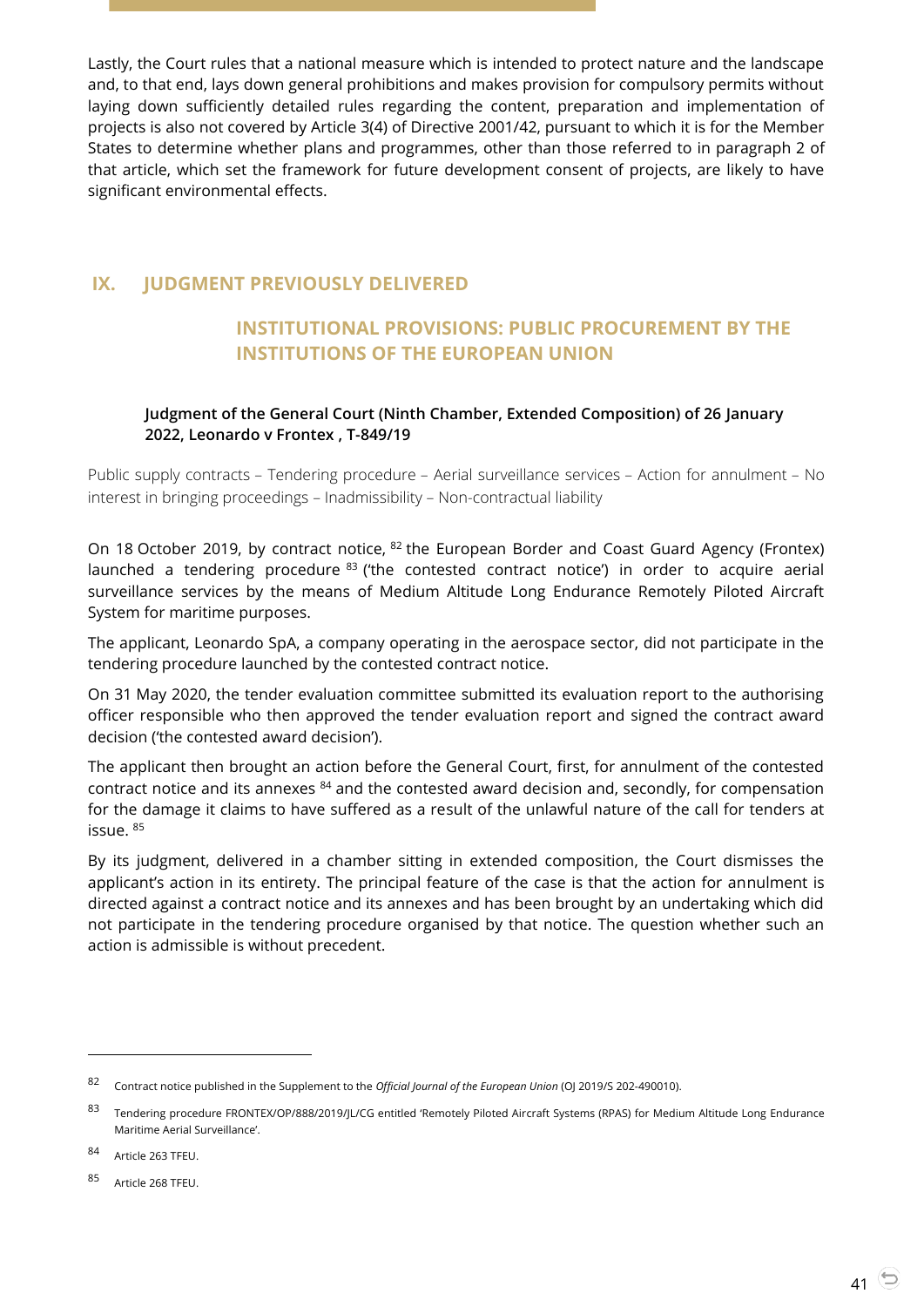Lastly, the Court rules that a national measure which is intended to protect nature and the landscape and, to that end, lays down general prohibitions and makes provision for compulsory permits without laying down sufficiently detailed rules regarding the content, preparation and implementation of projects is also not covered by Article 3(4) of Directive 2001/42, pursuant to which it is for the Member States to determine whether plans and programmes, other than those referred to in paragraph 2 of that article, which set the framework for future development consent of projects, are likely to have significant environmental effects.

## IX. JUDGMENT PREVIOUSLY DELIVERED

### INSTITUTIONAL PROVISIONS: PUBLIC PROCUREMENT BY THE INSTITUTIONS OF THE EUROPEAN UNION

#### Judgment of the General Court (Ninth Chamber, Extended Composition) of 26 January 2022, Leonardo v Frontex , T-849/19

Public supply contracts – Tendering procedure – Aerial surveillance services – Action for annulment – No interest in bringing proceedings – Inadmissibility – Non-contractual liability

On 18 October 2019, by contract notice, [82] the European Border and Coast Guard Agency (Frontex) launched a tendering procedure [83] ('the contested contract notice') in order to acquire aerial surveillance services by the means of Medium Altitude Long Endurance Remotely Piloted Aircraft System for maritime purposes.

The applicant, Leonardo SpA, a company operating in the aerospace sector, did not participate in the tendering procedure launched by the contested contract notice.

On 31 May 2020, the tender evaluation committee submitted its evaluation report to the authorising officer responsible who then approved the tender evaluation report and signed the contract award decision ('the contested award decision').

The applicant then brought an action before the General Court, first, for annulment of the contested contract notice and its annexes [84] and the contested award decision and, secondly, for compensation for the damage it claims to have suffered as a result of the unlawful nature of the call for tenders at issue. [85]

By its judgment, delivered in a chamber sitting in extended composition, the Court dismisses the applicant's action in its entirety. The principal feature of the case is that the action for annulment is directed against a contract notice and its annexes and has been brought by an undertaking which did not participate in the tendering procedure organised by that notice. The question whether such an action is admissible is without precedent.

---

[82] Contract notice published in the Supplement to the *Official Journal of the European Union* (OJ 2019/S 202-490010).

[83] Tendering procedure FRONTEX/OP/888/2019/JL/CG entitled 'Remotely Piloted Aircraft Systems (RPAS) for Medium Altitude Long Endurance Maritime Aerial Surveillance'.

[84] Article 263 TFEU.

[85] Article 268 TFEU.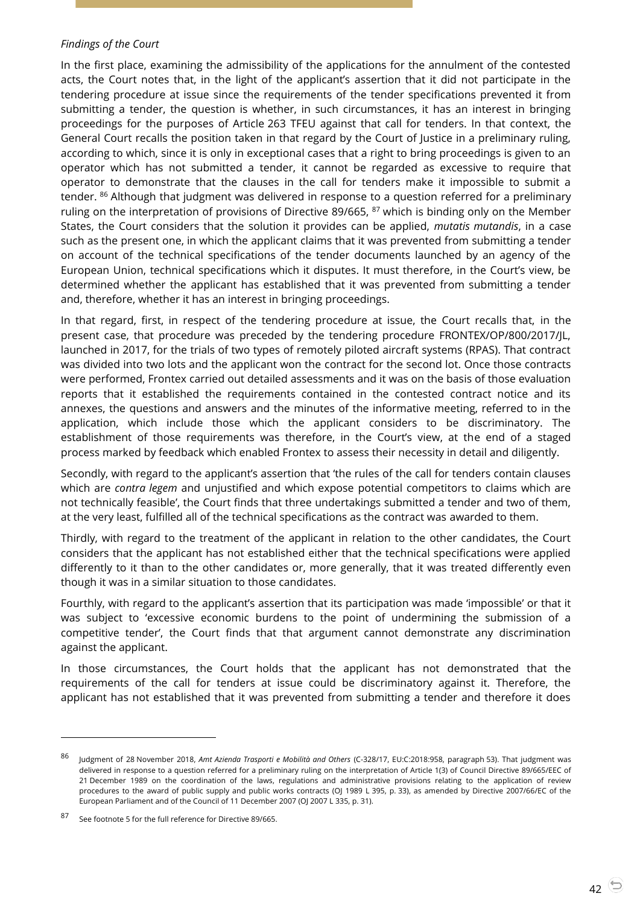*Findings of the Court*

In the first place, examining the admissibility of the applications for the annulment of the contested acts, the Court notes that, in the light of the applicant's assertion that it did not participate in the tendering procedure at issue since the requirements of the tender specifications prevented it from submitting a tender, the question is whether, in such circumstances, it has an interest in bringing proceedings for the purposes of Article 263 TFEU against that call for tenders. In that context, the General Court recalls the position taken in that regard by the Court of Justice in a preliminary ruling, according to which, since it is only in exceptional cases that a right to bring proceedings is given to an operator which has not submitted a tender, it cannot be regarded as excessive to require that operator to demonstrate that the clauses in the call for tenders make it impossible to submit a tender. [86] Although that judgment was delivered in response to a question referred for a preliminary ruling on the interpretation of provisions of Directive 89/665, [87] which is binding only on the Member States, the Court considers that the solution it provides can be applied, *mutatis mutandis*, in a case such as the present one, in which the applicant claims that it was prevented from submitting a tender on account of the technical specifications of the tender documents launched by an agency of the European Union, technical specifications which it disputes. It must therefore, in the Court's view, be determined whether the applicant has established that it was prevented from submitting a tender and, therefore, whether it has an interest in bringing proceedings.

In that regard, first, in respect of the tendering procedure at issue, the Court recalls that, in the present case, that procedure was preceded by the tendering procedure FRONTEX/OP/800/2017/JL, launched in 2017, for the trials of two types of remotely piloted aircraft systems (RPAS). That contract was divided into two lots and the applicant won the contract for the second lot. Once those contracts were performed, Frontex carried out detailed assessments and it was on the basis of those evaluation reports that it established the requirements contained in the contested contract notice and its annexes, the questions and answers and the minutes of the informative meeting, referred to in the application, which include those which the applicant considers to be discriminatory. The establishment of those requirements was therefore, in the Court's view, at the end of a staged process marked by feedback which enabled Frontex to assess their necessity in detail and diligently.

Secondly, with regard to the applicant's assertion that 'the rules of the call for tenders contain clauses which are *contra legem* and unjustified and which expose potential competitors to claims which are not technically feasible', the Court finds that three undertakings submitted a tender and two of them, at the very least, fulfilled all of the technical specifications as the contract was awarded to them.

Thirdly, with regard to the treatment of the applicant in relation to the other candidates, the Court considers that the applicant has not established either that the technical specifications were applied differently to it than to the other candidates or, more generally, that it was treated differently even though it was in a similar situation to those candidates.

Fourthly, with regard to the applicant's assertion that its participation was made 'impossible' or that it was subject to 'excessive economic burdens to the point of undermining the submission of a competitive tender', the Court finds that that argument cannot demonstrate any discrimination against the applicant.

In those circumstances, the Court holds that the applicant has not demonstrated that the requirements of the call for tenders at issue could be discriminatory against it. Therefore, the applicant has not established that it was prevented from submitting a tender and therefore it does

---

[86] Judgment of 28 November 2018, *Amt Azienda Trasporti e Mobilità and Others* (C-328/17, EU:C:2018:958, paragraph 53). That judgment was delivered in response to a question referred for a preliminary ruling on the interpretation of Article 1(3) of Council Directive 89/665/EEC of 21 December 1989 on the coordination of the laws, regulations and administrative provisions relating to the application of review procedures to the award of public supply and public works contracts (OJ 1989 L 395, p. 33), as amended by Directive 2007/66/EC of the European Parliament and of the Council of 11 December 2007 (OJ 2007 L 335, p. 31).

[87] See footnote 5 for the full reference for Directive 89/665.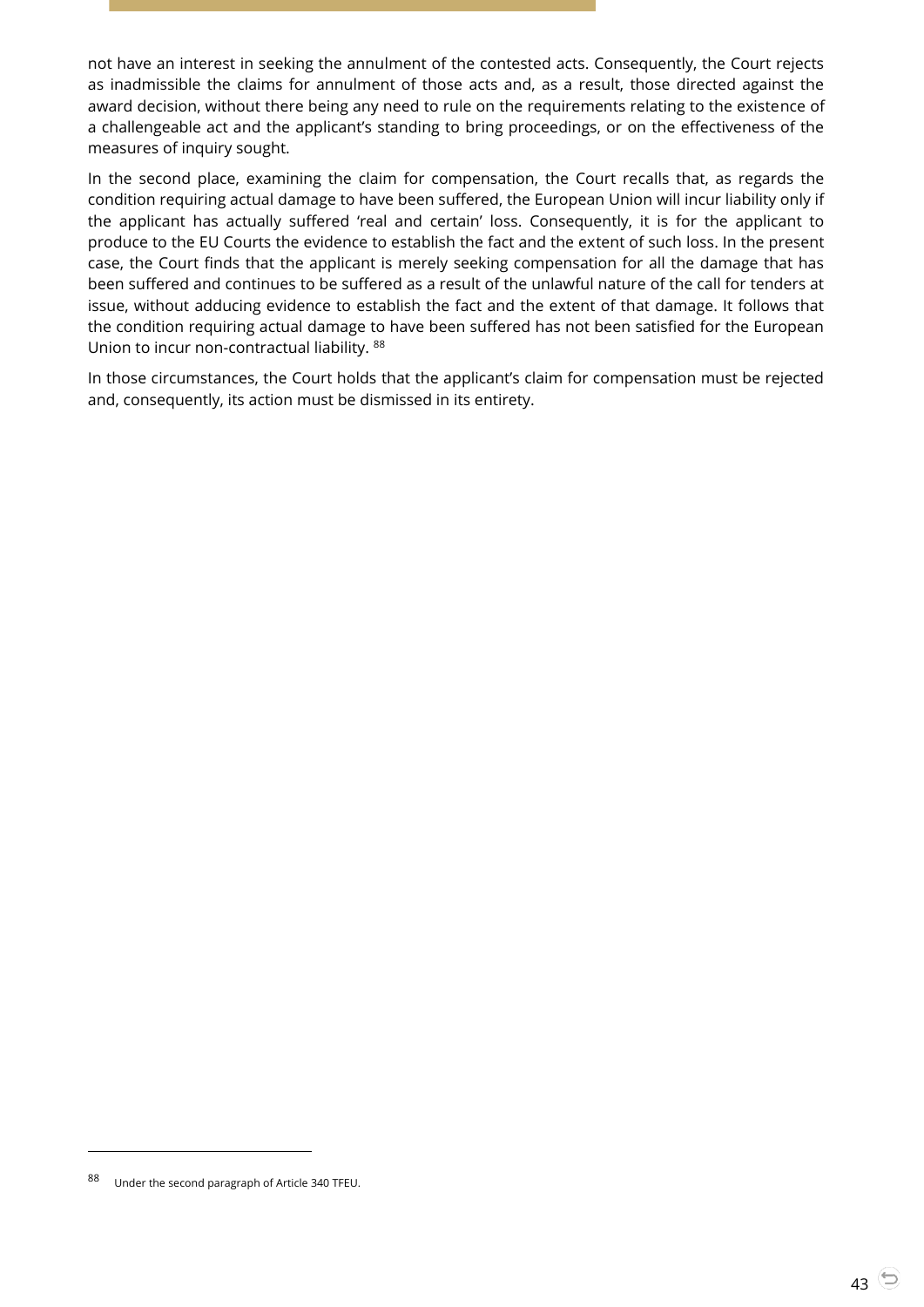not have an interest in seeking the annulment of the contested acts. Consequently, the Court rejects as inadmissible the claims for annulment of those acts and, as a result, those directed against the award decision, without there being any need to rule on the requirements relating to the existence of a challengeable act and the applicant's standing to bring proceedings, or on the effectiveness of the measures of inquiry sought.

In the second place, examining the claim for compensation, the Court recalls that, as regards the condition requiring actual damage to have been suffered, the European Union will incur liability only if the applicant has actually suffered 'real and certain' loss. Consequently, it is for the applicant to produce to the EU Courts the evidence to establish the fact and the extent of such loss. In the present case, the Court finds that the applicant is merely seeking compensation for all the damage that has been suffered and continues to be suffered as a result of the unlawful nature of the call for tenders at issue, without adducing evidence to establish the fact and the extent of that damage. It follows that the condition requiring actual damage to have been suffered has not been satisfied for the European Union to incur non-contractual liability. [88]

In those circumstances, the Court holds that the applicant's claim for compensation must be rejected and, consequently, its action must be dismissed in its entirety.

---

[88] Under the second paragraph of Article 340 TFEU.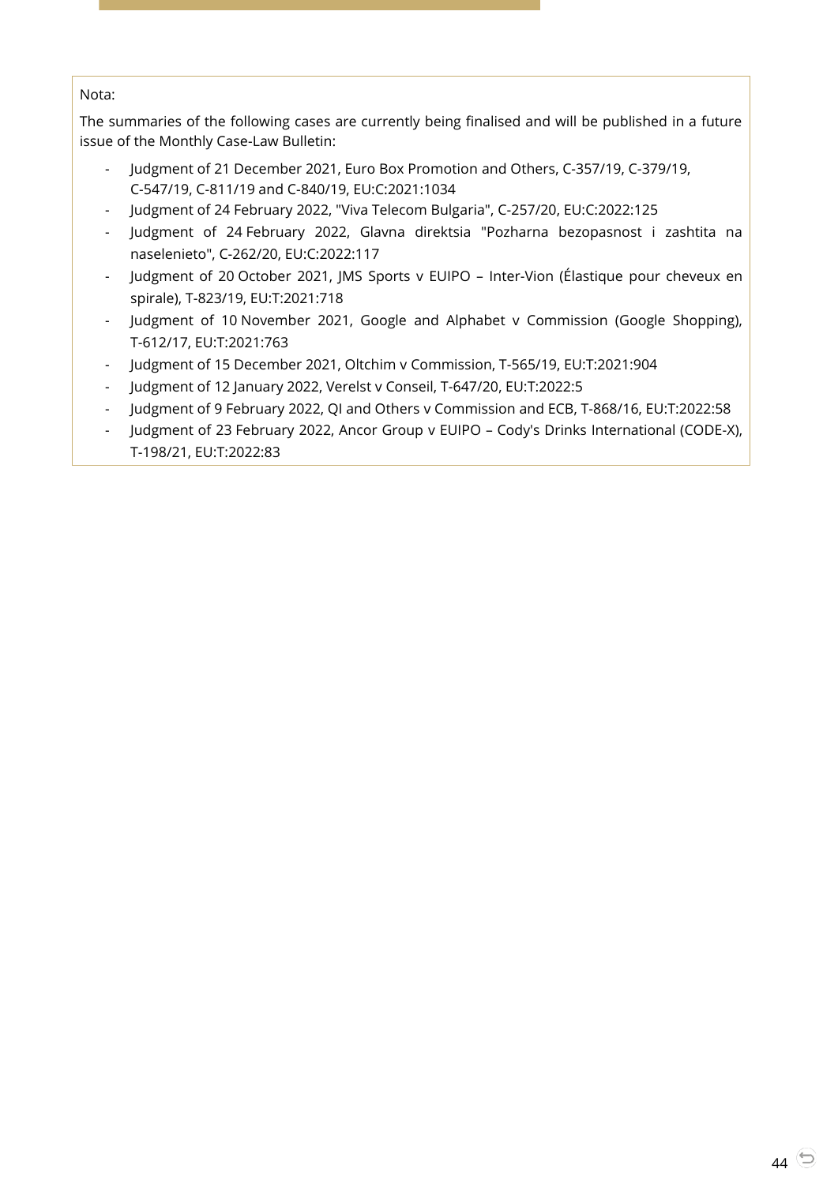Nota:

The summaries of the following cases are currently being finalised and will be published in a future issue of the Monthly Case-Law Bulletin:

- Judgment of 21 December 2021, Euro Box Promotion and Others, C-357/19, C-379/19, C-547/19, C-811/19 and C-840/19, EU:C:2021:1034
- Judgment of 24 February 2022, "Viva Telecom Bulgaria", C-257/20, EU:C:2022:125
- Judgment of 24 February 2022, Glavna direktsia "Pozharna bezopasnost i zashtita na naselenieto", C-262/20, EU:C:2022:117
- Judgment of 20 October 2021, JMS Sports v EUIPO – Inter-Vion (Élastique pour cheveux en spirale), T-823/19, EU:T:2021:718
- Judgment of 10 November 2021, Google and Alphabet v Commission (Google Shopping), T-612/17, EU:T:2021:763
- Judgment of 15 December 2021, Oltchim v Commission, T-565/19, EU:T:2021:904
- Judgment of 12 January 2022, Verelst v Conseil, T-647/20, EU:T:2022:5
- Judgment of 9 February 2022, QI and Others v Commission and ECB, T-868/16, EU:T:2022:58
- Judgment of 23 February 2022, Ancor Group v EUIPO – Cody's Drinks International (CODE-X), T-198/21, EU:T:2022:83